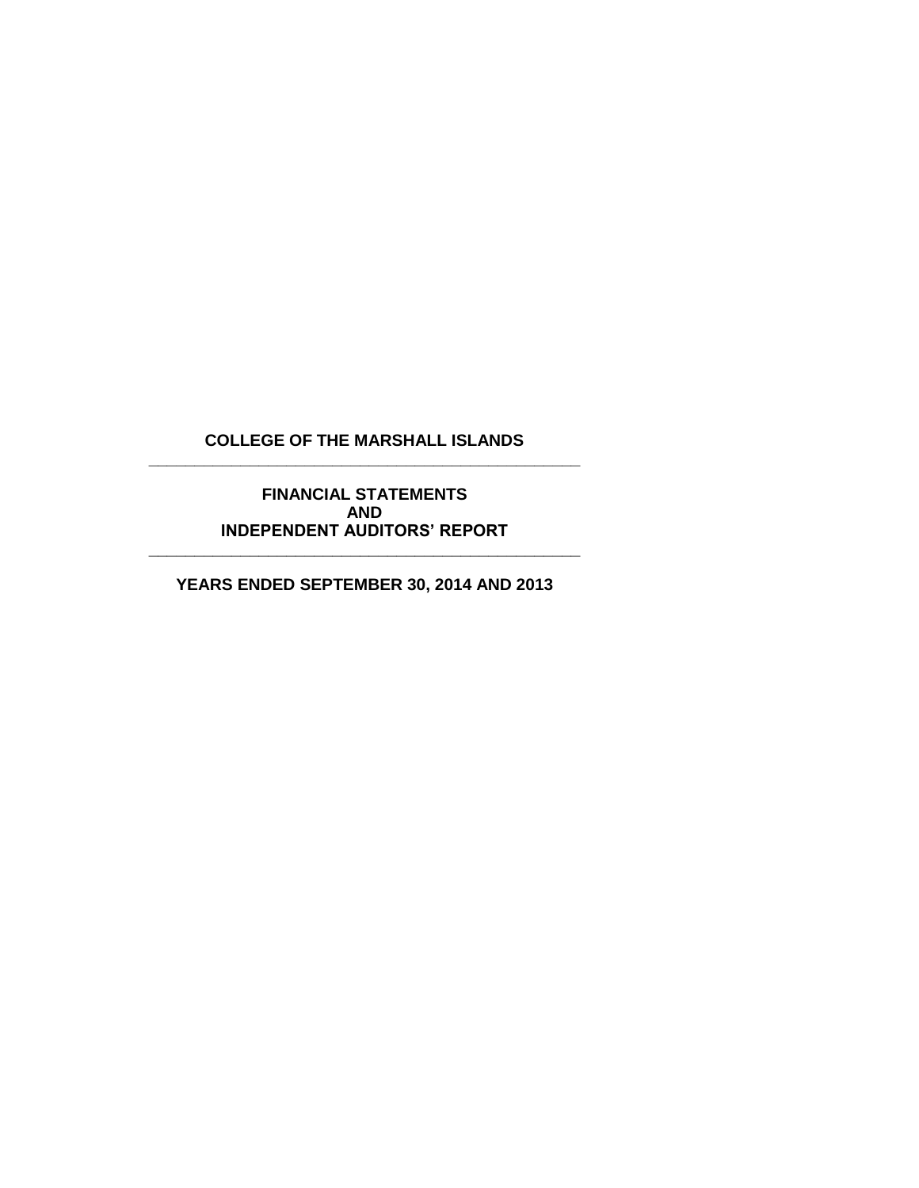# COLLEGE OF THE MARSHALL ISLANDS

---

## FINANCIAL STATEMENTS
## AND
## INDEPENDENT AUDITORS' REPORT

---

### YEARS ENDED SEPTEMBER 30, 2014 AND 2013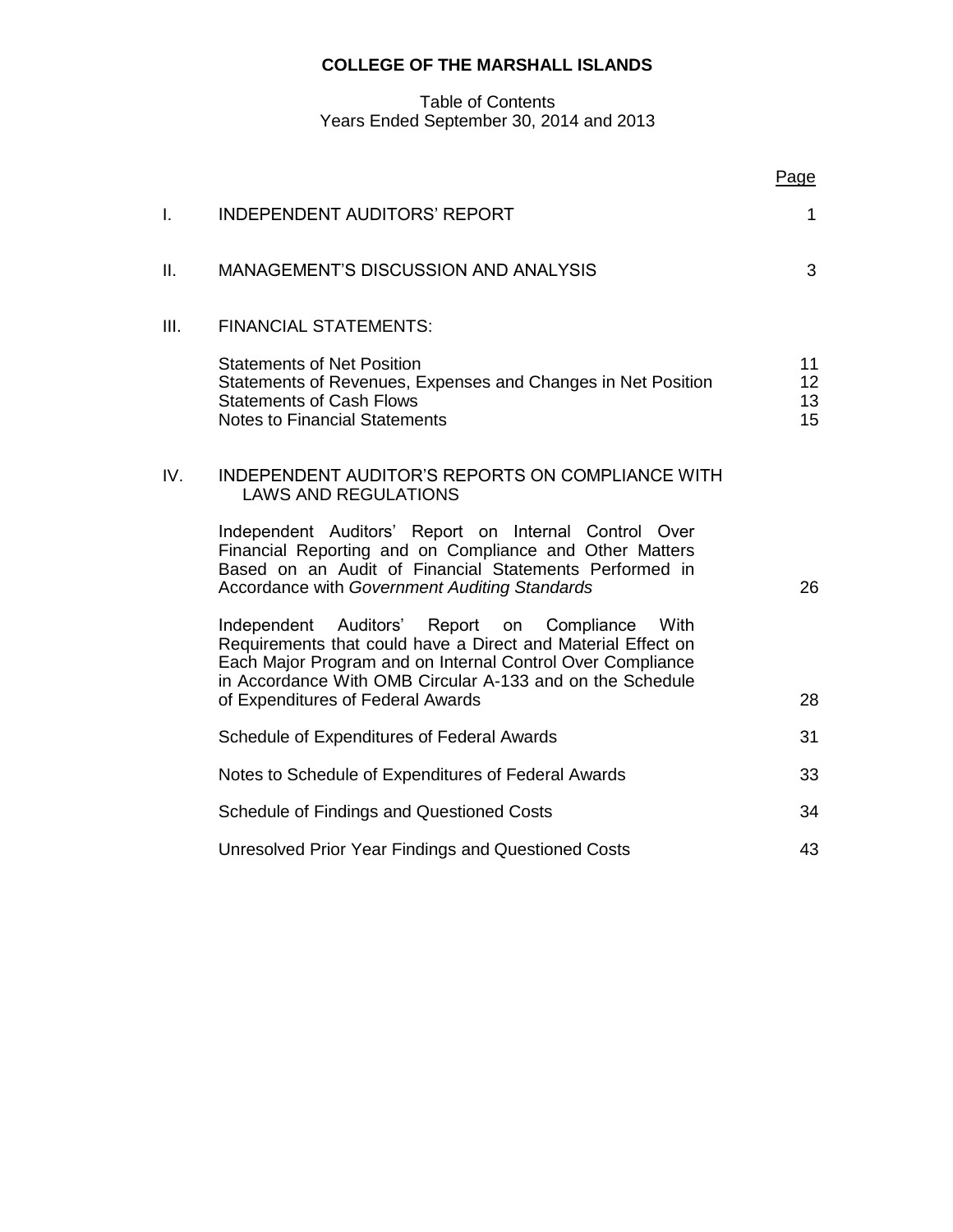**COLLEGE OF THE MARSHALL ISLANDS**

Table of Contents
Years Ended September 30, 2014 and 2013

| | | Page |
|---|---|---|
| I. | INDEPENDENT AUDITORS' REPORT | 1 |
| II. | MANAGEMENT'S DISCUSSION AND ANALYSIS | 3 |
| III. | FINANCIAL STATEMENTS: | |
| | Statements of Net Position | 11 |
| | Statements of Revenues, Expenses and Changes in Net Position | 12 |
| | Statements of Cash Flows | 13 |
| | Notes to Financial Statements | 15 |
| IV. | INDEPENDENT AUDITOR'S REPORTS ON COMPLIANCE WITH LAWS AND REGULATIONS | |
| | Independent Auditors' Report on Internal Control Over Financial Reporting and on Compliance and Other Matters Based on an Audit of Financial Statements Performed in Accordance with *Government Auditing Standards* | 26 |
| | Independent Auditors' Report on Compliance With Requirements that could have a Direct and Material Effect on Each Major Program and on Internal Control Over Compliance in Accordance With OMB Circular A-133 and on the Schedule of Expenditures of Federal Awards | 28 |
| | Schedule of Expenditures of Federal Awards | 31 |
| | Notes to Schedule of Expenditures of Federal Awards | 33 |
| | Schedule of Findings and Questioned Costs | 34 |
| | Unresolved Prior Year Findings and Questioned Costs | 43 |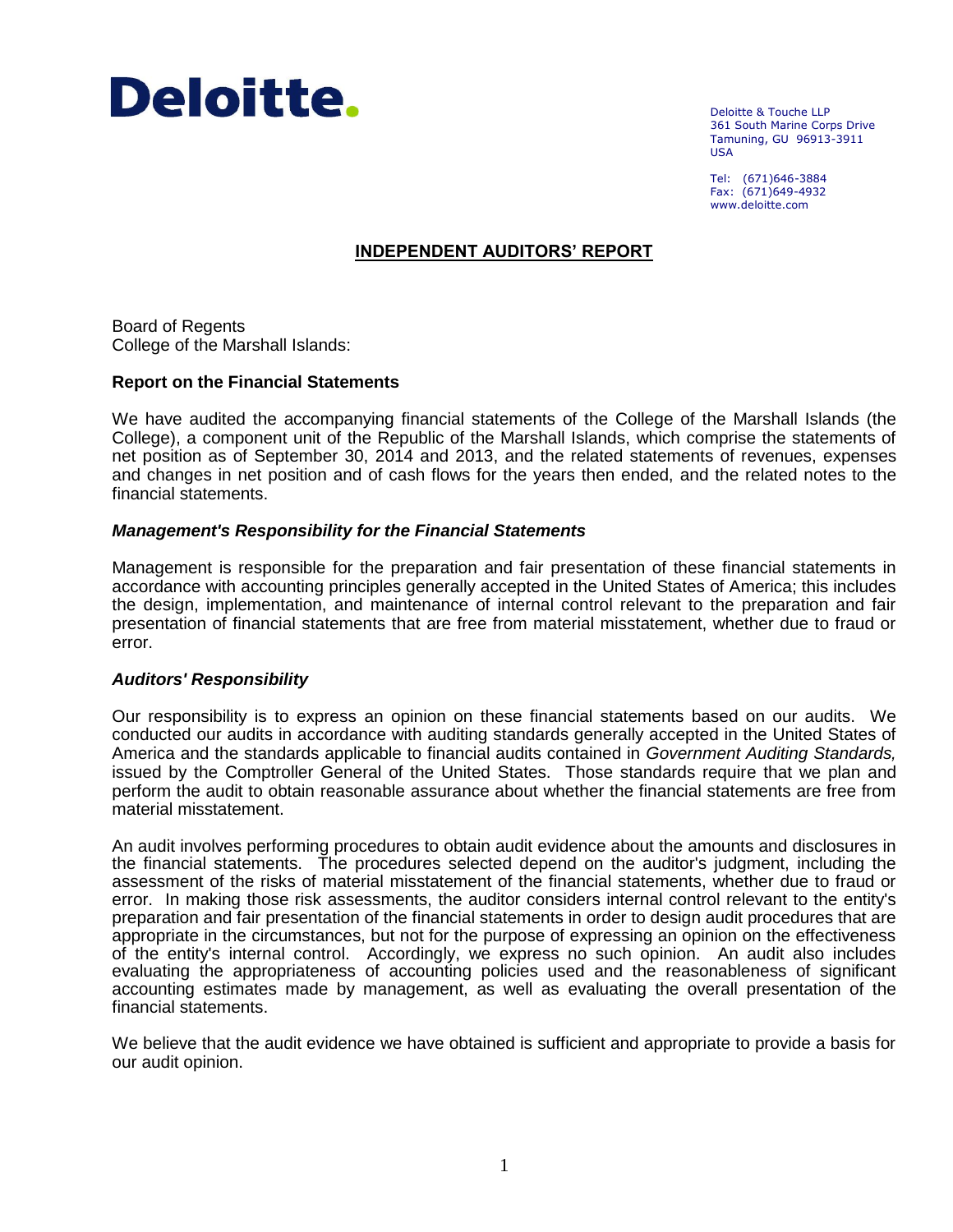**Deloitte.**

Deloitte & Touche LLP
361 South Marine Corps Drive
Tamuning, GU 96913-3911
USA

Tel: (671)646-3884
Fax: (671)649-4932
www.deloitte.com

## INDEPENDENT AUDITORS' REPORT

Board of Regents
College of the Marshall Islands:

### Report on the Financial Statements

We have audited the accompanying financial statements of the College of the Marshall Islands (the College), a component unit of the Republic of the Marshall Islands, which comprise the statements of net position as of September 30, 2014 and 2013, and the related statements of revenues, expenses and changes in net position and of cash flows for the years then ended, and the related notes to the financial statements.

### *Management's Responsibility for the Financial Statements*

Management is responsible for the preparation and fair presentation of these financial statements in accordance with accounting principles generally accepted in the United States of America; this includes the design, implementation, and maintenance of internal control relevant to the preparation and fair presentation of financial statements that are free from material misstatement, whether due to fraud or error.

### *Auditors' Responsibility*

Our responsibility is to express an opinion on these financial statements based on our audits. We conducted our audits in accordance with auditing standards generally accepted in the United States of America and the standards applicable to financial audits contained in *Government Auditing Standards,* issued by the Comptroller General of the United States. Those standards require that we plan and perform the audit to obtain reasonable assurance about whether the financial statements are free from material misstatement.

An audit involves performing procedures to obtain audit evidence about the amounts and disclosures in the financial statements. The procedures selected depend on the auditor's judgment, including the assessment of the risks of material misstatement of the financial statements, whether due to fraud or error. In making those risk assessments, the auditor considers internal control relevant to the entity's preparation and fair presentation of the financial statements in order to design audit procedures that are appropriate in the circumstances, but not for the purpose of expressing an opinion on the effectiveness of the entity's internal control. Accordingly, we express no such opinion. An audit also includes evaluating the appropriateness of accounting policies used and the reasonableness of significant accounting estimates made by management, as well as evaluating the overall presentation of the financial statements.

We believe that the audit evidence we have obtained is sufficient and appropriate to provide a basis for our audit opinion.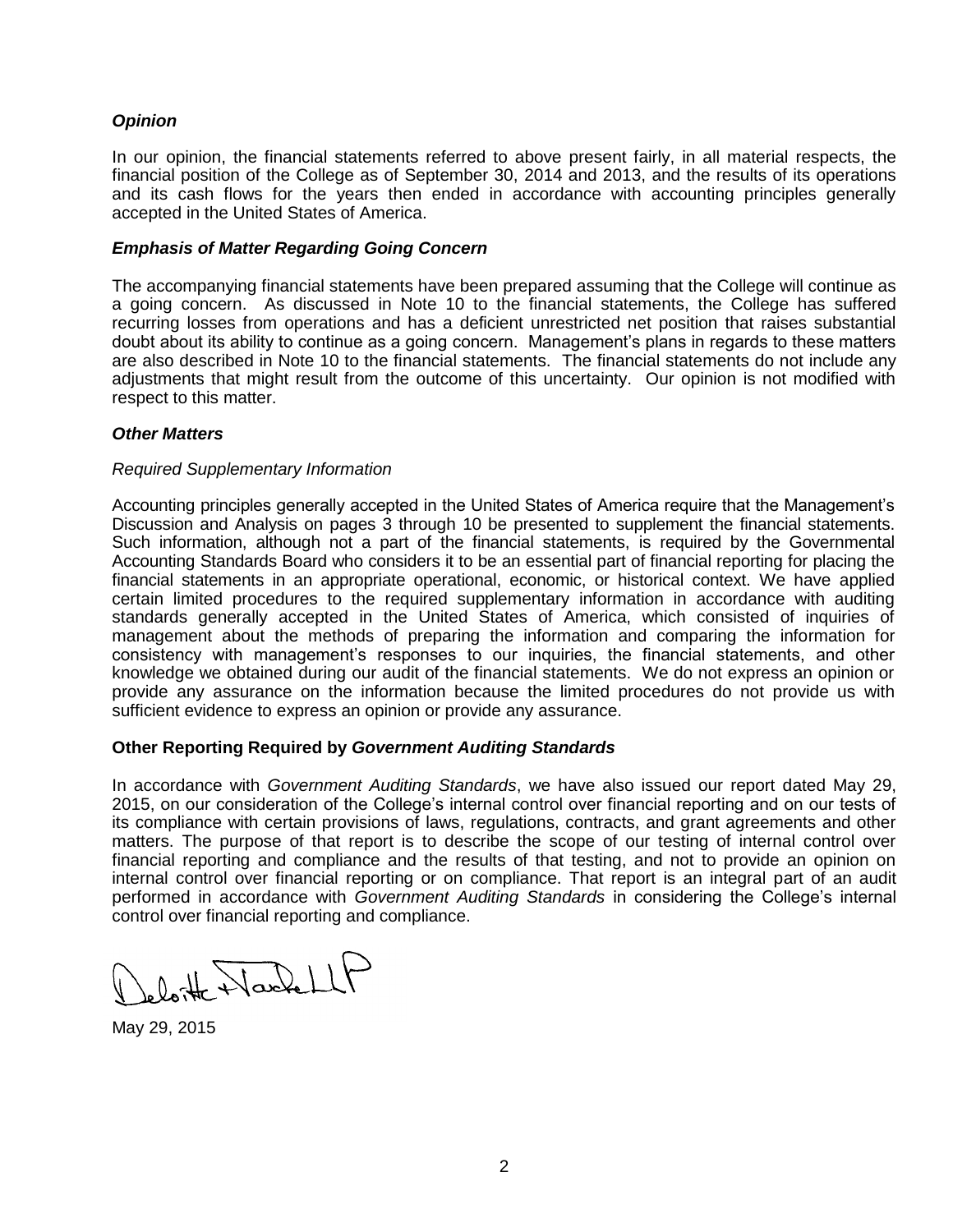### *Opinion*

In our opinion, the financial statements referred to above present fairly, in all material respects, the financial position of the College as of September 30, 2014 and 2013, and the results of its operations and its cash flows for the years then ended in accordance with accounting principles generally accepted in the United States of America.

### *Emphasis of Matter Regarding Going Concern*

The accompanying financial statements have been prepared assuming that the College will continue as a going concern. As discussed in Note 10 to the financial statements, the College has suffered recurring losses from operations and has a deficient unrestricted net position that raises substantial doubt about its ability to continue as a going concern. Management's plans in regards to these matters are also described in Note 10 to the financial statements. The financial statements do not include any adjustments that might result from the outcome of this uncertainty. Our opinion is not modified with respect to this matter.

### *Other Matters*

*Required Supplementary Information*

Accounting principles generally accepted in the United States of America require that the Management's Discussion and Analysis on pages 3 through 10 be presented to supplement the financial statements. Such information, although not a part of the financial statements, is required by the Governmental Accounting Standards Board who considers it to be an essential part of financial reporting for placing the financial statements in an appropriate operational, economic, or historical context. We have applied certain limited procedures to the required supplementary information in accordance with auditing standards generally accepted in the United States of America, which consisted of inquiries of management about the methods of preparing the information and comparing the information for consistency with management's responses to our inquiries, the financial statements, and other knowledge we obtained during our audit of the financial statements. We do not express an opinion or provide any assurance on the information because the limited procedures do not provide us with sufficient evidence to express an opinion or provide any assurance.

### Other Reporting Required by *Government Auditing Standards*

In accordance with *Government Auditing Standards*, we have also issued our report dated May 29, 2015, on our consideration of the College's internal control over financial reporting and on our tests of its compliance with certain provisions of laws, regulations, contracts, and grant agreements and other matters. The purpose of that report is to describe the scope of our testing of internal control over financial reporting and compliance and the results of that testing, and not to provide an opinion on internal control over financial reporting or on compliance. That report is an integral part of an audit performed in accordance with *Government Auditing Standards* in considering the College's internal control over financial reporting and compliance.

Deloitte & Touche LLP

May 29, 2015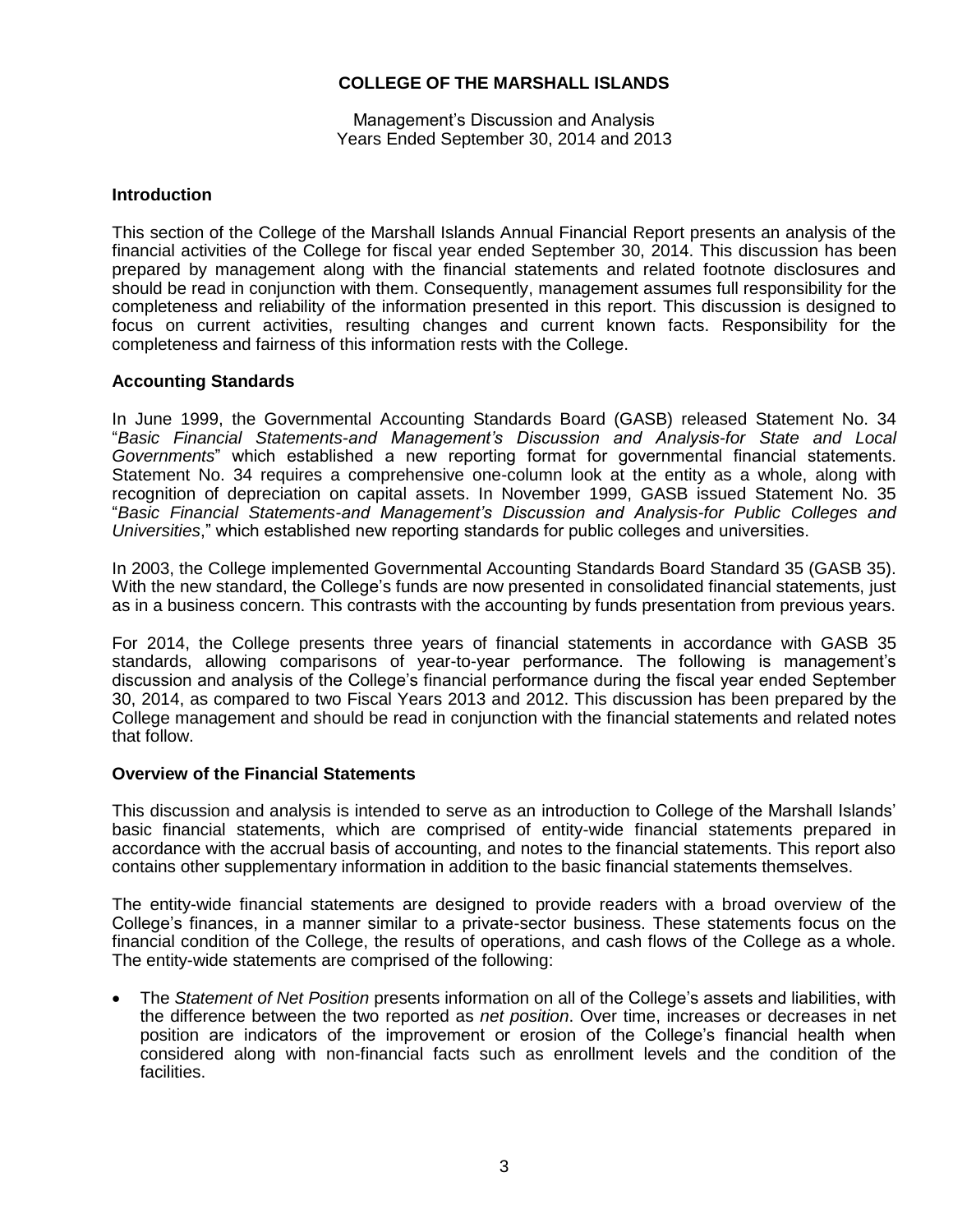**COLLEGE OF THE MARSHALL ISLANDS**

Management's Discussion and Analysis
Years Ended September 30, 2014 and 2013

### Introduction

This section of the College of the Marshall Islands Annual Financial Report presents an analysis of the financial activities of the College for fiscal year ended September 30, 2014. This discussion has been prepared by management along with the financial statements and related footnote disclosures and should be read in conjunction with them. Consequently, management assumes full responsibility for the completeness and reliability of the information presented in this report. This discussion is designed to focus on current activities, resulting changes and current known facts. Responsibility for the completeness and fairness of this information rests with the College.

### Accounting Standards

In June 1999, the Governmental Accounting Standards Board (GASB) released Statement No. 34 "*Basic Financial Statements-and Management's Discussion and Analysis-for State and Local Governments*" which established a new reporting format for governmental financial statements. Statement No. 34 requires a comprehensive one-column look at the entity as a whole, along with recognition of depreciation on capital assets. In November 1999, GASB issued Statement No. 35 "*Basic Financial Statements-and Management's Discussion and Analysis-for Public Colleges and Universities*," which established new reporting standards for public colleges and universities.

In 2003, the College implemented Governmental Accounting Standards Board Standard 35 (GASB 35). With the new standard, the College's funds are now presented in consolidated financial statements, just as in a business concern. This contrasts with the accounting by funds presentation from previous years.

For 2014, the College presents three years of financial statements in accordance with GASB 35 standards, allowing comparisons of year-to-year performance. The following is management's discussion and analysis of the College's financial performance during the fiscal year ended September 30, 2014, as compared to two Fiscal Years 2013 and 2012. This discussion has been prepared by the College management and should be read in conjunction with the financial statements and related notes that follow.

### Overview of the Financial Statements

This discussion and analysis is intended to serve as an introduction to College of the Marshall Islands' basic financial statements, which are comprised of entity-wide financial statements prepared in accordance with the accrual basis of accounting, and notes to the financial statements. This report also contains other supplementary information in addition to the basic financial statements themselves.

The entity-wide financial statements are designed to provide readers with a broad overview of the College's finances, in a manner similar to a private-sector business. These statements focus on the financial condition of the College, the results of operations, and cash flows of the College as a whole. The entity-wide statements are comprised of the following:

- The *Statement of Net Position* presents information on all of the College's assets and liabilities, with the difference between the two reported as *net position*. Over time, increases or decreases in net position are indicators of the improvement or erosion of the College's financial health when considered along with non-financial facts such as enrollment levels and the condition of the facilities.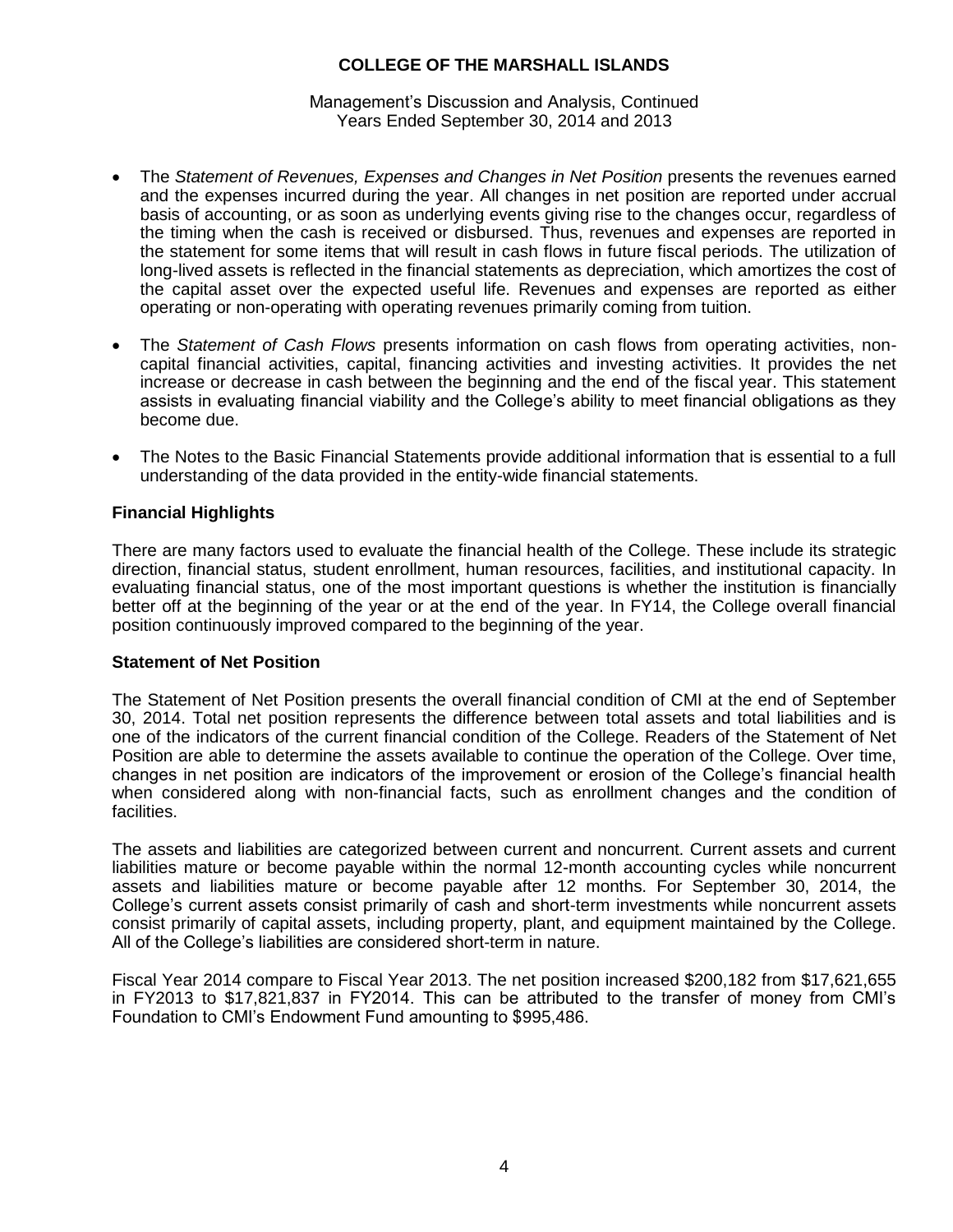- The *Statement of Revenues, Expenses and Changes in Net Position* presents the revenues earned and the expenses incurred during the year. All changes in net position are reported under accrual basis of accounting, or as soon as underlying events giving rise to the changes occur, regardless of the timing when the cash is received or disbursed. Thus, revenues and expenses are reported in the statement for some items that will result in cash flows in future fiscal periods. The utilization of long-lived assets is reflected in the financial statements as depreciation, which amortizes the cost of the capital asset over the expected useful life. Revenues and expenses are reported as either operating or non-operating with operating revenues primarily coming from tuition.

- The *Statement of Cash Flows* presents information on cash flows from operating activities, non-capital financial activities, capital, financing activities and investing activities. It provides the net increase or decrease in cash between the beginning and the end of the fiscal year. This statement assists in evaluating financial viability and the College's ability to meet financial obligations as they become due.

- The Notes to the Basic Financial Statements provide additional information that is essential to a full understanding of the data provided in the entity-wide financial statements.

### Financial Highlights

There are many factors used to evaluate the financial health of the College. These include its strategic direction, financial status, student enrollment, human resources, facilities, and institutional capacity. In evaluating financial status, one of the most important questions is whether the institution is financially better off at the beginning of the year or at the end of the year. In FY14, the College overall financial position continuously improved compared to the beginning of the year.

### Statement of Net Position

The Statement of Net Position presents the overall financial condition of CMI at the end of September 30, 2014. Total net position represents the difference between total assets and total liabilities and is one of the indicators of the current financial condition of the College. Readers of the Statement of Net Position are able to determine the assets available to continue the operation of the College. Over time, changes in net position are indicators of the improvement or erosion of the College's financial health when considered along with non-financial facts, such as enrollment changes and the condition of facilities.

The assets and liabilities are categorized between current and noncurrent. Current assets and current liabilities mature or become payable within the normal 12-month accounting cycles while noncurrent assets and liabilities mature or become payable after 12 months. For September 30, 2014, the College's current assets consist primarily of cash and short-term investments while noncurrent assets consist primarily of capital assets, including property, plant, and equipment maintained by the College. All of the College's liabilities are considered short-term in nature.

Fiscal Year 2014 compare to Fiscal Year 2013. The net position increased $200,182 from $17,621,655 in FY2013 to $17,821,837 in FY2014. This can be attributed to the transfer of money from CMI's Foundation to CMI's Endowment Fund amounting to $995,486.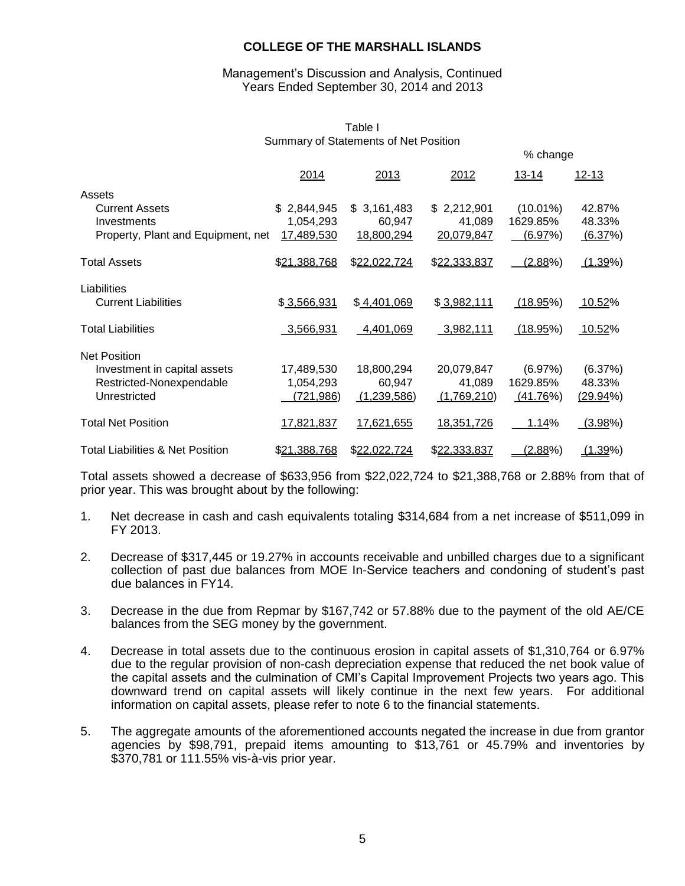# COLLEGE OF THE MARSHALL ISLANDS

Management's Discussion and Analysis, Continued
Years Ended September 30, 2014 and 2013

Table I
Summary of Statements of Net Position

| | 2014 | 2013 | 2012 | % change 13-14 | % change 12-13 |
|---|---|---|---|---|---|
| **Assets** | | | | | |
| Current Assets | $ 2,844,945 | $ 3,161,483 | $ 2,212,901 | (10.01%) | 42.87% |
| Investments | 1,054,293 | 60,947 | 41,089 | 1629.85% | 48.33% |
| Property, Plant and Equipment, net | 17,489,530 | 18,800,294 | 20,079,847 | (6.97%) | (6.37%) |
| Total Assets | $21,388,768 | $22,022,724 | $22,333,837 | (2.88%) | (1.39%) |
| **Liabilities** | | | | | |
| Current Liabilities | $ 3,566,931 | $ 4,401,069 | $ 3,982,111 | (18.95%) | 10.52% |
| Total Liabilities | 3,566,931 | 4,401,069 | 3,982,111 | (18.95%) | 10.52% |
| **Net Position** | | | | | |
| Investment in capital assets | 17,489,530 | 18,800,294 | 20,079,847 | (6.97%) | (6.37%) |
| Restricted-Nonexpendable | 1,054,293 | 60,947 | 41,089 | 1629.85% | 48.33% |
| Unrestricted | (721,986) | (1,239,586) | (1,769,210) | (41.76%) | (29.94%) |
| Total Net Position | 17,821,837 | 17,621,655 | 18,351,726 | 1.14% | (3.98%) |
| Total Liabilities & Net Position | $21,388,768 | $22,022,724 | $22,333,837 | (2.88%) | (1.39%) |

Total assets showed a decrease of $633,956 from $22,022,724 to $21,388,768 or 2.88% from that of prior year. This was brought about by the following:

1. Net decrease in cash and cash equivalents totaling $314,684 from a net increase of $511,099 in FY 2013.
2. Decrease of $317,445 or 19.27% in accounts receivable and unbilled charges due to a significant collection of past due balances from MOE In-Service teachers and condoning of student's past due balances in FY14.
3. Decrease in the due from Repmar by $167,742 or 57.88% due to the payment of the old AE/CE balances from the SEG money by the government.
4. Decrease in total assets due to the continuous erosion in capital assets of $1,310,764 or 6.97% due to the regular provision of non-cash depreciation expense that reduced the net book value of the capital assets and the culmination of CMI's Capital Improvement Projects two years ago. This downward trend on capital assets will likely continue in the next few years. For additional information on capital assets, please refer to note 6 to the financial statements.
5. The aggregate amounts of the aforementioned accounts negated the increase in due from grantor agencies by $98,791, prepaid items amounting to $13,761 or 45.79% and inventories by $370,781 or 111.55% vis-à-vis prior year.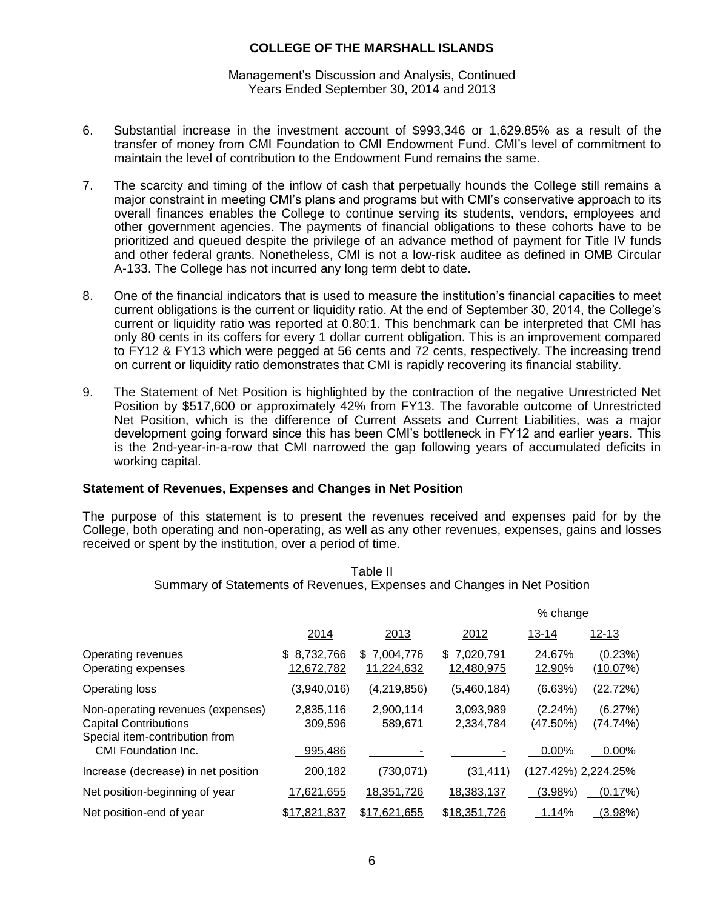# COLLEGE OF THE MARSHALL ISLANDS

Management's Discussion and Analysis, Continued
Years Ended September 30, 2014 and 2013

6. Substantial increase in the investment account of $993,346 or 1,629.85% as a result of the transfer of money from CMI Foundation to CMI Endowment Fund. CMI's level of commitment to maintain the level of contribution to the Endowment Fund remains the same.

7. The scarcity and timing of the inflow of cash that perpetually hounds the College still remains a major constraint in meeting CMI's plans and programs but with CMI's conservative approach to its overall finances enables the College to continue serving its students, vendors, employees and other government agencies. The payments of financial obligations to these cohorts have to be prioritized and queued despite the privilege of an advance method of payment for Title IV funds and other federal grants. Nonetheless, CMI is not a low-risk auditee as defined in OMB Circular A-133. The College has not incurred any long term debt to date.

8. One of the financial indicators that is used to measure the institution's financial capacities to meet current obligations is the current or liquidity ratio. At the end of September 30, 2014, the College's current or liquidity ratio was reported at 0.80:1. This benchmark can be interpreted that CMI has only 80 cents in its coffers for every 1 dollar current obligation. This is an improvement compared to FY12 & FY13 which were pegged at 56 cents and 72 cents, respectively. The increasing trend on current or liquidity ratio demonstrates that CMI is rapidly recovering its financial stability.

9. The Statement of Net Position is highlighted by the contraction of the negative Unrestricted Net Position by $517,600 or approximately 42% from FY13. The favorable outcome of Unrestricted Net Position, which is the difference of Current Assets and Current Liabilities, was a major development going forward since this has been CMI's bottleneck in FY12 and earlier years. This is the 2nd-year-in-a-row that CMI narrowed the gap following years of accumulated deficits in working capital.

### Statement of Revenues, Expenses and Changes in Net Position

The purpose of this statement is to present the revenues received and expenses paid for by the College, both operating and non-operating, as well as any other revenues, expenses, gains and losses received or spent by the institution, over a period of time.

Table II
Summary of Statements of Revenues, Expenses and Changes in Net Position

| | | | | % change | |
|---|---|---|---|---|---|
| | 2014 | 2013 | 2012 | 13-14 | 12-13 |
| Operating revenues | $ 8,732,766 | $ 7,004,776 | $ 7,020,791 | 24.67% | (0.23%) |
| Operating expenses | 12,672,782 | 11,224,632 | 12,480,975 | 12.90% | (10.07%) |
| Operating loss | (3,940,016) | (4,219,856) | (5,460,184) | (6.63%) | (22.72%) |
| Non-operating revenues (expenses) | 2,835,116 | 2,900,114 | 3,093,989 | (2.24%) | (6.27%) |
| Capital Contributions | 309,596 | 589,671 | 2,334,784 | (47.50%) | (74.74%) |
| Special item-contribution from CMI Foundation Inc. | 995,486 | - | - | 0.00% | 0.00% |
| Increase (decrease) in net position | 200,182 | (730,071) | (31,411) | (127.42%) | 2,224.25% |
| Net position-beginning of year | 17,621,655 | 18,351,726 | 18,383,137 | (3.98%) | (0.17%) |
| Net position-end of year | $17,821,837 | $17,621,655 | $18,351,726 | 1.14% | (3.98%) |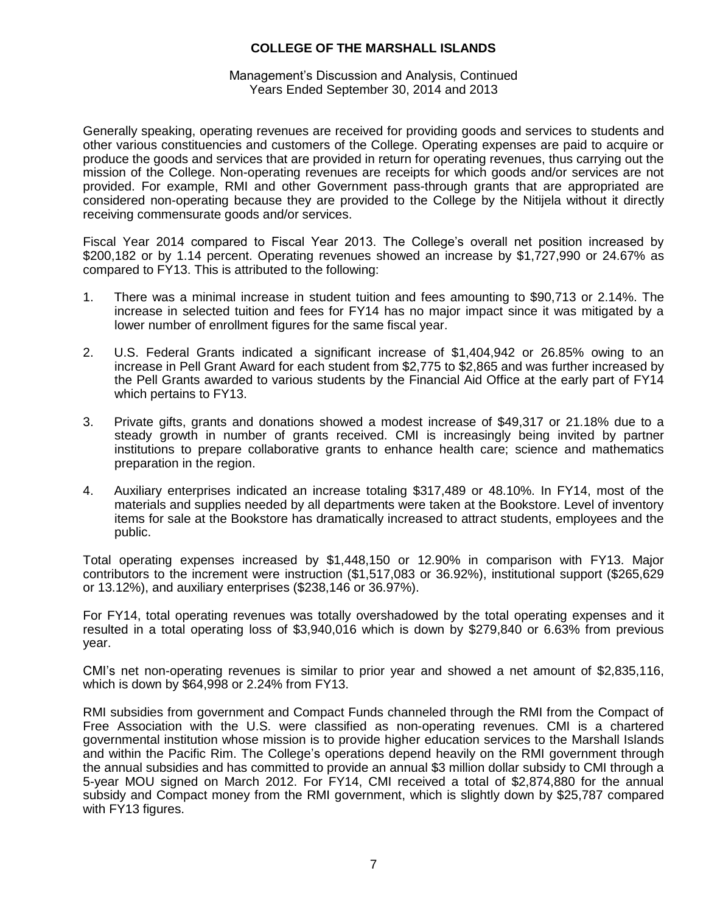Generally speaking, operating revenues are received for providing goods and services to students and other various constituencies and customers of the College. Operating expenses are paid to acquire or produce the goods and services that are provided in return for operating revenues, thus carrying out the mission of the College. Non-operating revenues are receipts for which goods and/or services are not provided. For example, RMI and other Government pass-through grants that are appropriated are considered non-operating because they are provided to the College by the Nitijela without it directly receiving commensurate goods and/or services.

Fiscal Year 2014 compared to Fiscal Year 2013. The College's overall net position increased by $200,182 or by 1.14 percent. Operating revenues showed an increase by $1,727,990 or 24.67% as compared to FY13. This is attributed to the following:

1. There was a minimal increase in student tuition and fees amounting to $90,713 or 2.14%. The increase in selected tuition and fees for FY14 has no major impact since it was mitigated by a lower number of enrollment figures for the same fiscal year.
2. U.S. Federal Grants indicated a significant increase of $1,404,942 or 26.85% owing to an increase in Pell Grant Award for each student from $2,775 to $2,865 and was further increased by the Pell Grants awarded to various students by the Financial Aid Office at the early part of FY14 which pertains to FY13.
3. Private gifts, grants and donations showed a modest increase of $49,317 or 21.18% due to a steady growth in number of grants received. CMI is increasingly being invited by partner institutions to prepare collaborative grants to enhance health care; science and mathematics preparation in the region.
4. Auxiliary enterprises indicated an increase totaling $317,489 or 48.10%. In FY14, most of the materials and supplies needed by all departments were taken at the Bookstore. Level of inventory items for sale at the Bookstore has dramatically increased to attract students, employees and the public.

Total operating expenses increased by $1,448,150 or 12.90% in comparison with FY13. Major contributors to the increment were instruction ($1,517,083 or 36.92%), institutional support ($265,629 or 13.12%), and auxiliary enterprises ($238,146 or 36.97%).

For FY14, total operating revenues was totally overshadowed by the total operating expenses and it resulted in a total operating loss of $3,940,016 which is down by $279,840 or 6.63% from previous year.

CMI's net non-operating revenues is similar to prior year and showed a net amount of $2,835,116, which is down by $64,998 or 2.24% from FY13.

RMI subsidies from government and Compact Funds channeled through the RMI from the Compact of Free Association with the U.S. were classified as non-operating revenues. CMI is a chartered governmental institution whose mission is to provide higher education services to the Marshall Islands and within the Pacific Rim. The College's operations depend heavily on the RMI government through the annual subsidies and has committed to provide an annual $3 million dollar subsidy to CMI through a 5-year MOU signed on March 2012. For FY14, CMI received a total of $2,874,880 for the annual subsidy and Compact money from the RMI government, which is slightly down by $25,787 compared with FY13 figures.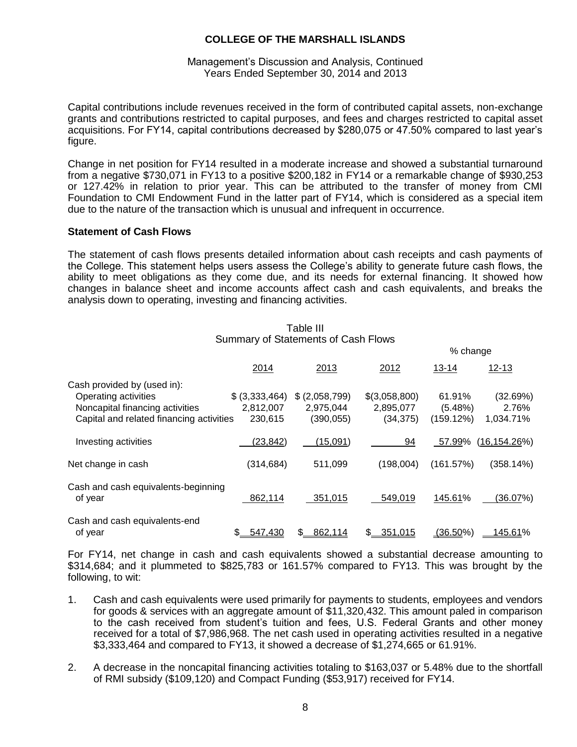# COLLEGE OF THE MARSHALL ISLANDS

Management's Discussion and Analysis, Continued
Years Ended September 30, 2014 and 2013

Capital contributions include revenues received in the form of contributed capital assets, non-exchange grants and contributions restricted to capital purposes, and fees and charges restricted to capital asset acquisitions. For FY14, capital contributions decreased by $280,075 or 47.50% compared to last year's figure.

Change in net position for FY14 resulted in a moderate increase and showed a substantial turnaround from a negative $730,071 in FY13 to a positive $200,182 in FY14 or a remarkable change of $930,253 or 127.42% in relation to prior year. This can be attributed to the transfer of money from CMI Foundation to CMI Endowment Fund in the latter part of FY14, which is considered as a special item due to the nature of the transaction which is unusual and infrequent in occurrence.

### Statement of Cash Flows

The statement of cash flows presents detailed information about cash receipts and cash payments of the College. This statement helps users assess the College's ability to generate future cash flows, the ability to meet obligations as they come due, and its needs for external financing. It showed how changes in balance sheet and income accounts affect cash and cash equivalents, and breaks the analysis down to operating, investing and financing activities.

Table III
Summary of Statements of Cash Flows

| | | | | % change | |
|---|---|---|---|---|---|
| | 2014 | 2013 | 2012 | 13-14 | 12-13 |
| Cash provided by (used in): | | | | | |
| Operating activities | $ (3,333,464) | $ (2,058,799) | $(3,058,800) | 61.91% | (32.69%) |
| Noncapital financing activities | 2,812,007 | 2,975,044 | 2,895,077 | (5.48%) | 2.76% |
| Capital and related financing activities | 230,615 | (390,055) | (34,375) | (159.12%) | 1,034.71% |
| Investing activities | (23,842) | (15,091) | 94 | 57.99% | (16,154.26%) |
| Net change in cash | (314,684) | 511,099 | (198,004) | (161.57%) | (358.14%) |
| Cash and cash equivalents-beginning of year | 862,114 | 351,015 | 549,019 | 145.61% | (36.07%) |
| Cash and cash equivalents-end of year | $ 547,430 | $ 862,114 | $ 351,015 | (36.50%) | 145.61% |

For FY14, net change in cash and cash equivalents showed a substantial decrease amounting to $314,684; and it plummeted to $825,783 or 161.57% compared to FY13. This was brought by the following, to wit:

1. Cash and cash equivalents were used primarily for payments to students, employees and vendors for goods & services with an aggregate amount of $11,320,432. This amount paled in comparison to the cash received from student's tuition and fees, U.S. Federal Grants and other money received for a total of $7,986,968. The net cash used in operating activities resulted in a negative $3,333,464 and compared to FY13, it showed a decrease of $1,274,665 or 61.91%.

2. A decrease in the noncapital financing activities totaling to $163,037 or 5.48% due to the shortfall of RMI subsidy ($109,120) and Compact Funding ($53,917) received for FY14.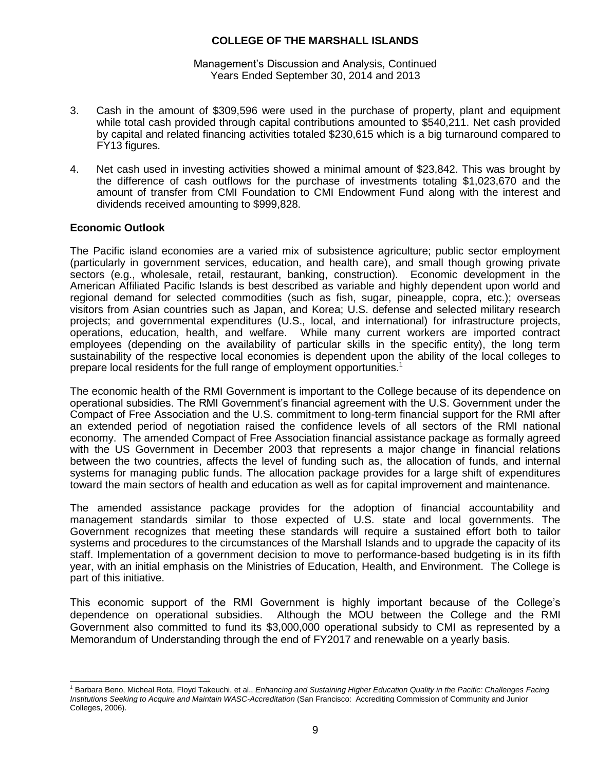3. Cash in the amount of $309,596 were used in the purchase of property, plant and equipment while total cash provided through capital contributions amounted to $540,211. Net cash provided by capital and related financing activities totaled $230,615 which is a big turnaround compared to FY13 figures.

4. Net cash used in investing activities showed a minimal amount of $23,842. This was brought by the difference of cash outflows for the purchase of investments totaling $1,023,670 and the amount of transfer from CMI Foundation to CMI Endowment Fund along with the interest and dividends received amounting to $999,828.

**Economic Outlook**

The Pacific island economies are a varied mix of subsistence agriculture; public sector employment (particularly in government services, education, and health care), and small though growing private sectors (e.g., wholesale, retail, restaurant, banking, construction). Economic development in the American Affiliated Pacific Islands is best described as variable and highly dependent upon world and regional demand for selected commodities (such as fish, sugar, pineapple, copra, etc.); overseas visitors from Asian countries such as Japan, and Korea; U.S. defense and selected military research projects; and governmental expenditures (U.S., local, and international) for infrastructure projects, operations, education, health, and welfare. While many current workers are imported contract employees (depending on the availability of particular skills in the specific entity), the long term sustainability of the respective local economies is dependent upon the ability of the local colleges to prepare local residents for the full range of employment opportunities.[1]

The economic health of the RMI Government is important to the College because of its dependence on operational subsidies. The RMI Government's financial agreement with the U.S. Government under the Compact of Free Association and the U.S. commitment to long-term financial support for the RMI after an extended period of negotiation raised the confidence levels of all sectors of the RMI national economy. The amended Compact of Free Association financial assistance package as formally agreed with the US Government in December 2003 that represents a major change in financial relations between the two countries, affects the level of funding such as, the allocation of funds, and internal systems for managing public funds. The allocation package provides for a large shift of expenditures toward the main sectors of health and education as well as for capital improvement and maintenance.

The amended assistance package provides for the adoption of financial accountability and management standards similar to those expected of U.S. state and local governments. The Government recognizes that meeting these standards will require a sustained effort both to tailor systems and procedures to the circumstances of the Marshall Islands and to upgrade the capacity of its staff. Implementation of a government decision to move to performance-based budgeting is in its fifth year, with an initial emphasis on the Ministries of Education, Health, and Environment. The College is part of this initiative.

This economic support of the RMI Government is highly important because of the College's dependence on operational subsidies. Although the MOU between the College and the RMI Government also committed to fund its $3,000,000 operational subsidy to CMI as represented by a Memorandum of Understanding through the end of FY2017 and renewable on a yearly basis.

[1] Barbara Beno, Micheal Rota, Floyd Takeuchi, et al., *Enhancing and Sustaining Higher Education Quality in the Pacific: Challenges Facing Institutions Seeking to Acquire and Maintain WASC-Accreditation* (San Francisco: Accrediting Commission of Community and Junior Colleges, 2006).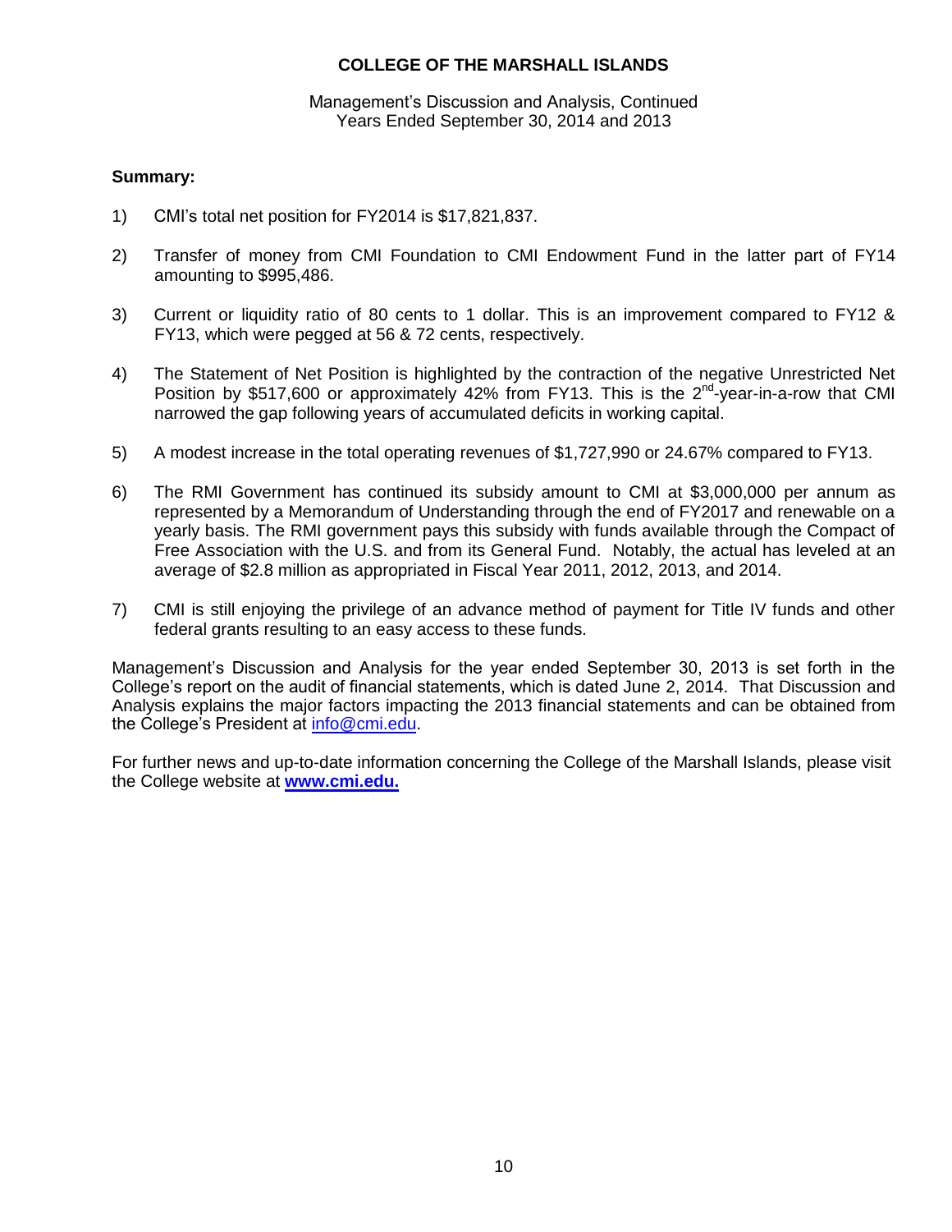**Summary:**

1) CMI's total net position for FY2014 is $17,821,837.

2) Transfer of money from CMI Foundation to CMI Endowment Fund in the latter part of FY14 amounting to $995,486.

3) Current or liquidity ratio of 80 cents to 1 dollar. This is an improvement compared to FY12 & FY13, which were pegged at 56 & 72 cents, respectively.

4) The Statement of Net Position is highlighted by the contraction of the negative Unrestricted Net Position by $517,600 or approximately 42% from FY13. This is the 2nd-year-in-a-row that CMI narrowed the gap following years of accumulated deficits in working capital.

5) A modest increase in the total operating revenues of $1,727,990 or 24.67% compared to FY13.

6) The RMI Government has continued its subsidy amount to CMI at $3,000,000 per annum as represented by a Memorandum of Understanding through the end of FY2017 and renewable on a yearly basis. The RMI government pays this subsidy with funds available through the Compact of Free Association with the U.S. and from its General Fund. Notably, the actual has leveled at an average of $2.8 million as appropriated in Fiscal Year 2011, 2012, 2013, and 2014.

7) CMI is still enjoying the privilege of an advance method of payment for Title IV funds and other federal grants resulting to an easy access to these funds.

Management's Discussion and Analysis for the year ended September 30, 2013 is set forth in the College's report on the audit of financial statements, which is dated June 2, 2014. That Discussion and Analysis explains the major factors impacting the 2013 financial statements and can be obtained from the College's President at info@cmi.edu.

For further news and up-to-date information concerning the College of the Marshall Islands, please visit the College website at **www.cmi.edu.**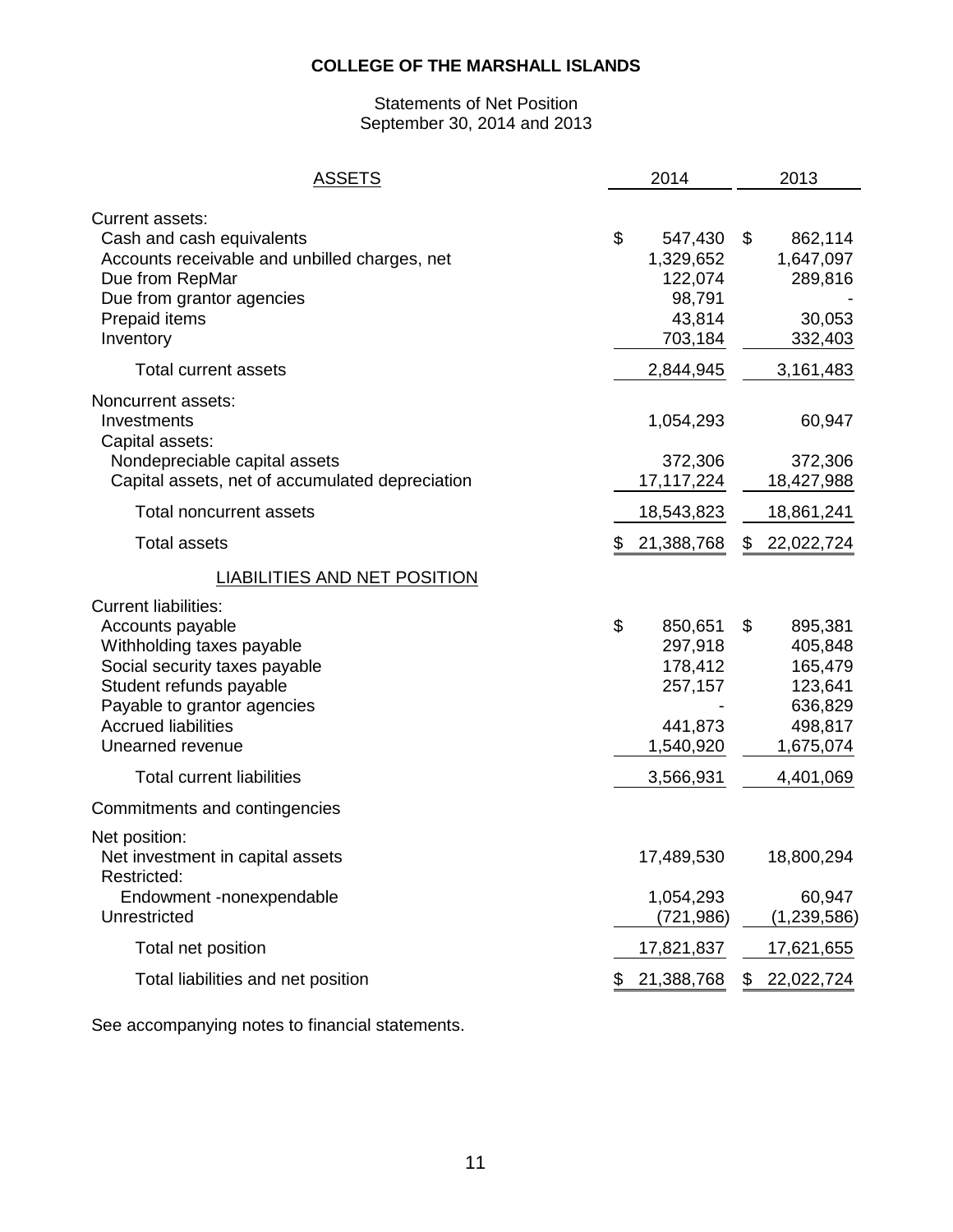# COLLEGE OF THE MARSHALL ISLANDS

Statements of Net Position
September 30, 2014 and 2013

| ASSETS | 2014 | 2013 |
|---|---|---|
| Current assets: | | |
| Cash and cash equivalents | $ 547,430 | $ 862,114 |
| Accounts receivable and unbilled charges, net | 1,329,652 | 1,647,097 |
| Due from RepMar | 122,074 | 289,816 |
| Due from grantor agencies | 98,791 | - |
| Prepaid items | 43,814 | 30,053 |
| Inventory | 703,184 | 332,403 |
| Total current assets | 2,844,945 | 3,161,483 |
| Noncurrent assets: | | |
| Investments | 1,054,293 | 60,947 |
| Capital assets: | | |
| Nondepreciable capital assets | 372,306 | 372,306 |
| Capital assets, net of accumulated depreciation | 17,117,224 | 18,427,988 |
| Total noncurrent assets | 18,543,823 | 18,861,241 |
| Total assets | $ 21,388,768 | $ 22,022,724 |
| LIABILITIES AND NET POSITION | | |
| Current liabilities: | | |
| Accounts payable | $ 850,651 | $ 895,381 |
| Withholding taxes payable | 297,918 | 405,848 |
| Social security taxes payable | 178,412 | 165,479 |
| Student refunds payable | 257,157 | 123,641 |
| Payable to grantor agencies | - | 636,829 |
| Accrued liabilities | 441,873 | 498,817 |
| Unearned revenue | 1,540,920 | 1,675,074 |
| Total current liabilities | 3,566,931 | 4,401,069 |
| Commitments and contingencies | | |
| Net position: | | |
| Net investment in capital assets | 17,489,530 | 18,800,294 |
| Restricted: | | |
| Endowment -nonexpendable | 1,054,293 | 60,947 |
| Unrestricted | (721,986) | (1,239,586) |
| Total net position | 17,821,837 | 17,621,655 |
| Total liabilities and net position | $ 21,388,768 | $ 22,022,724 |

See accompanying notes to financial statements.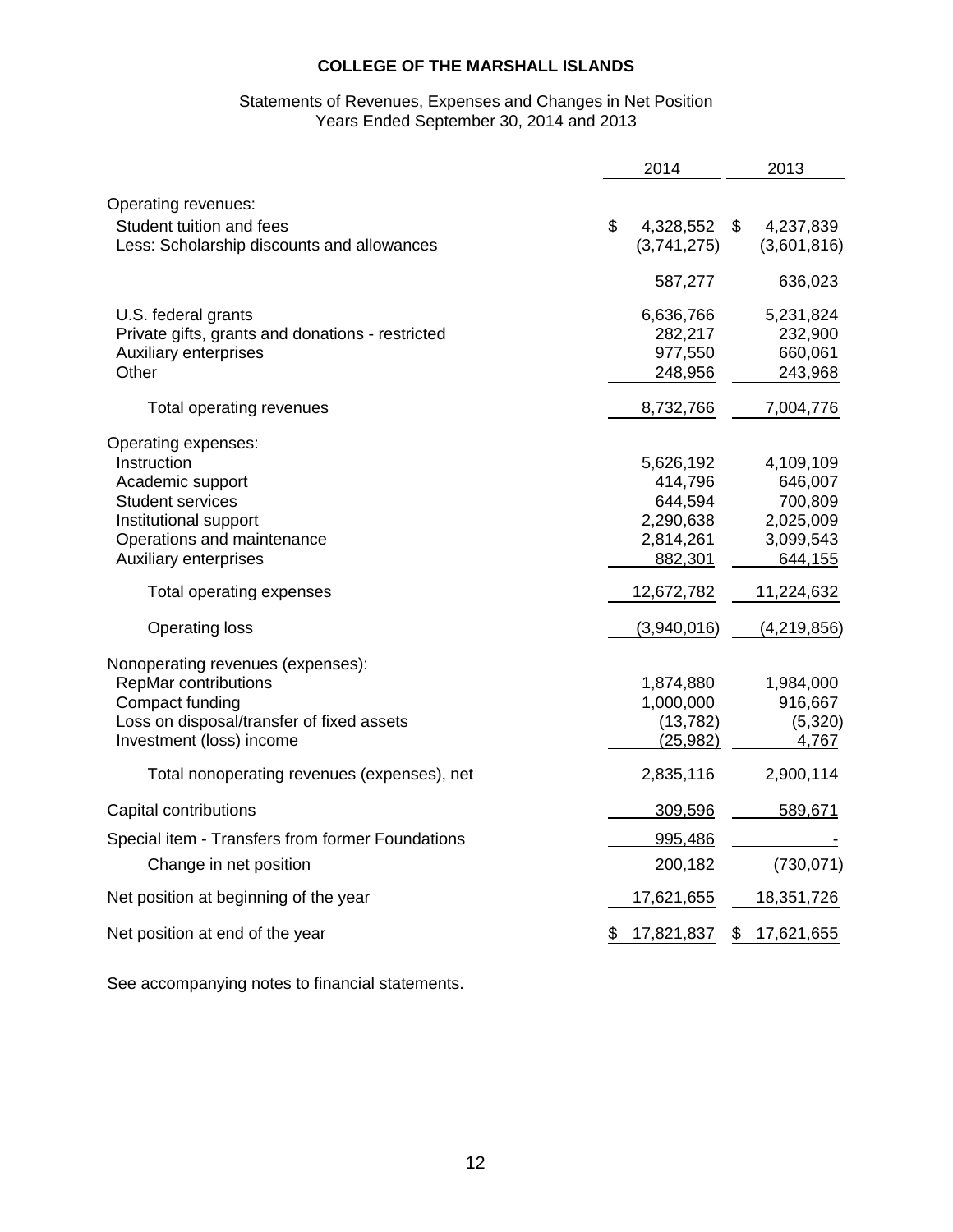# COLLEGE OF THE MARSHALL ISLANDS

Statements of Revenues, Expenses and Changes in Net Position
Years Ended September 30, 2014 and 2013

| | 2014 | 2013 |
|---|---|---|
| Operating revenues: | | |
| Student tuition and fees | $ 4,328,552 | $ 4,237,839 |
| Less: Scholarship discounts and allowances | (3,741,275) | (3,601,816) |
| | 587,277 | 636,023 |
| U.S. federal grants | 6,636,766 | 5,231,824 |
| Private gifts, grants and donations - restricted | 282,217 | 232,900 |
| Auxiliary enterprises | 977,550 | 660,061 |
| Other | 248,956 | 243,968 |
| Total operating revenues | 8,732,766 | 7,004,776 |
| Operating expenses: | | |
| Instruction | 5,626,192 | 4,109,109 |
| Academic support | 414,796 | 646,007 |
| Student services | 644,594 | 700,809 |
| Institutional support | 2,290,638 | 2,025,009 |
| Operations and maintenance | 2,814,261 | 3,099,543 |
| Auxiliary enterprises | 882,301 | 644,155 |
| Total operating expenses | 12,672,782 | 11,224,632 |
| Operating loss | (3,940,016) | (4,219,856) |
| Nonoperating revenues (expenses): | | |
| RepMar contributions | 1,874,880 | 1,984,000 |
| Compact funding | 1,000,000 | 916,667 |
| Loss on disposal/transfer of fixed assets | (13,782) | (5,320) |
| Investment (loss) income | (25,982) | 4,767 |
| Total nonoperating revenues (expenses), net | 2,835,116 | 2,900,114 |
| Capital contributions | 309,596 | 589,671 |
| Special item - Transfers from former Foundations | 995,486 | - |
| Change in net position | 200,182 | (730,071) |
| Net position at beginning of the year | 17,621,655 | 18,351,726 |
| Net position at end of the year | $ 17,821,837 | $ 17,621,655 |

See accompanying notes to financial statements.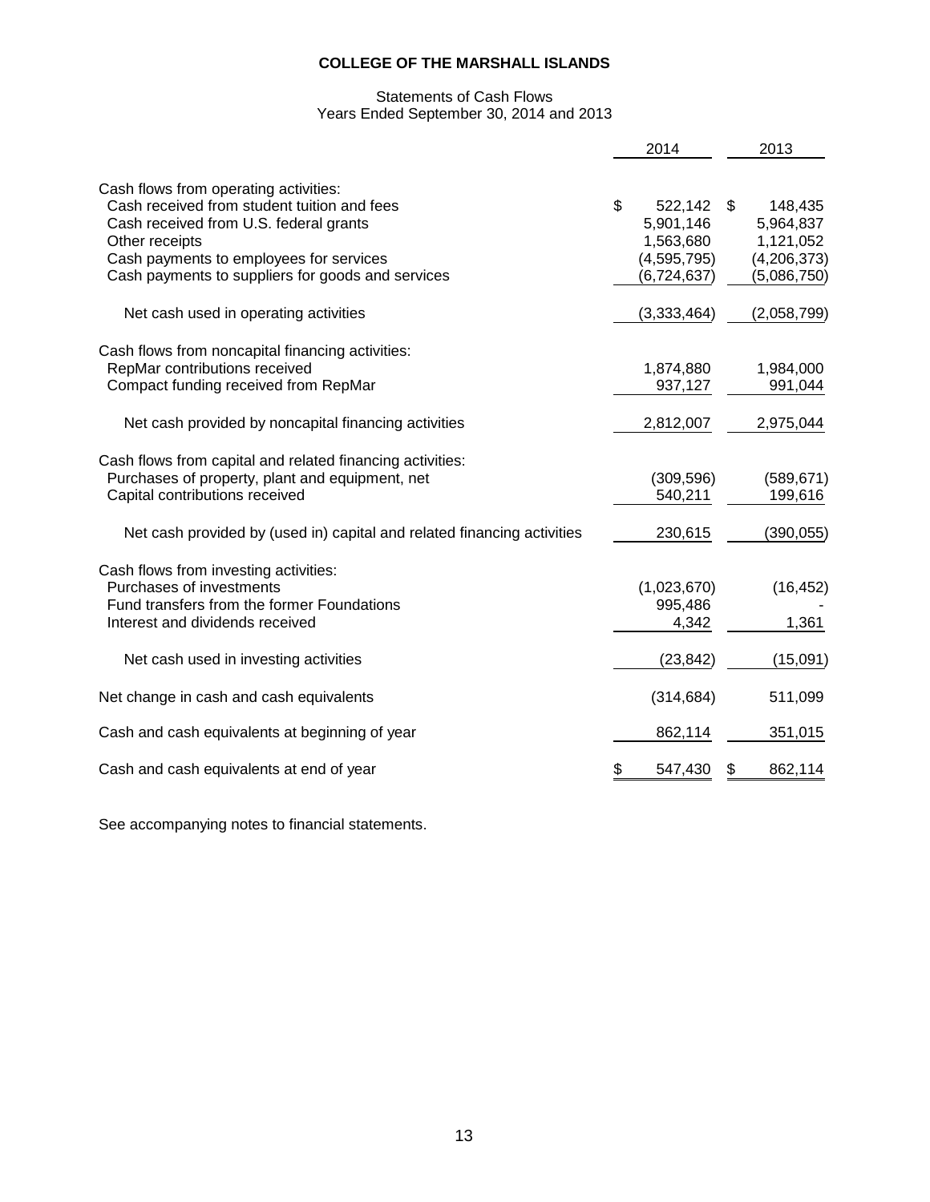# COLLEGE OF THE MARSHALL ISLANDS

Statements of Cash Flows
Years Ended September 30, 2014 and 2013

| | 2014 | 2013 |
|---|---|---|
| Cash flows from operating activities: | | |
| Cash received from student tuition and fees | $ 522,142 | $ 148,435 |
| Cash received from U.S. federal grants | 5,901,146 | 5,964,837 |
| Other receipts | 1,563,680 | 1,121,052 |
| Cash payments to employees for services | (4,595,795) | (4,206,373) |
| Cash payments to suppliers for goods and services | (6,724,637) | (5,086,750) |
| Net cash used in operating activities | (3,333,464) | (2,058,799) |
| Cash flows from noncapital financing activities: | | |
| RepMar contributions received | 1,874,880 | 1,984,000 |
| Compact funding received from RepMar | 937,127 | 991,044 |
| Net cash provided by noncapital financing activities | 2,812,007 | 2,975,044 |
| Cash flows from capital and related financing activities: | | |
| Purchases of property, plant and equipment, net | (309,596) | (589,671) |
| Capital contributions received | 540,211 | 199,616 |
| Net cash provided by (used in) capital and related financing activities | 230,615 | (390,055) |
| Cash flows from investing activities: | | |
| Purchases of investments | (1,023,670) | (16,452) |
| Fund transfers from the former Foundations | 995,486 | - |
| Interest and dividends received | 4,342 | 1,361 |
| Net cash used in investing activities | (23,842) | (15,091) |
| Net change in cash and cash equivalents | (314,684) | 511,099 |
| Cash and cash equivalents at beginning of year | 862,114 | 351,015 |
| Cash and cash equivalents at end of year | $ 547,430 | $ 862,114 |

See accompanying notes to financial statements.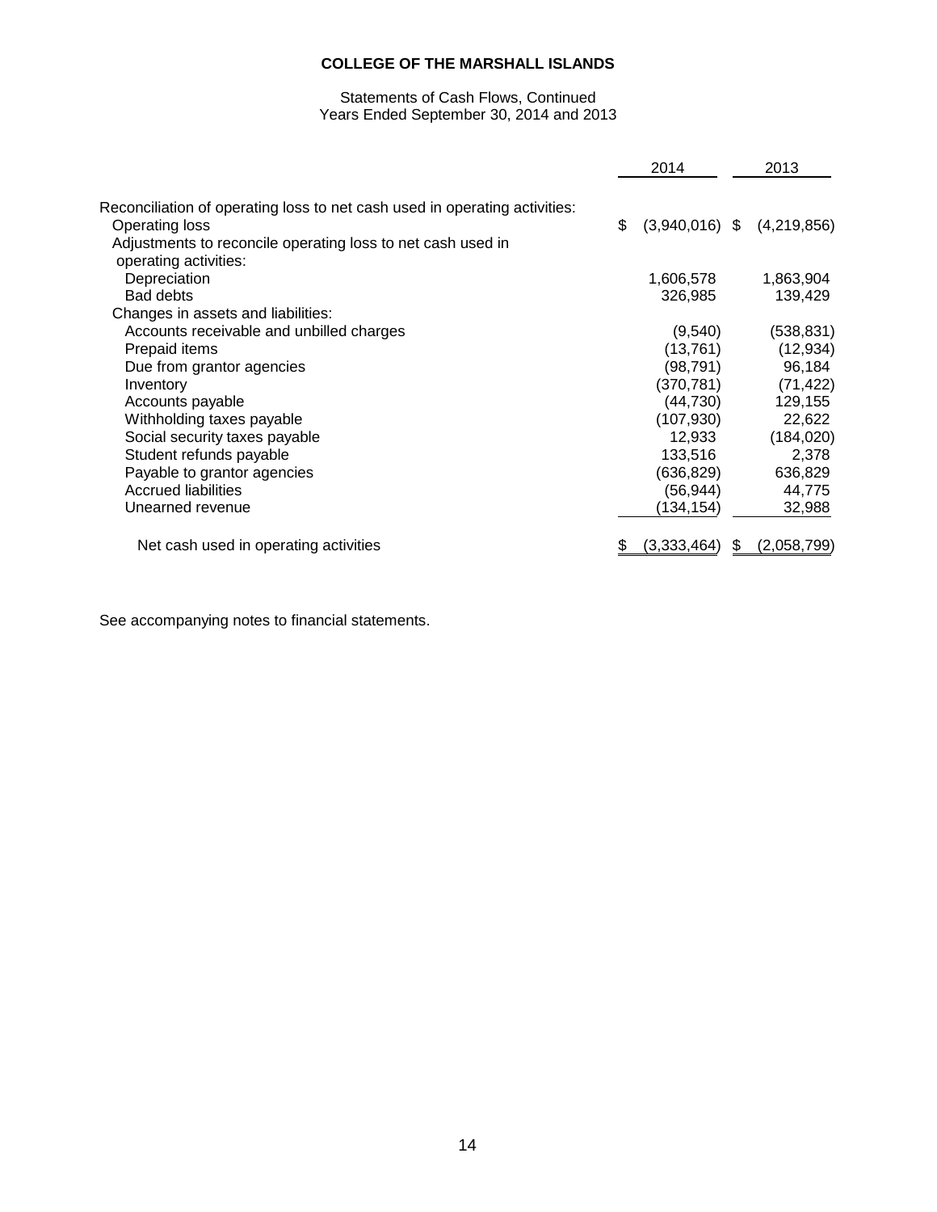**COLLEGE OF THE MARSHALL ISLANDS**

Statements of Cash Flows, Continued
Years Ended September 30, 2014 and 2013

| | 2014 | 2013 |
|---|---|---|
| Reconciliation of operating loss to net cash used in operating activities: | | |
| Operating loss | $ (3,940,016) | $ (4,219,856) |
| Adjustments to reconcile operating loss to net cash used in operating activities: | | |
| Depreciation | 1,606,578 | 1,863,904 |
| Bad debts | 326,985 | 139,429 |
| Changes in assets and liabilities: | | |
| Accounts receivable and unbilled charges | (9,540) | (538,831) |
| Prepaid items | (13,761) | (12,934) |
| Due from grantor agencies | (98,791) | 96,184 |
| Inventory | (370,781) | (71,422) |
| Accounts payable | (44,730) | 129,155 |
| Withholding taxes payable | (107,930) | 22,622 |
| Social security taxes payable | 12,933 | (184,020) |
| Student refunds payable | 133,516 | 2,378 |
| Payable to grantor agencies | (636,829) | 636,829 |
| Accrued liabilities | (56,944) | 44,775 |
| Unearned revenue | (134,154) | 32,988 |
| Net cash used in operating activities | $ (3,333,464) | $ (2,058,799) |

See accompanying notes to financial statements.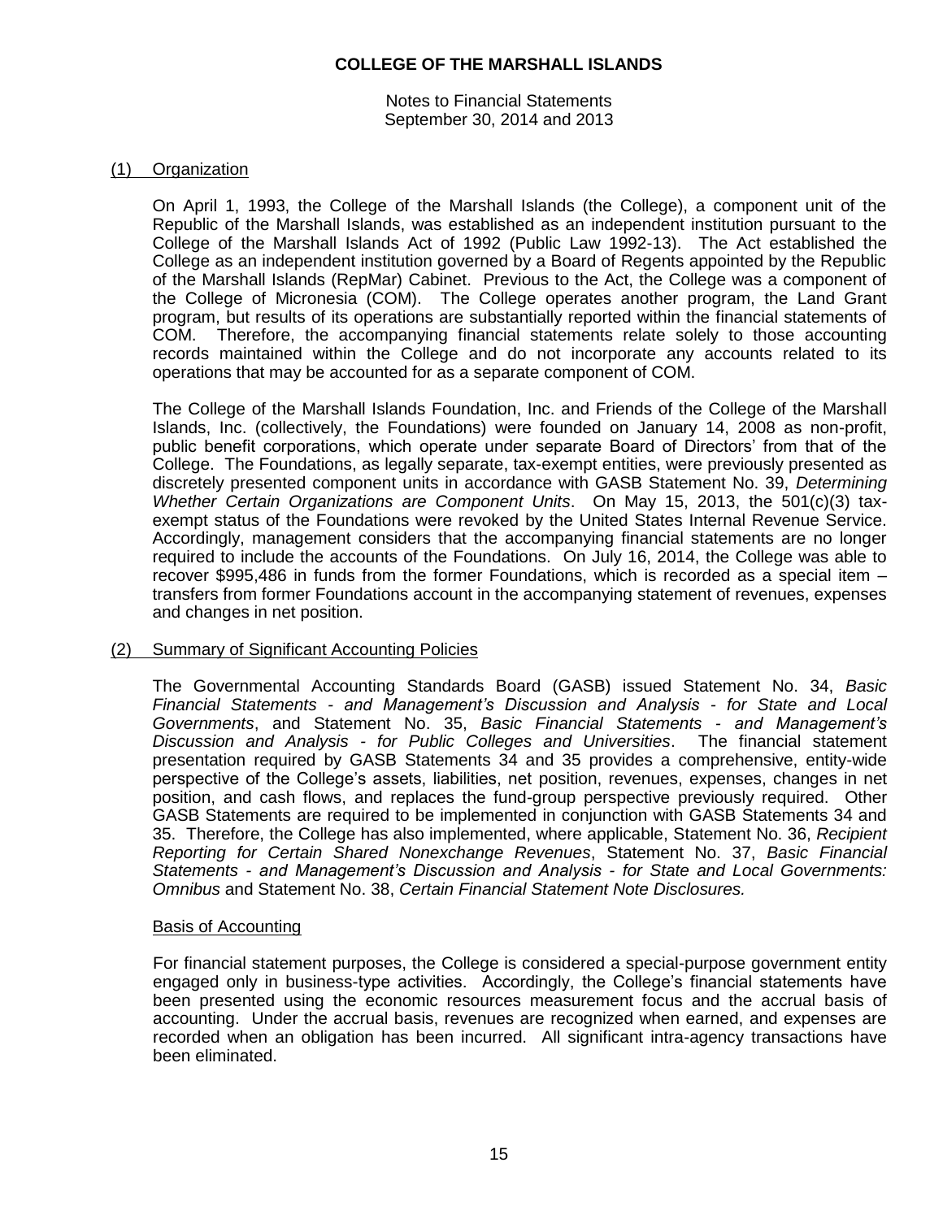# COLLEGE OF THE MARSHALL ISLANDS

Notes to Financial Statements
September 30, 2014 and 2013

## (1) Organization

On April 1, 1993, the College of the Marshall Islands (the College), a component unit of the Republic of the Marshall Islands, was established as an independent institution pursuant to the College of the Marshall Islands Act of 1992 (Public Law 1992-13). The Act established the College as an independent institution governed by a Board of Regents appointed by the Republic of the Marshall Islands (RepMar) Cabinet. Previous to the Act, the College was a component of the College of Micronesia (COM). The College operates another program, the Land Grant program, but results of its operations are substantially reported within the financial statements of COM. Therefore, the accompanying financial statements relate solely to those accounting records maintained within the College and do not incorporate any accounts related to its operations that may be accounted for as a separate component of COM.

The College of the Marshall Islands Foundation, Inc. and Friends of the College of the Marshall Islands, Inc. (collectively, the Foundations) were founded on January 14, 2008 as non-profit, public benefit corporations, which operate under separate Board of Directors' from that of the College. The Foundations, as legally separate, tax-exempt entities, were previously presented as discretely presented component units in accordance with GASB Statement No. 39, *Determining Whether Certain Organizations are Component Units*. On May 15, 2013, the 501(c)(3) tax-exempt status of the Foundations were revoked by the United States Internal Revenue Service. Accordingly, management considers that the accompanying financial statements are no longer required to include the accounts of the Foundations. On July 16, 2014, the College was able to recover $995,486 in funds from the former Foundations, which is recorded as a special item – transfers from former Foundations account in the accompanying statement of revenues, expenses and changes in net position.

## (2) Summary of Significant Accounting Policies

The Governmental Accounting Standards Board (GASB) issued Statement No. 34, *Basic Financial Statements - and Management's Discussion and Analysis - for State and Local Governments*, and Statement No. 35, *Basic Financial Statements - and Management's Discussion and Analysis - for Public Colleges and Universities*. The financial statement presentation required by GASB Statements 34 and 35 provides a comprehensive, entity-wide perspective of the College's assets, liabilities, net position, revenues, expenses, changes in net position, and cash flows, and replaces the fund-group perspective previously required. Other GASB Statements are required to be implemented in conjunction with GASB Statements 34 and 35. Therefore, the College has also implemented, where applicable, Statement No. 36, *Recipient Reporting for Certain Shared Nonexchange Revenues*, Statement No. 37, *Basic Financial Statements - and Management's Discussion and Analysis - for State and Local Governments: Omnibus* and Statement No. 38, *Certain Financial Statement Note Disclosures.*

### Basis of Accounting

For financial statement purposes, the College is considered a special-purpose government entity engaged only in business-type activities. Accordingly, the College's financial statements have been presented using the economic resources measurement focus and the accrual basis of accounting. Under the accrual basis, revenues are recognized when earned, and expenses are recorded when an obligation has been incurred. All significant intra-agency transactions have been eliminated.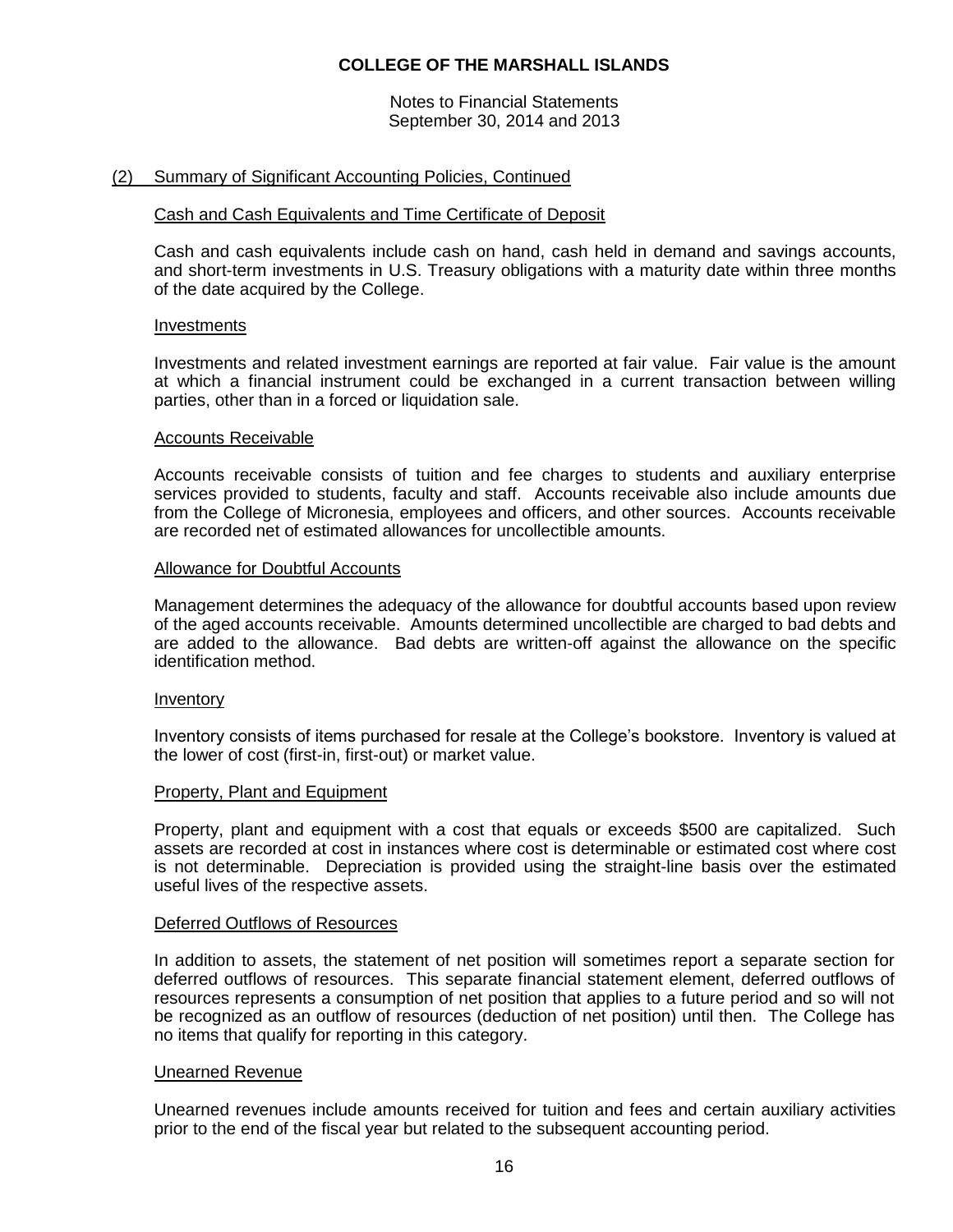# COLLEGE OF THE MARSHALL ISLANDS

Notes to Financial Statements
September 30, 2014 and 2013

## (2) Summary of Significant Accounting Policies, Continued

### Cash and Cash Equivalents and Time Certificate of Deposit

Cash and cash equivalents include cash on hand, cash held in demand and savings accounts, and short-term investments in U.S. Treasury obligations with a maturity date within three months of the date acquired by the College.

### Investments

Investments and related investment earnings are reported at fair value. Fair value is the amount at which a financial instrument could be exchanged in a current transaction between willing parties, other than in a forced or liquidation sale.

### Accounts Receivable

Accounts receivable consists of tuition and fee charges to students and auxiliary enterprise services provided to students, faculty and staff. Accounts receivable also include amounts due from the College of Micronesia, employees and officers, and other sources. Accounts receivable are recorded net of estimated allowances for uncollectible amounts.

### Allowance for Doubtful Accounts

Management determines the adequacy of the allowance for doubtful accounts based upon review of the aged accounts receivable. Amounts determined uncollectible are charged to bad debts and are added to the allowance. Bad debts are written-off against the allowance on the specific identification method.

### Inventory

Inventory consists of items purchased for resale at the College's bookstore. Inventory is valued at the lower of cost (first-in, first-out) or market value.

### Property, Plant and Equipment

Property, plant and equipment with a cost that equals or exceeds $500 are capitalized. Such assets are recorded at cost in instances where cost is determinable or estimated cost where cost is not determinable. Depreciation is provided using the straight-line basis over the estimated useful lives of the respective assets.

### Deferred Outflows of Resources

In addition to assets, the statement of net position will sometimes report a separate section for deferred outflows of resources. This separate financial statement element, deferred outflows of resources represents a consumption of net position that applies to a future period and so will not be recognized as an outflow of resources (deduction of net position) until then. The College has no items that qualify for reporting in this category.

### Unearned Revenue

Unearned revenues include amounts received for tuition and fees and certain auxiliary activities prior to the end of the fiscal year but related to the subsequent accounting period.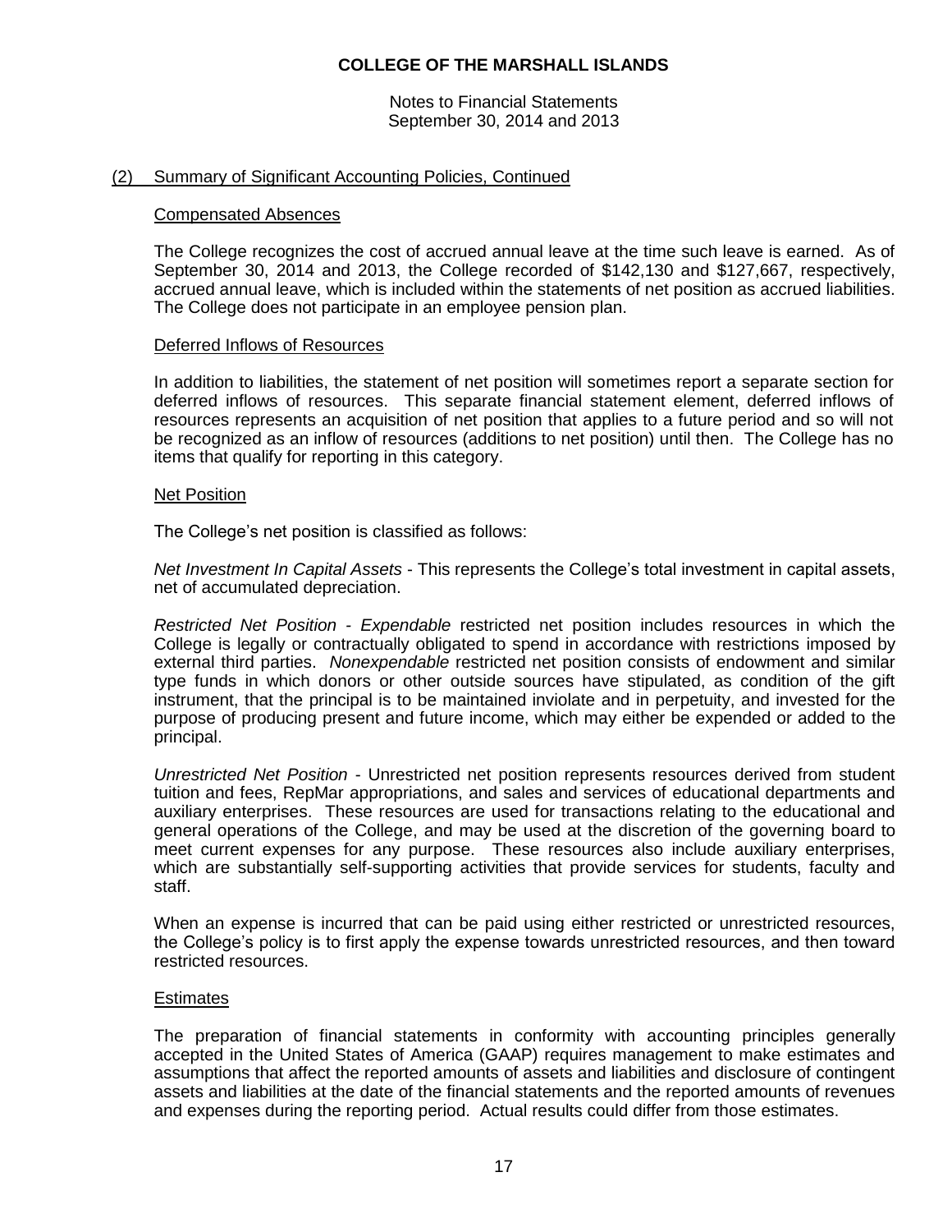## (2) Summary of Significant Accounting Policies, Continued

### Compensated Absences

The College recognizes the cost of accrued annual leave at the time such leave is earned. As of September 30, 2014 and 2013, the College recorded of $142,130 and $127,667, respectively, accrued annual leave, which is included within the statements of net position as accrued liabilities. The College does not participate in an employee pension plan.

### Deferred Inflows of Resources

In addition to liabilities, the statement of net position will sometimes report a separate section for deferred inflows of resources. This separate financial statement element, deferred inflows of resources represents an acquisition of net position that applies to a future period and so will not be recognized as an inflow of resources (additions to net position) until then. The College has no items that qualify for reporting in this category.

### Net Position

The College's net position is classified as follows:

*Net Investment In Capital Assets* - This represents the College's total investment in capital assets, net of accumulated depreciation.

*Restricted Net Position* - *Expendable* restricted net position includes resources in which the College is legally or contractually obligated to spend in accordance with restrictions imposed by external third parties. *Nonexpendable* restricted net position consists of endowment and similar type funds in which donors or other outside sources have stipulated, as condition of the gift instrument, that the principal is to be maintained inviolate and in perpetuity, and invested for the purpose of producing present and future income, which may either be expended or added to the principal.

*Unrestricted Net Position* - Unrestricted net position represents resources derived from student tuition and fees, RepMar appropriations, and sales and services of educational departments and auxiliary enterprises. These resources are used for transactions relating to the educational and general operations of the College, and may be used at the discretion of the governing board to meet current expenses for any purpose. These resources also include auxiliary enterprises, which are substantially self-supporting activities that provide services for students, faculty and staff.

When an expense is incurred that can be paid using either restricted or unrestricted resources, the College's policy is to first apply the expense towards unrestricted resources, and then toward restricted resources.

### Estimates

The preparation of financial statements in conformity with accounting principles generally accepted in the United States of America (GAAP) requires management to make estimates and assumptions that affect the reported amounts of assets and liabilities and disclosure of contingent assets and liabilities at the date of the financial statements and the reported amounts of revenues and expenses during the reporting period. Actual results could differ from those estimates.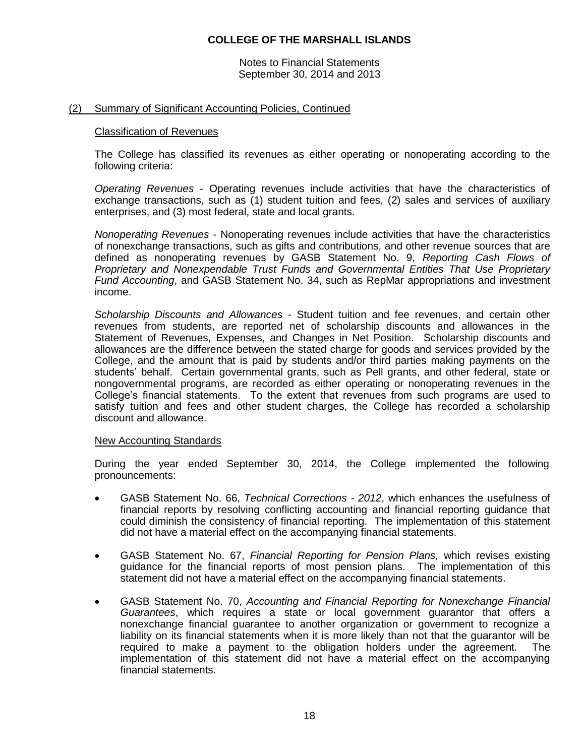## COLLEGE OF THE MARSHALL ISLANDS

Notes to Financial Statements
September 30, 2014 and 2013

### (2) Summary of Significant Accounting Policies, Continued

#### Classification of Revenues

The College has classified its revenues as either operating or nonoperating according to the following criteria:

*Operating Revenues* - Operating revenues include activities that have the characteristics of exchange transactions, such as (1) student tuition and fees, (2) sales and services of auxiliary enterprises, and (3) most federal, state and local grants.

*Nonoperating Revenues* - Nonoperating revenues include activities that have the characteristics of nonexchange transactions, such as gifts and contributions, and other revenue sources that are defined as nonoperating revenues by GASB Statement No. 9, *Reporting Cash Flows of Proprietary and Nonexpendable Trust Funds and Governmental Entities That Use Proprietary Fund Accounting*, and GASB Statement No. 34, such as RepMar appropriations and investment income.

*Scholarship Discounts and Allowances* - Student tuition and fee revenues, and certain other revenues from students, are reported net of scholarship discounts and allowances in the Statement of Revenues, Expenses, and Changes in Net Position. Scholarship discounts and allowances are the difference between the stated charge for goods and services provided by the College, and the amount that is paid by students and/or third parties making payments on the students' behalf. Certain governmental grants, such as Pell grants, and other federal, state or nongovernmental programs, are recorded as either operating or nonoperating revenues in the College's financial statements. To the extent that revenues from such programs are used to satisfy tuition and fees and other student charges, the College has recorded a scholarship discount and allowance.

#### New Accounting Standards

During the year ended September 30, 2014, the College implemented the following pronouncements:

- GASB Statement No. 66, *Technical Corrections - 2012*, which enhances the usefulness of financial reports by resolving conflicting accounting and financial reporting guidance that could diminish the consistency of financial reporting. The implementation of this statement did not have a material effect on the accompanying financial statements.
- GASB Statement No. 67, *Financial Reporting for Pension Plans,* which revises existing guidance for the financial reports of most pension plans. The implementation of this statement did not have a material effect on the accompanying financial statements.
- GASB Statement No. 70, *Accounting and Financial Reporting for Nonexchange Financial Guarantees*, which requires a state or local government guarantor that offers a nonexchange financial guarantee to another organization or government to recognize a liability on its financial statements when it is more likely than not that the guarantor will be required to make a payment to the obligation holders under the agreement. The implementation of this statement did not have a material effect on the accompanying financial statements.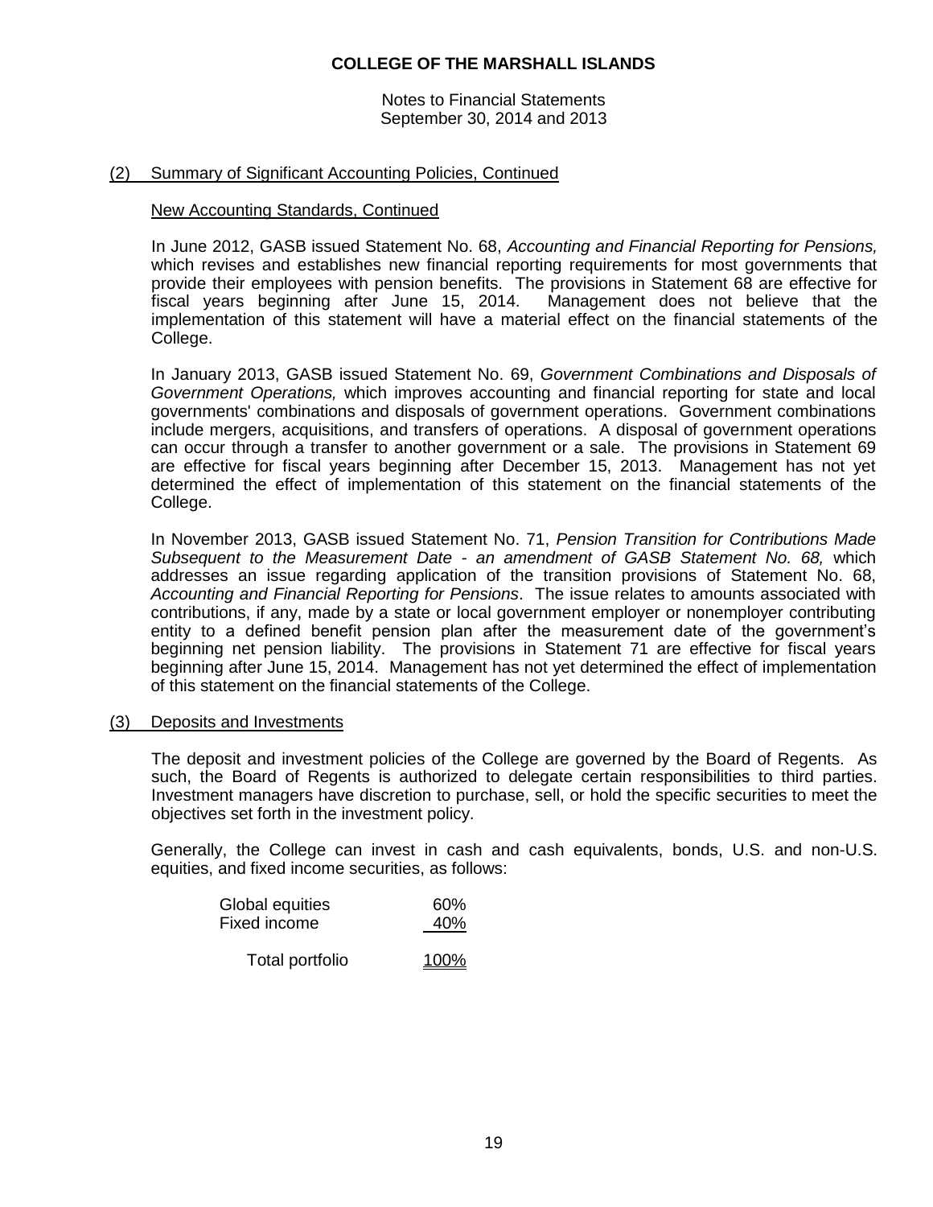**COLLEGE OF THE MARSHALL ISLANDS**

Notes to Financial Statements
September 30, 2014 and 2013

(2) Summary of Significant Accounting Policies, Continued

New Accounting Standards, Continued

In June 2012, GASB issued Statement No. 68, *Accounting and Financial Reporting for Pensions,* which revises and establishes new financial reporting requirements for most governments that provide their employees with pension benefits. The provisions in Statement 68 are effective for fiscal years beginning after June 15, 2014. Management does not believe that the implementation of this statement will have a material effect on the financial statements of the College.

In January 2013, GASB issued Statement No. 69, *Government Combinations and Disposals of Government Operations,* which improves accounting and financial reporting for state and local governments' combinations and disposals of government operations. Government combinations include mergers, acquisitions, and transfers of operations. A disposal of government operations can occur through a transfer to another government or a sale. The provisions in Statement 69 are effective for fiscal years beginning after December 15, 2013. Management has not yet determined the effect of implementation of this statement on the financial statements of the College.

In November 2013, GASB issued Statement No. 71, *Pension Transition for Contributions Made Subsequent to the Measurement Date - an amendment of GASB Statement No. 68,* which addresses an issue regarding application of the transition provisions of Statement No. 68, *Accounting and Financial Reporting for Pensions*. The issue relates to amounts associated with contributions, if any, made by a state or local government employer or nonemployer contributing entity to a defined benefit pension plan after the measurement date of the government's beginning net pension liability. The provisions in Statement 71 are effective for fiscal years beginning after June 15, 2014. Management has not yet determined the effect of implementation of this statement on the financial statements of the College.

(3) Deposits and Investments

The deposit and investment policies of the College are governed by the Board of Regents. As such, the Board of Regents is authorized to delegate certain responsibilities to third parties. Investment managers have discretion to purchase, sell, or hold the specific securities to meet the objectives set forth in the investment policy.

Generally, the College can invest in cash and cash equivalents, bonds, U.S. and non-U.S. equities, and fixed income securities, as follows:

| | |
|---|---|
| Global equities | 60% |
| Fixed income | 40% |
| Total portfolio | 100% |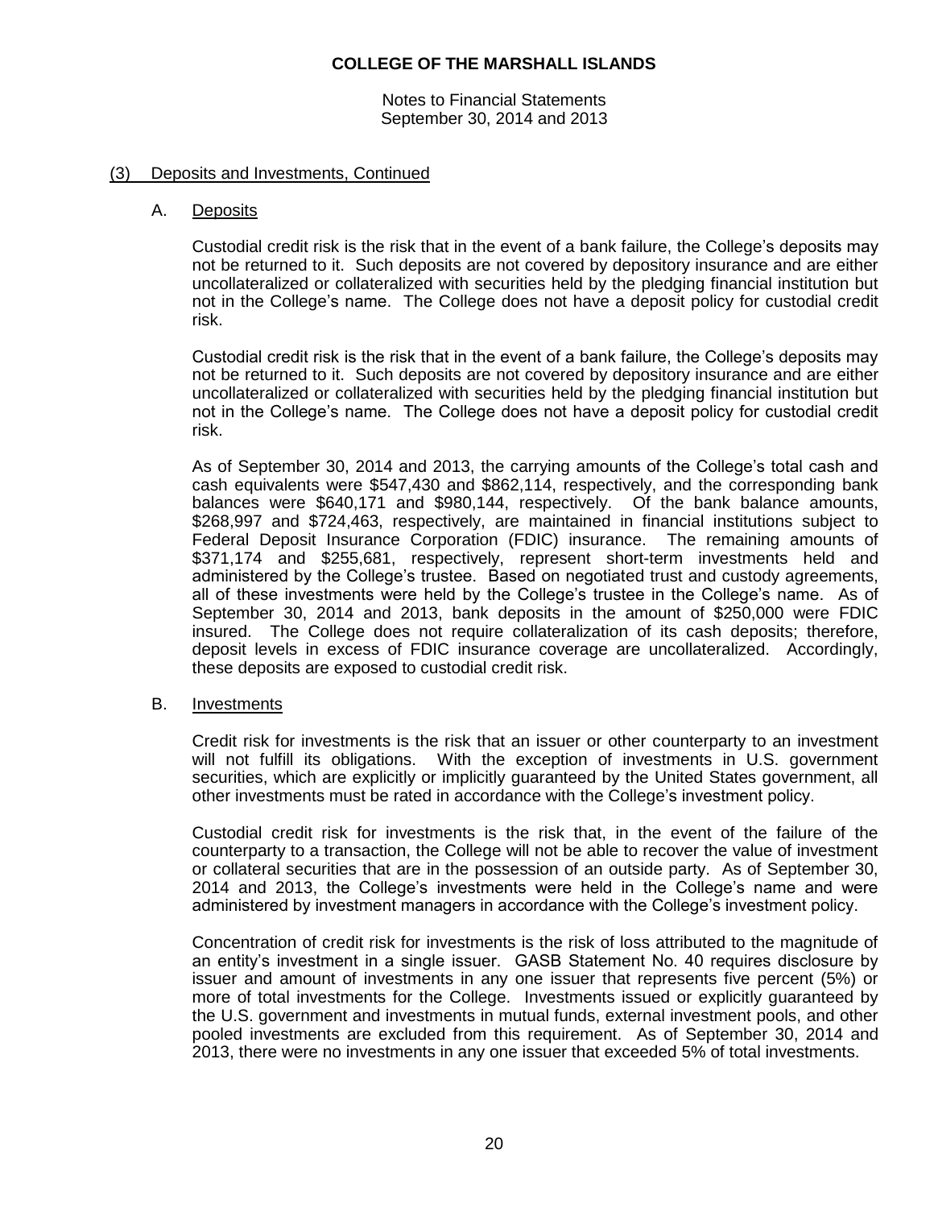## (3) Deposits and Investments, Continued

### A. Deposits

Custodial credit risk is the risk that in the event of a bank failure, the College's deposits may not be returned to it. Such deposits are not covered by depository insurance and are either uncollateralized or collateralized with securities held by the pledging financial institution but not in the College's name. The College does not have a deposit policy for custodial credit risk.

Custodial credit risk is the risk that in the event of a bank failure, the College's deposits may not be returned to it. Such deposits are not covered by depository insurance and are either uncollateralized or collateralized with securities held by the pledging financial institution but not in the College's name. The College does not have a deposit policy for custodial credit risk.

As of September 30, 2014 and 2013, the carrying amounts of the College's total cash and cash equivalents were $547,430 and $862,114, respectively, and the corresponding bank balances were $640,171 and $980,144, respectively. Of the bank balance amounts, $268,997 and $724,463, respectively, are maintained in financial institutions subject to Federal Deposit Insurance Corporation (FDIC) insurance. The remaining amounts of $371,174 and $255,681, respectively, represent short-term investments held and administered by the College's trustee. Based on negotiated trust and custody agreements, all of these investments were held by the College's trustee in the College's name. As of September 30, 2014 and 2013, bank deposits in the amount of $250,000 were FDIC insured. The College does not require collateralization of its cash deposits; therefore, deposit levels in excess of FDIC insurance coverage are uncollateralized. Accordingly, these deposits are exposed to custodial credit risk.

### B. Investments

Credit risk for investments is the risk that an issuer or other counterparty to an investment will not fulfill its obligations. With the exception of investments in U.S. government securities, which are explicitly or implicitly guaranteed by the United States government, all other investments must be rated in accordance with the College's investment policy.

Custodial credit risk for investments is the risk that, in the event of the failure of the counterparty to a transaction, the College will not be able to recover the value of investment or collateral securities that are in the possession of an outside party. As of September 30, 2014 and 2013, the College's investments were held in the College's name and were administered by investment managers in accordance with the College's investment policy.

Concentration of credit risk for investments is the risk of loss attributed to the magnitude of an entity's investment in a single issuer. GASB Statement No. 40 requires disclosure by issuer and amount of investments in any one issuer that represents five percent (5%) or more of total investments for the College. Investments issued or explicitly guaranteed by the U.S. government and investments in mutual funds, external investment pools, and other pooled investments are excluded from this requirement. As of September 30, 2014 and 2013, there were no investments in any one issuer that exceeded 5% of total investments.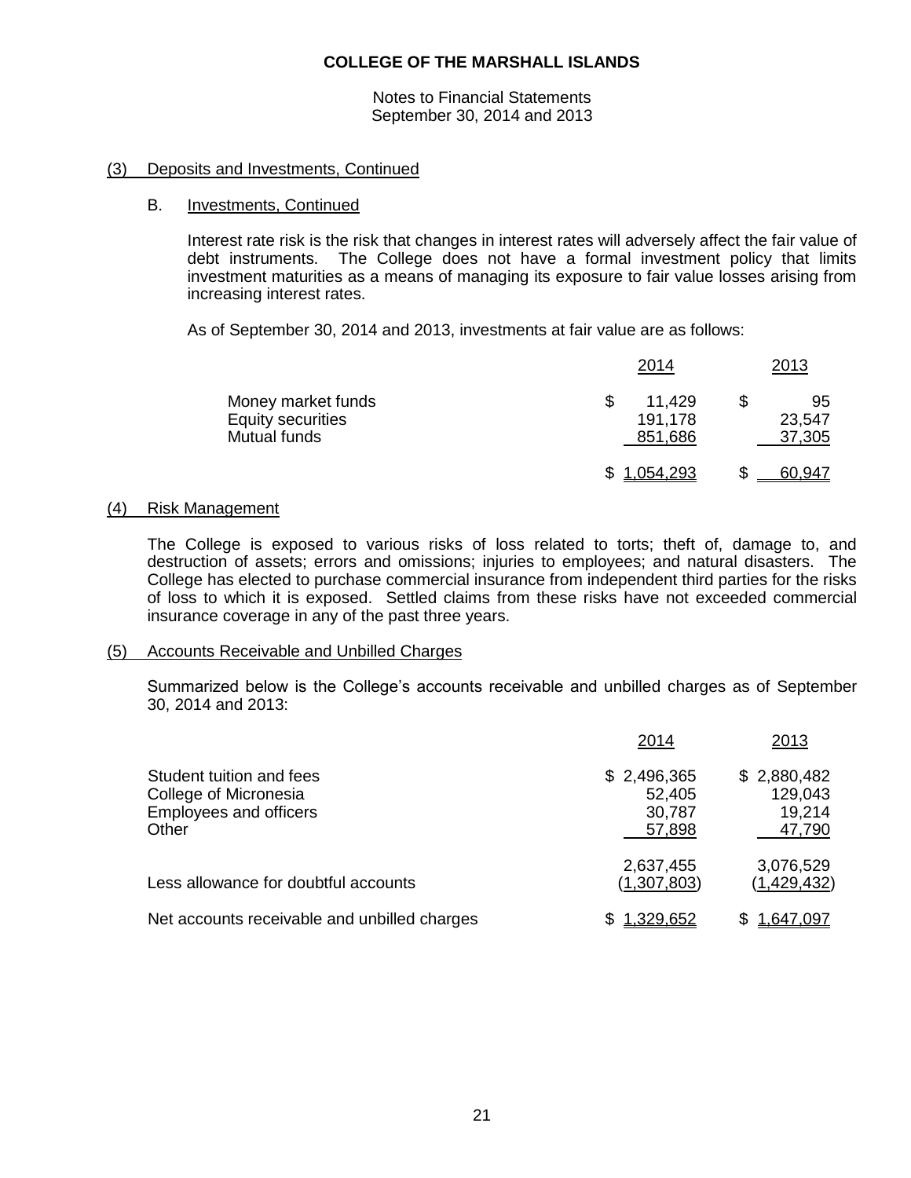# COLLEGE OF THE MARSHALL ISLANDS

Notes to Financial Statements
September 30, 2014 and 2013

## (3) Deposits and Investments, Continued

### B. Investments, Continued

Interest rate risk is the risk that changes in interest rates will adversely affect the fair value of debt instruments. The College does not have a formal investment policy that limits investment maturities as a means of managing its exposure to fair value losses arising from increasing interest rates.

As of September 30, 2014 and 2013, investments at fair value are as follows:

| | 2014 | 2013 |
|---|---|---|
| Money market funds | $ 11,429 | $ 95 |
| Equity securities | 191,178 | 23,547 |
| Mutual funds | 851,686 | 37,305 |
| | $ 1,054,293 | $ 60,947 |

## (4) Risk Management

The College is exposed to various risks of loss related to torts; theft of, damage to, and destruction of assets; errors and omissions; injuries to employees; and natural disasters. The College has elected to purchase commercial insurance from independent third parties for the risks of loss to which it is exposed. Settled claims from these risks have not exceeded commercial insurance coverage in any of the past three years.

## (5) Accounts Receivable and Unbilled Charges

Summarized below is the College's accounts receivable and unbilled charges as of September 30, 2014 and 2013:

| | 2014 | 2013 |
|---|---|---|
| Student tuition and fees | $ 2,496,365 | $ 2,880,482 |
| College of Micronesia | 52,405 | 129,043 |
| Employees and officers | 30,787 | 19,214 |
| Other | 57,898 | 47,790 |
| | 2,637,455 | 3,076,529 |
| Less allowance for doubtful accounts | (1,307,803) | (1,429,432) |
| Net accounts receivable and unbilled charges | $ 1,329,652 | $ 1,647,097 |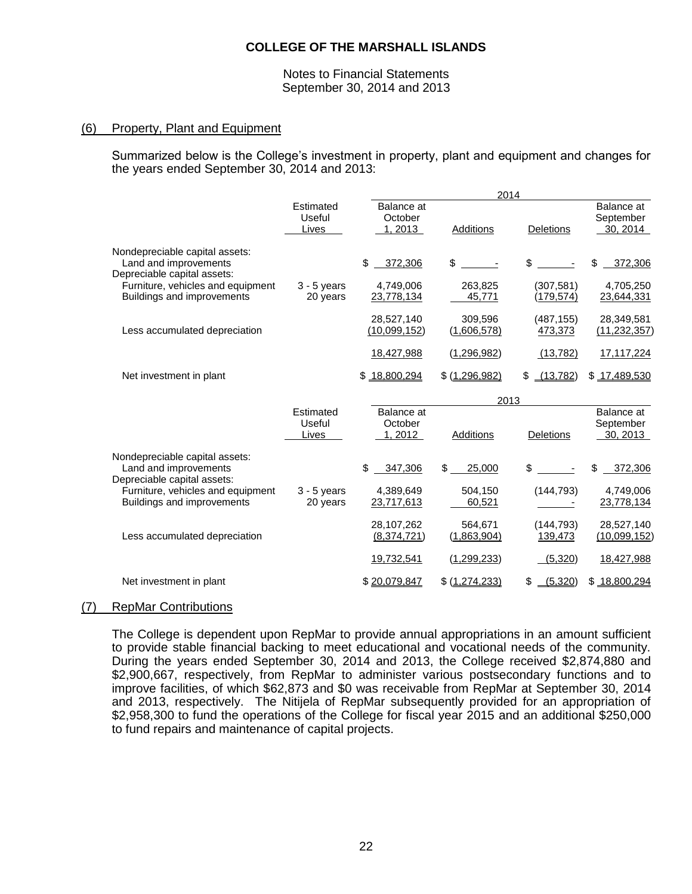# COLLEGE OF THE MARSHALL ISLANDS

Notes to Financial Statements
September 30, 2014 and 2013

## (6) Property, Plant and Equipment

Summarized below is the College's investment in property, plant and equipment and changes for the years ended September 30, 2014 and 2013:

| | Estimated Useful Lives | 2014 | | | |
|---|---|---|---|---|---|
| | | Balance at October 1, 2013 | Additions | Deletions | Balance at September 30, 2014 |
| Nondepreciable capital assets: | | | | | |
| Land and improvements | | $ 372,306 | $ - | $ - | $ 372,306 |
| Depreciable capital assets: | | | | | |
| Furniture, vehicles and equipment | 3 - 5 years | 4,749,006 | 263,825 | (307,581) | 4,705,250 |
| Buildings and improvements | 20 years | 23,778,134 | 45,771 | (179,574) | 23,644,331 |
| | | 28,527,140 | 309,596 | (487,155) | 28,349,581 |
| Less accumulated depreciation | | (10,099,152) | (1,606,578) | 473,373 | (11,232,357) |
| | | 18,427,988 | (1,296,982) | (13,782) | 17,117,224 |
| Net investment in plant | | $ 18,800,294 | $ (1,296,982) | $ (13,782) | $ 17,489,530 |

| | Estimated Useful Lives | 2013 | | | |
|---|---|---|---|---|---|
| | | Balance at October 1, 2012 | Additions | Deletions | Balance at September 30, 2013 |
| Nondepreciable capital assets: | | | | | |
| Land and improvements | | $ 347,306 | $ 25,000 | $ - | $ 372,306 |
| Depreciable capital assets: | | | | | |
| Furniture, vehicles and equipment | 3 - 5 years | 4,389,649 | 504,150 | (144,793) | 4,749,006 |
| Buildings and improvements | 20 years | 23,717,613 | 60,521 | - | 23,778,134 |
| | | 28,107,262 | 564,671 | (144,793) | 28,527,140 |
| Less accumulated depreciation | | (8,374,721) | (1,863,904) | 139,473 | (10,099,152) |
| | | 19,732,541 | (1,299,233) | (5,320) | 18,427,988 |
| Net investment in plant | | $ 20,079,847 | $ (1,274,233) | $ (5,320) | $ 18,800,294 |

## (7) RepMar Contributions

The College is dependent upon RepMar to provide annual appropriations in an amount sufficient to provide stable financial backing to meet educational and vocational needs of the community. During the years ended September 30, 2014 and 2013, the College received $2,874,880 and $2,900,667, respectively, from RepMar to administer various postsecondary functions and to improve facilities, of which $62,873 and $0 was receivable from RepMar at September 30, 2014 and 2013, respectively. The Nitijela of RepMar subsequently provided for an appropriation of $2,958,300 to fund the operations of the College for fiscal year 2015 and an additional $250,000 to fund repairs and maintenance of capital projects.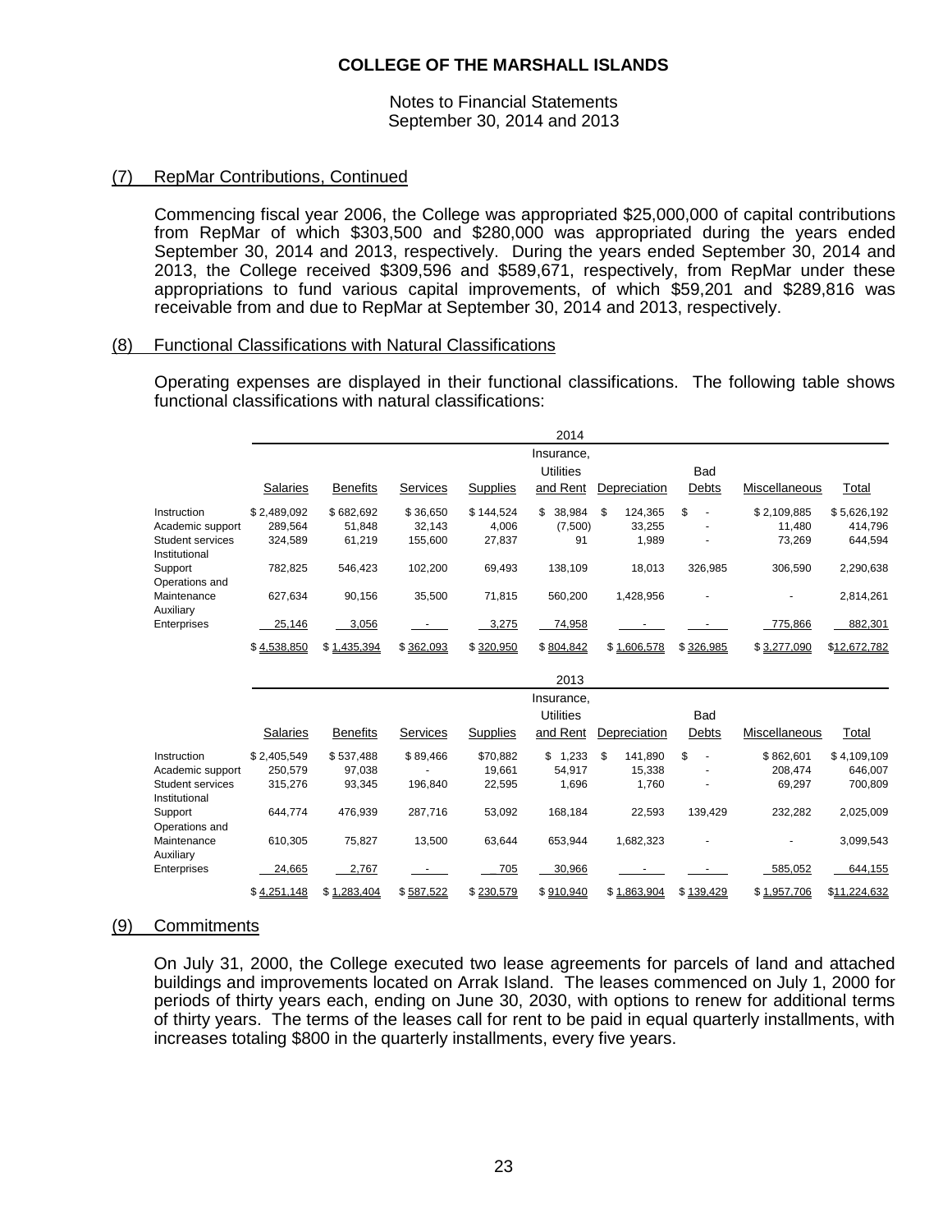**COLLEGE OF THE MARSHALL ISLANDS**

Notes to Financial Statements
September 30, 2014 and 2013

## (7) RepMar Contributions, Continued

Commencing fiscal year 2006, the College was appropriated $25,000,000 of capital contributions from RepMar of which $303,500 and $280,000 was appropriated during the years ended September 30, 2014 and 2013, respectively. During the years ended September 30, 2014 and 2013, the College received $309,596 and $589,671, respectively, from RepMar under these appropriations to fund various capital improvements, of which $59,201 and $289,816 was receivable from and due to RepMar at September 30, 2014 and 2013, respectively.

## (8) Functional Classifications with Natural Classifications

Operating expenses are displayed in their functional classifications. The following table shows functional classifications with natural classifications:

**2014**

| | Salaries | Benefits | Services | Supplies | Insurance, Utilities and Rent | Depreciation | Bad Debts | Miscellaneous | Total |
|---|---|---|---|---|---|---|---|---|---|
| Instruction | $ 2,489,092 | $ 682,692 | $ 36,650 | $ 144,524 | $ 38,984 | $ 124,365 | $ - | $ 2,109,885 | $ 5,626,192 |
| Academic support | 289,564 | 51,848 | 32,143 | 4,006 | (7,500) | 33,255 | - | 11,480 | 414,796 |
| Student services | 324,589 | 61,219 | 155,600 | 27,837 | 91 | 1,989 | - | 73,269 | 644,594 |
| Institutional Support | 782,825 | 546,423 | 102,200 | 69,493 | 138,109 | 18,013 | 326,985 | 306,590 | 2,290,638 |
| Operations and Maintenance | 627,634 | 90,156 | 35,500 | 71,815 | 560,200 | 1,428,956 | - | - | 2,814,261 |
| Auxiliary Enterprises | 25,146 | 3,056 | - | 3,275 | 74,958 | - | - | 775,866 | 882,301 |
| | $ 4,538,850 | $ 1,435,394 | $ 362,093 | $ 320,950 | $ 804,842 | $ 1,606,578 | $ 326,985 | $ 3,277,090 | $ 12,672,782 |

**2013**

| | Salaries | Benefits | Services | Supplies | Insurance, Utilities and Rent | Depreciation | Bad Debts | Miscellaneous | Total |
|---|---|---|---|---|---|---|---|---|---|
| Instruction | $ 2,405,549 | $ 537,488 | $ 89,466 | $ 70,882 | $ 1,233 | $ 141,890 | $ - | $ 862,601 | $ 4,109,109 |
| Academic support | 250,579 | 97,038 | - | 19,661 | 54,917 | 15,338 | - | 208,474 | 646,007 |
| Student services | 315,276 | 93,345 | 196,840 | 22,595 | 1,696 | 1,760 | - | 69,297 | 700,809 |
| Institutional Support | 644,774 | 476,939 | 287,716 | 53,092 | 168,184 | 22,593 | 139,429 | 232,282 | 2,025,009 |
| Operations and Maintenance | 610,305 | 75,827 | 13,500 | 63,644 | 653,944 | 1,682,323 | - | - | 3,099,543 |
| Auxiliary Enterprises | 24,665 | 2,767 | - | 705 | 30,966 | - | - | 585,052 | 644,155 |
| | $ 4,251,148 | $ 1,283,404 | $ 587,522 | $ 230,579 | $ 910,940 | $ 1,863,904 | $ 139,429 | $ 1,957,706 | $ 11,224,632 |

## (9) Commitments

On July 31, 2000, the College executed two lease agreements for parcels of land and attached buildings and improvements located on Arrak Island. The leases commenced on July 1, 2000 for periods of thirty years each, ending on June 30, 2030, with options to renew for additional terms of thirty years. The terms of the leases call for rent to be paid in equal quarterly installments, with increases totaling $800 in the quarterly installments, every five years.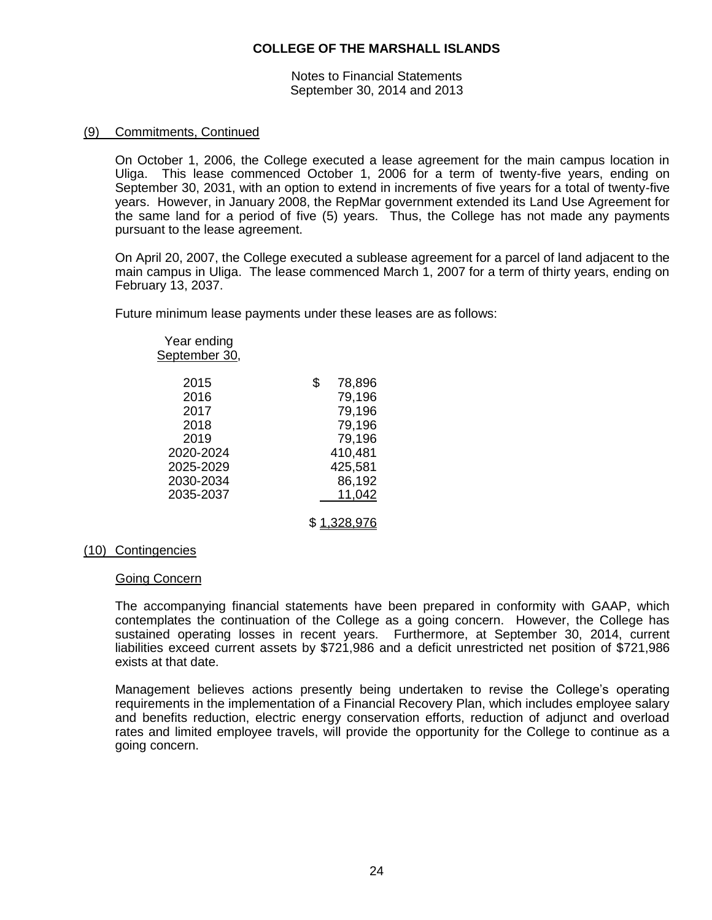**COLLEGE OF THE MARSHALL ISLANDS**

Notes to Financial Statements
September 30, 2014 and 2013

## (9) Commitments, Continued

On October 1, 2006, the College executed a lease agreement for the main campus location in Uliga. This lease commenced October 1, 2006 for a term of twenty-five years, ending on September 30, 2031, with an option to extend in increments of five years for a total of twenty-five years. However, in January 2008, the RepMar government extended its Land Use Agreement for the same land for a period of five (5) years. Thus, the College has not made any payments pursuant to the lease agreement.

On April 20, 2007, the College executed a sublease agreement for a parcel of land adjacent to the main campus in Uliga. The lease commenced March 1, 2007 for a term of thirty years, ending on February 13, 2037.

Future minimum lease payments under these leases are as follows:

| Year ending September 30, | |
|---|---|
| 2015 | $ 78,896 |
| 2016 | 79,196 |
| 2017 | 79,196 |
| 2018 | 79,196 |
| 2019 | 79,196 |
| 2020-2024 | 410,481 |
| 2025-2029 | 425,581 |
| 2030-2034 | 86,192 |
| 2035-2037 | 11,042 |
| | $ 1,328,976 |

## (10) Contingencies

### Going Concern

The accompanying financial statements have been prepared in conformity with GAAP, which contemplates the continuation of the College as a going concern. However, the College has sustained operating losses in recent years. Furthermore, at September 30, 2014, current liabilities exceed current assets by $721,986 and a deficit unrestricted net position of $721,986 exists at that date.

Management believes actions presently being undertaken to revise the College's operating requirements in the implementation of a Financial Recovery Plan, which includes employee salary and benefits reduction, electric energy conservation efforts, reduction of adjunct and overload rates and limited employee travels, will provide the opportunity for the College to continue as a going concern.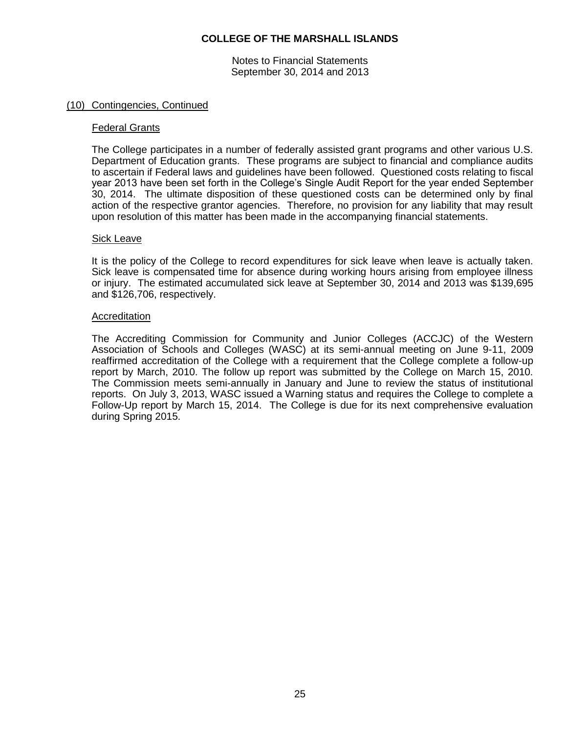## (10) Contingencies, Continued

### Federal Grants

The College participates in a number of federally assisted grant programs and other various U.S. Department of Education grants. These programs are subject to financial and compliance audits to ascertain if Federal laws and guidelines have been followed. Questioned costs relating to fiscal year 2013 have been set forth in the College's Single Audit Report for the year ended September 30, 2014. The ultimate disposition of these questioned costs can be determined only by final action of the respective grantor agencies. Therefore, no provision for any liability that may result upon resolution of this matter has been made in the accompanying financial statements.

### Sick Leave

It is the policy of the College to record expenditures for sick leave when leave is actually taken. Sick leave is compensated time for absence during working hours arising from employee illness or injury. The estimated accumulated sick leave at September 30, 2014 and 2013 was $139,695 and $126,706, respectively.

### Accreditation

The Accrediting Commission for Community and Junior Colleges (ACCJC) of the Western Association of Schools and Colleges (WASC) at its semi-annual meeting on June 9-11, 2009 reaffirmed accreditation of the College with a requirement that the College complete a follow-up report by March, 2010. The follow up report was submitted by the College on March 15, 2010. The Commission meets semi-annually in January and June to review the status of institutional reports. On July 3, 2013, WASC issued a Warning status and requires the College to complete a Follow-Up report by March 15, 2014. The College is due for its next comprehensive evaluation during Spring 2015.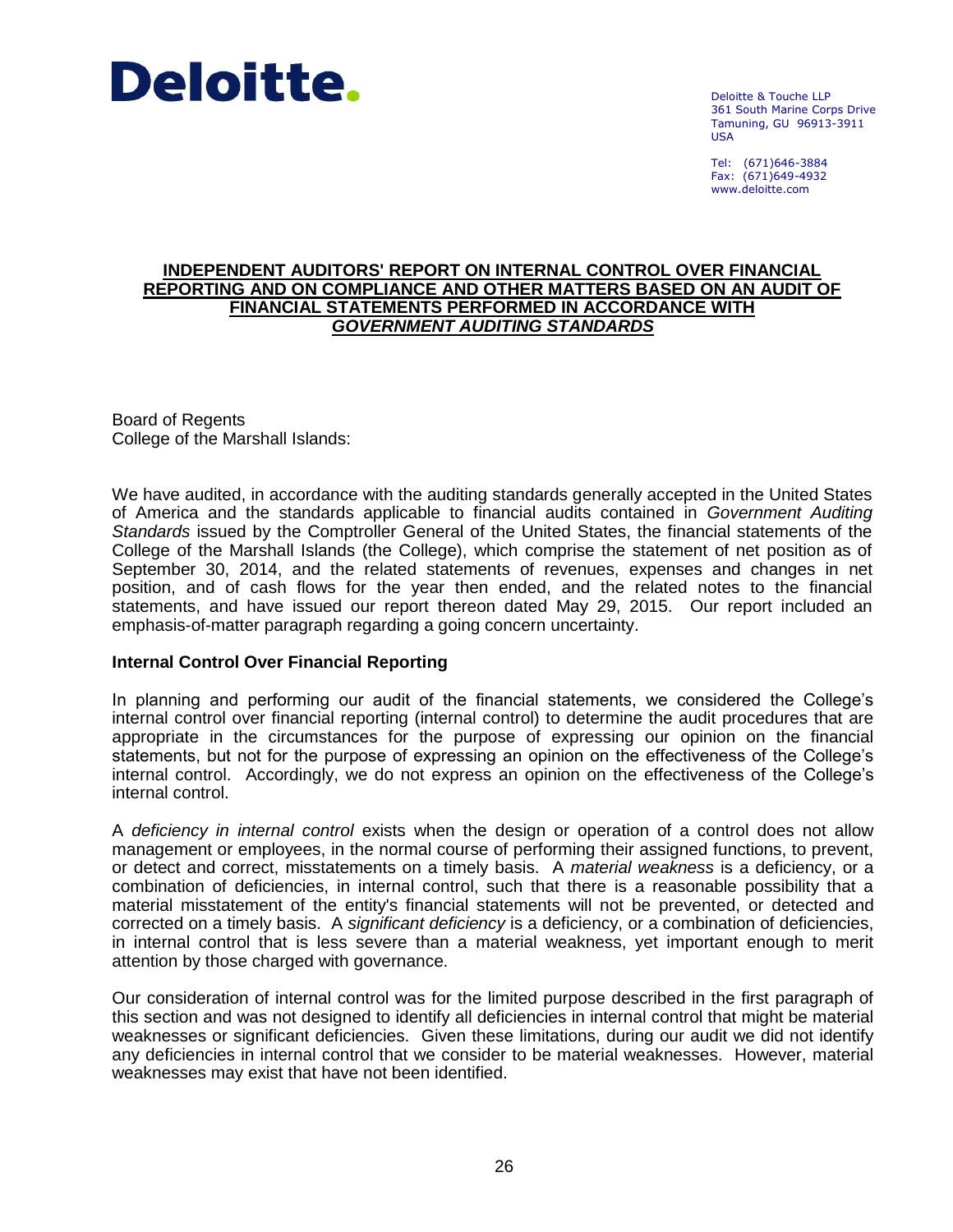Deloitte.

Deloitte & Touche LLP
361 South Marine Corps Drive
Tamuning, GU 96913-3911
USA

Tel: (671)646-3884
Fax: (671)649-4932
www.deloitte.com

# INDEPENDENT AUDITORS' REPORT ON INTERNAL CONTROL OVER FINANCIAL REPORTING AND ON COMPLIANCE AND OTHER MATTERS BASED ON AN AUDIT OF FINANCIAL STATEMENTS PERFORMED IN ACCORDANCE WITH *GOVERNMENT AUDITING STANDARDS*

Board of Regents
College of the Marshall Islands:

We have audited, in accordance with the auditing standards generally accepted in the United States of America and the standards applicable to financial audits contained in *Government Auditing Standards* issued by the Comptroller General of the United States, the financial statements of the College of the Marshall Islands (the College), which comprise the statement of net position as of September 30, 2014, and the related statements of revenues, expenses and changes in net position, and of cash flows for the year then ended, and the related notes to the financial statements, and have issued our report thereon dated May 29, 2015. Our report included an emphasis-of-matter paragraph regarding a going concern uncertainty.

## Internal Control Over Financial Reporting

In planning and performing our audit of the financial statements, we considered the College's internal control over financial reporting (internal control) to determine the audit procedures that are appropriate in the circumstances for the purpose of expressing our opinion on the financial statements, but not for the purpose of expressing an opinion on the effectiveness of the College's internal control. Accordingly, we do not express an opinion on the effectiveness of the College's internal control.

A *deficiency in internal control* exists when the design or operation of a control does not allow management or employees, in the normal course of performing their assigned functions, to prevent, or detect and correct, misstatements on a timely basis. A *material weakness* is a deficiency, or a combination of deficiencies, in internal control, such that there is a reasonable possibility that a material misstatement of the entity's financial statements will not be prevented, or detected and corrected on a timely basis. A *significant deficiency* is a deficiency, or a combination of deficiencies, in internal control that is less severe than a material weakness, yet important enough to merit attention by those charged with governance.

Our consideration of internal control was for the limited purpose described in the first paragraph of this section and was not designed to identify all deficiencies in internal control that might be material weaknesses or significant deficiencies. Given these limitations, during our audit we did not identify any deficiencies in internal control that we consider to be material weaknesses. However, material weaknesses may exist that have not been identified.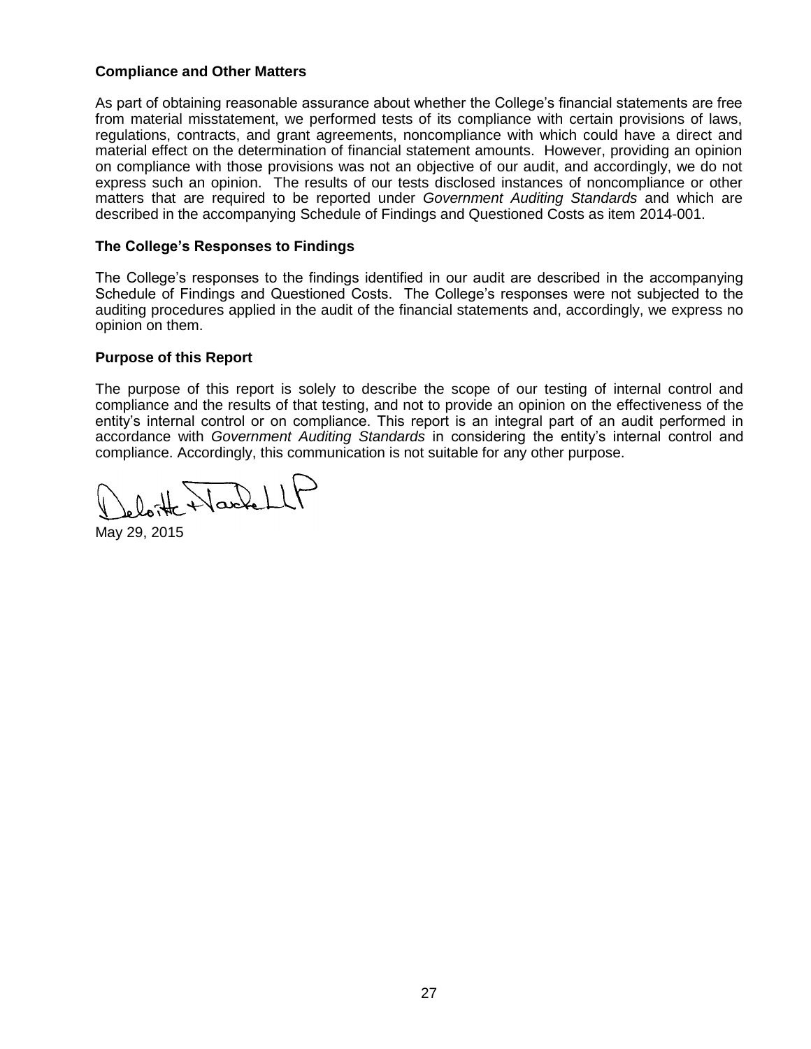### Compliance and Other Matters

As part of obtaining reasonable assurance about whether the College's financial statements are free from material misstatement, we performed tests of its compliance with certain provisions of laws, regulations, contracts, and grant agreements, noncompliance with which could have a direct and material effect on the determination of financial statement amounts. However, providing an opinion on compliance with those provisions was not an objective of our audit, and accordingly, we do not express such an opinion. The results of our tests disclosed instances of noncompliance or other matters that are required to be reported under *Government Auditing Standards* and which are described in the accompanying Schedule of Findings and Questioned Costs as item 2014-001.

### The College's Responses to Findings

The College's responses to the findings identified in our audit are described in the accompanying Schedule of Findings and Questioned Costs. The College's responses were not subjected to the auditing procedures applied in the audit of the financial statements and, accordingly, we express no opinion on them.

### Purpose of this Report

The purpose of this report is solely to describe the scope of our testing of internal control and compliance and the results of that testing, and not to provide an opinion on the effectiveness of the entity's internal control or on compliance. This report is an integral part of an audit performed in accordance with *Government Auditing Standards* in considering the entity's internal control and compliance. Accordingly, this communication is not suitable for any other purpose.

Deloitte & Touche LLP

May 29, 2015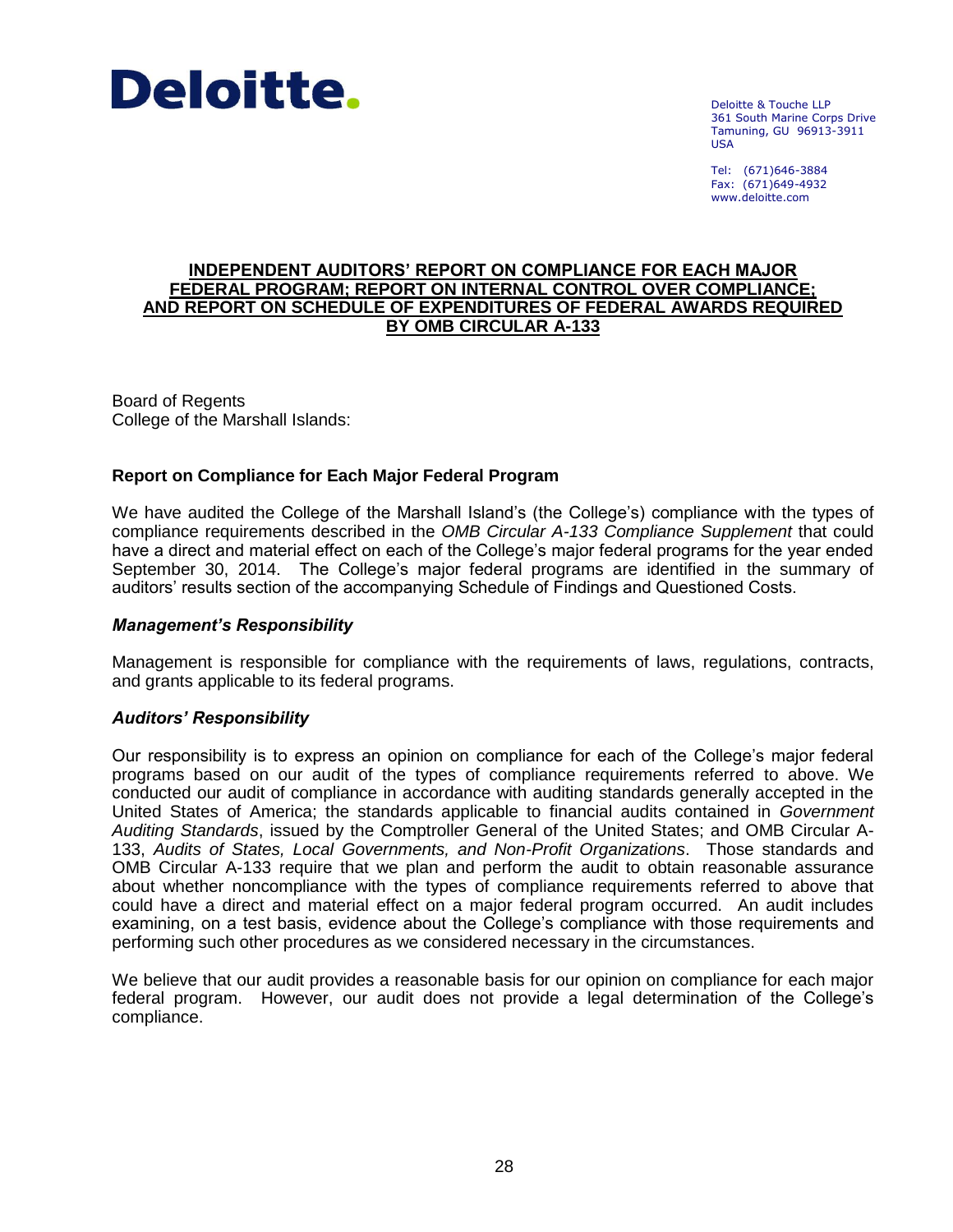Deloitte.

Deloitte & Touche LLP
361 South Marine Corps Drive
Tamuning, GU 96913-3911
USA

Tel: (671)646-3884
Fax: (671)649-4932
www.deloitte.com

# INDEPENDENT AUDITORS' REPORT ON COMPLIANCE FOR EACH MAJOR FEDERAL PROGRAM; REPORT ON INTERNAL CONTROL OVER COMPLIANCE; AND REPORT ON SCHEDULE OF EXPENDITURES OF FEDERAL AWARDS REQUIRED BY OMB CIRCULAR A-133

Board of Regents
College of the Marshall Islands:

## Report on Compliance for Each Major Federal Program

We have audited the College of the Marshall Island's (the College's) compliance with the types of compliance requirements described in the *OMB Circular A-133 Compliance Supplement* that could have a direct and material effect on each of the College's major federal programs for the year ended September 30, 2014. The College's major federal programs are identified in the summary of auditors' results section of the accompanying Schedule of Findings and Questioned Costs.

### *Management's Responsibility*

Management is responsible for compliance with the requirements of laws, regulations, contracts, and grants applicable to its federal programs.

### *Auditors' Responsibility*

Our responsibility is to express an opinion on compliance for each of the College's major federal programs based on our audit of the types of compliance requirements referred to above. We conducted our audit of compliance in accordance with auditing standards generally accepted in the United States of America; the standards applicable to financial audits contained in *Government Auditing Standards*, issued by the Comptroller General of the United States; and OMB Circular A-133, *Audits of States, Local Governments, and Non-Profit Organizations*. Those standards and OMB Circular A-133 require that we plan and perform the audit to obtain reasonable assurance about whether noncompliance with the types of compliance requirements referred to above that could have a direct and material effect on a major federal program occurred. An audit includes examining, on a test basis, evidence about the College's compliance with those requirements and performing such other procedures as we considered necessary in the circumstances.

We believe that our audit provides a reasonable basis for our opinion on compliance for each major federal program. However, our audit does not provide a legal determination of the College's compliance.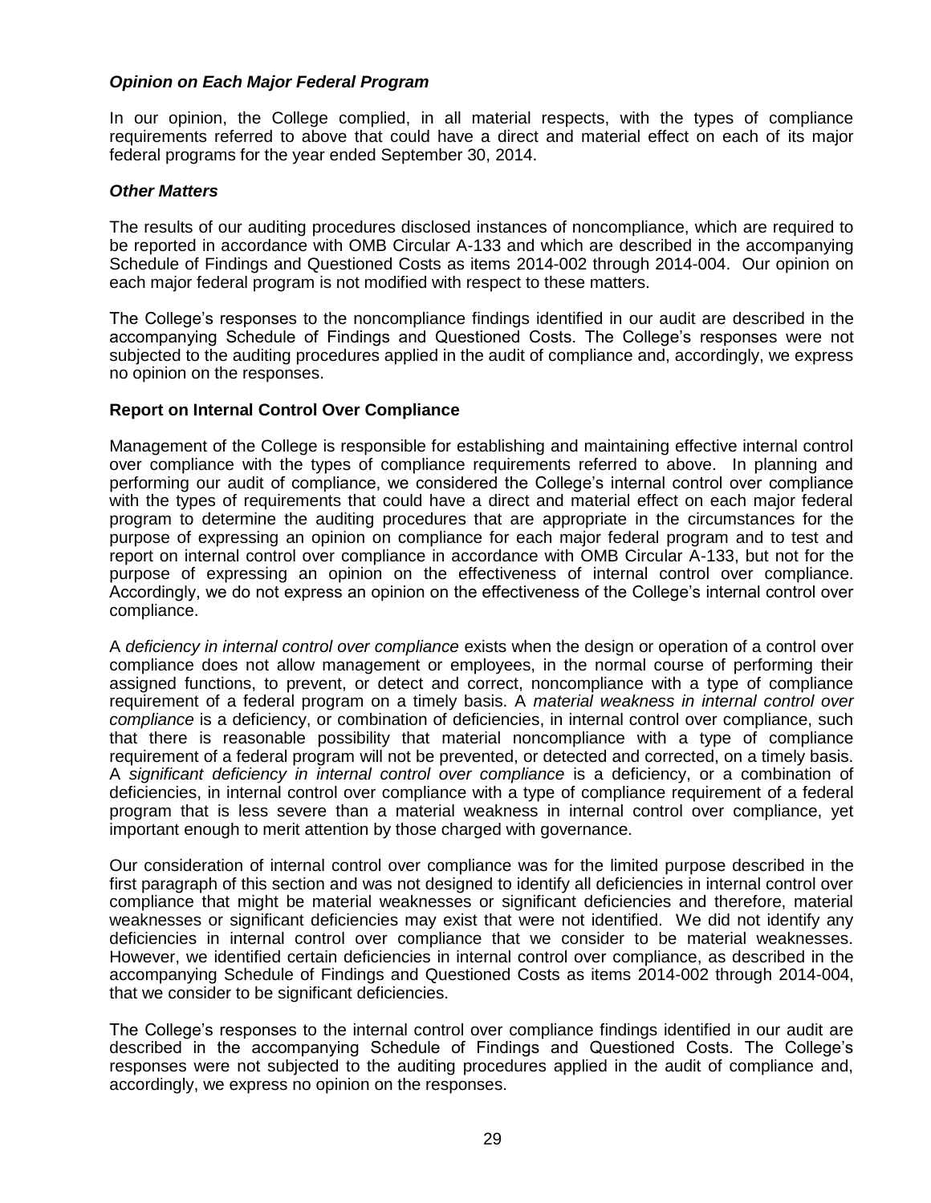### *Opinion on Each Major Federal Program*

In our opinion, the College complied, in all material respects, with the types of compliance requirements referred to above that could have a direct and material effect on each of its major federal programs for the year ended September 30, 2014.

### *Other Matters*

The results of our auditing procedures disclosed instances of noncompliance, which are required to be reported in accordance with OMB Circular A-133 and which are described in the accompanying Schedule of Findings and Questioned Costs as items 2014-002 through 2014-004. Our opinion on each major federal program is not modified with respect to these matters.

The College's responses to the noncompliance findings identified in our audit are described in the accompanying Schedule of Findings and Questioned Costs. The College's responses were not subjected to the auditing procedures applied in the audit of compliance and, accordingly, we express no opinion on the responses.

## **Report on Internal Control Over Compliance**

Management of the College is responsible for establishing and maintaining effective internal control over compliance with the types of compliance requirements referred to above. In planning and performing our audit of compliance, we considered the College's internal control over compliance with the types of requirements that could have a direct and material effect on each major federal program to determine the auditing procedures that are appropriate in the circumstances for the purpose of expressing an opinion on compliance for each major federal program and to test and report on internal control over compliance in accordance with OMB Circular A-133, but not for the purpose of expressing an opinion on the effectiveness of internal control over compliance. Accordingly, we do not express an opinion on the effectiveness of the College's internal control over compliance.

A *deficiency in internal control over compliance* exists when the design or operation of a control over compliance does not allow management or employees, in the normal course of performing their assigned functions, to prevent, or detect and correct, noncompliance with a type of compliance requirement of a federal program on a timely basis. A *material weakness in internal control over compliance* is a deficiency, or combination of deficiencies, in internal control over compliance, such that there is reasonable possibility that material noncompliance with a type of compliance requirement of a federal program will not be prevented, or detected and corrected, on a timely basis. A *significant deficiency in internal control over compliance* is a deficiency, or a combination of deficiencies, in internal control over compliance with a type of compliance requirement of a federal program that is less severe than a material weakness in internal control over compliance, yet important enough to merit attention by those charged with governance.

Our consideration of internal control over compliance was for the limited purpose described in the first paragraph of this section and was not designed to identify all deficiencies in internal control over compliance that might be material weaknesses or significant deficiencies and therefore, material weaknesses or significant deficiencies may exist that were not identified. We did not identify any deficiencies in internal control over compliance that we consider to be material weaknesses. However, we identified certain deficiencies in internal control over compliance, as described in the accompanying Schedule of Findings and Questioned Costs as items 2014-002 through 2014-004, that we consider to be significant deficiencies.

The College's responses to the internal control over compliance findings identified in our audit are described in the accompanying Schedule of Findings and Questioned Costs. The College's responses were not subjected to the auditing procedures applied in the audit of compliance and, accordingly, we express no opinion on the responses.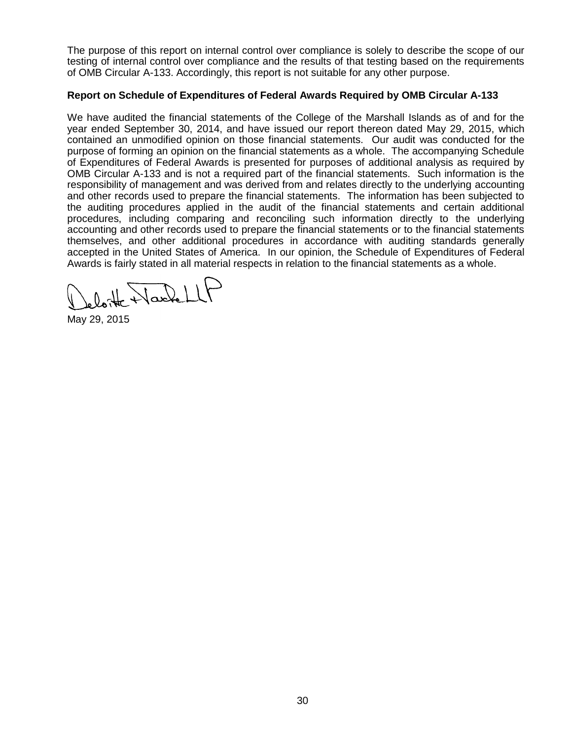The purpose of this report on internal control over compliance is solely to describe the scope of our testing of internal control over compliance and the results of that testing based on the requirements of OMB Circular A-133. Accordingly, this report is not suitable for any other purpose.

**Report on Schedule of Expenditures of Federal Awards Required by OMB Circular A-133**

We have audited the financial statements of the College of the Marshall Islands as of and for the year ended September 30, 2014, and have issued our report thereon dated May 29, 2015, which contained an unmodified opinion on those financial statements. Our audit was conducted for the purpose of forming an opinion on the financial statements as a whole. The accompanying Schedule of Expenditures of Federal Awards is presented for purposes of additional analysis as required by OMB Circular A-133 and is not a required part of the financial statements. Such information is the responsibility of management and was derived from and relates directly to the underlying accounting and other records used to prepare the financial statements. The information has been subjected to the auditing procedures applied in the audit of the financial statements and certain additional procedures, including comparing and reconciling such information directly to the underlying accounting and other records used to prepare the financial statements or to the financial statements themselves, and other additional procedures in accordance with auditing standards generally accepted in the United States of America. In our opinion, the Schedule of Expenditures of Federal Awards is fairly stated in all material respects in relation to the financial statements as a whole.

Deloitte & Touche LLP

May 29, 2015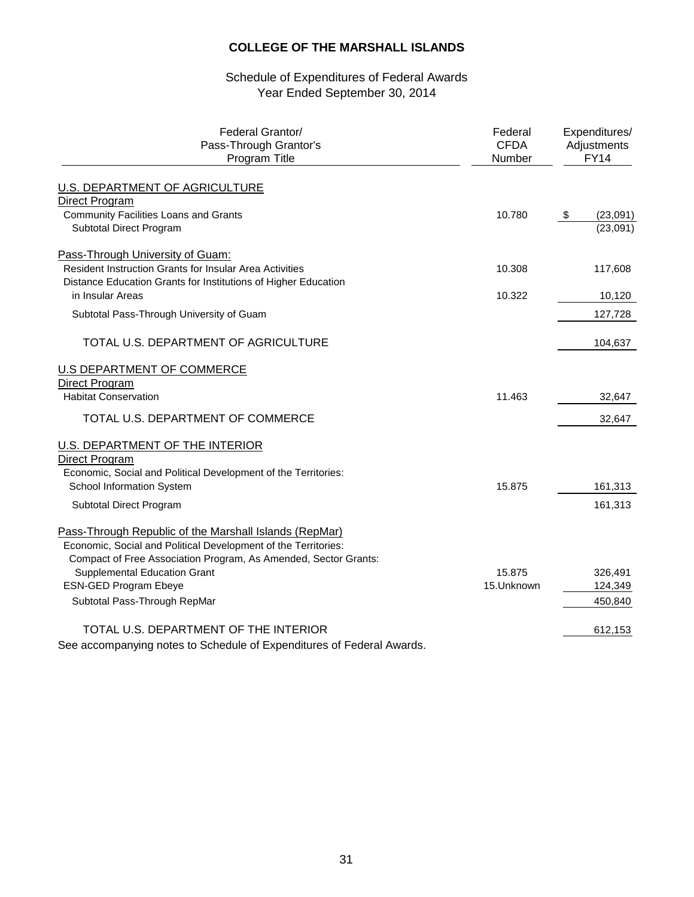# COLLEGE OF THE MARSHALL ISLANDS

## Schedule of Expenditures of Federal Awards
### Year Ended September 30, 2014

| Federal Grantor/ Pass-Through Grantor's Program Title | Federal CFDA Number | Expenditures/ Adjustments FY14 |
|---|---|---|
| U.S. DEPARTMENT OF AGRICULTURE | | |
| Direct Program | | |
| Community Facilities Loans and Grants | 10.780 | $ (23,091) |
| Subtotal Direct Program | | (23,091) |
| Pass-Through University of Guam: | | |
| Resident Instruction Grants for Insular Area Activities | 10.308 | 117,608 |
| Distance Education Grants for Institutions of Higher Education in Insular Areas | 10.322 | 10,120 |
| Subtotal Pass-Through University of Guam | | 127,728 |
| TOTAL U.S. DEPARTMENT OF AGRICULTURE | | 104,637 |
| U.S DEPARTMENT OF COMMERCE | | |
| Direct Program | | |
| Habitat Conservation | 11.463 | 32,647 |
| TOTAL U.S. DEPARTMENT OF COMMERCE | | 32,647 |
| U.S. DEPARTMENT OF THE INTERIOR | | |
| Direct Program | | |
| Economic, Social and Political Development of the Territories: | | |
| School Information System | 15.875 | 161,313 |
| Subtotal Direct Program | | 161,313 |
| Pass-Through Republic of the Marshall Islands (RepMar) | | |
| Economic, Social and Political Development of the Territories: | | |
| Compact of Free Association Program, As Amended, Sector Grants: | | |
| Supplemental Education Grant | 15.875 | 326,491 |
| ESN-GED Program Ebeye | 15.Unknown | 124,349 |
| Subtotal Pass-Through RepMar | | 450,840 |
| TOTAL U.S. DEPARTMENT OF THE INTERIOR | | 612,153 |

See accompanying notes to Schedule of Expenditures of Federal Awards.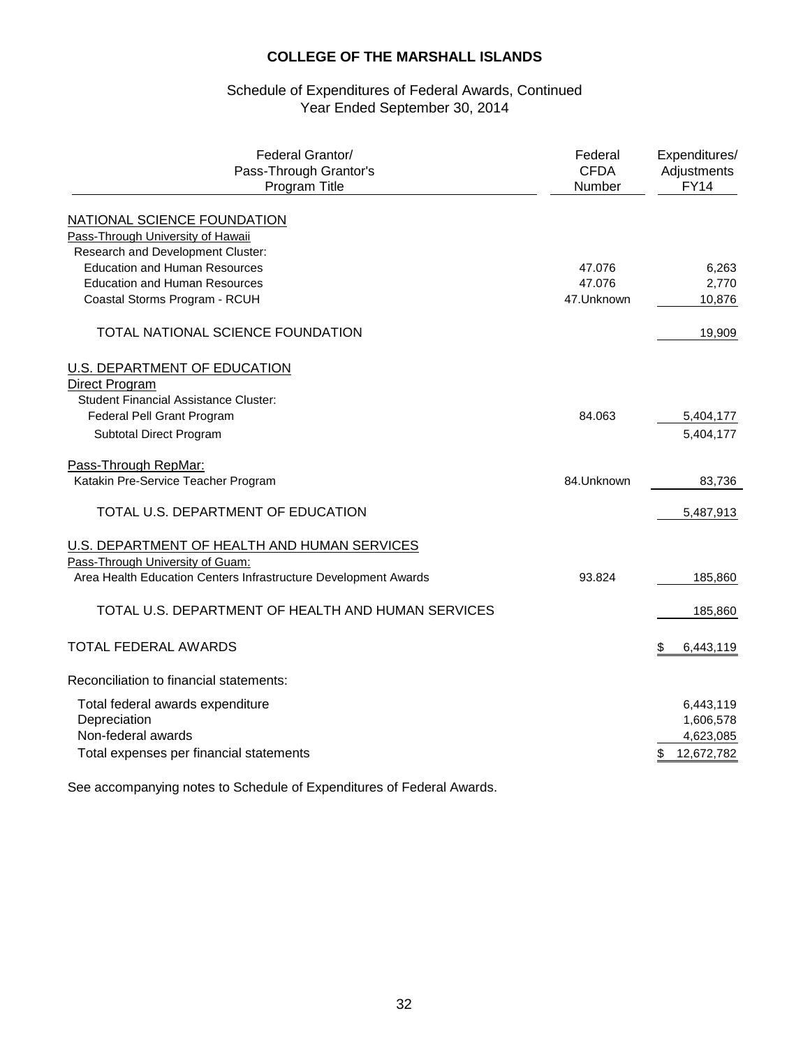# COLLEGE OF THE MARSHALL ISLANDS

## Schedule of Expenditures of Federal Awards, Continued
## Year Ended September 30, 2014

| Federal Grantor/ Pass-Through Grantor's Program Title | Federal CFDA Number | Expenditures/ Adjustments FY14 |
|---|---|---|
| NATIONAL SCIENCE FOUNDATION | | |
| Pass-Through University of Hawaii | | |
| Research and Development Cluster: | | |
| Education and Human Resources | 47.076 | 6,263 |
| Education and Human Resources | 47.076 | 2,770 |
| Coastal Storms Program - RCUH | 47.Unknown | 10,876 |
| TOTAL NATIONAL SCIENCE FOUNDATION | | 19,909 |
| U.S. DEPARTMENT OF EDUCATION | | |
| Direct Program | | |
| Student Financial Assistance Cluster: | | |
| Federal Pell Grant Program | 84.063 | 5,404,177 |
| Subtotal Direct Program | | 5,404,177 |
| Pass-Through RepMar: | | |
| Katakin Pre-Service Teacher Program | 84.Unknown | 83,736 |
| TOTAL U.S. DEPARTMENT OF EDUCATION | | 5,487,913 |
| U.S. DEPARTMENT OF HEALTH AND HUMAN SERVICES | | |
| Pass-Through University of Guam: | | |
| Area Health Education Centers Infrastructure Development Awards | 93.824 | 185,860 |
| TOTAL U.S. DEPARTMENT OF HEALTH AND HUMAN SERVICES | | 185,860 |
| TOTAL FEDERAL AWARDS | | $ 6,443,119 |
| Reconciliation to financial statements: | | |
| Total federal awards expenditure | | 6,443,119 |
| Depreciation | | 1,606,578 |
| Non-federal awards | | 4,623,085 |
| Total expenses per financial statements | | $ 12,672,782 |

See accompanying notes to Schedule of Expenditures of Federal Awards.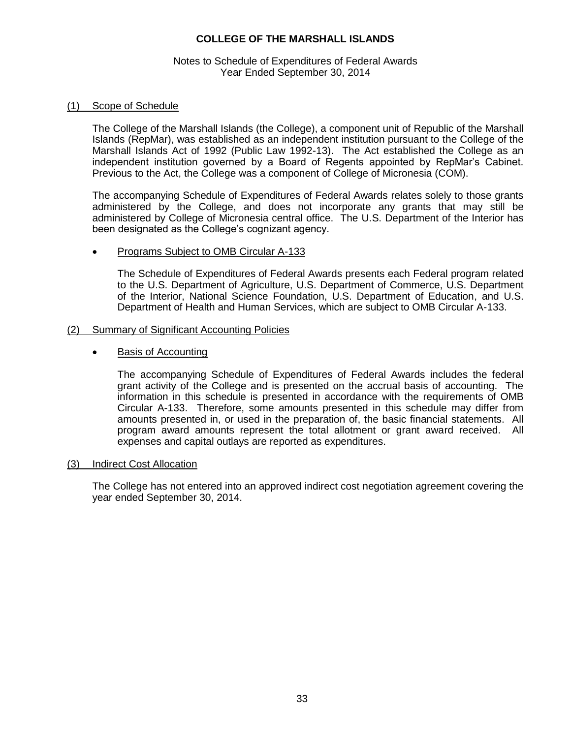# COLLEGE OF THE MARSHALL ISLANDS

Notes to Schedule of Expenditures of Federal Awards
Year Ended September 30, 2014

## (1) Scope of Schedule

The College of the Marshall Islands (the College), a component unit of Republic of the Marshall Islands (RepMar), was established as an independent institution pursuant to the College of the Marshall Islands Act of 1992 (Public Law 1992-13). The Act established the College as an independent institution governed by a Board of Regents appointed by RepMar's Cabinet. Previous to the Act, the College was a component of College of Micronesia (COM).

The accompanying Schedule of Expenditures of Federal Awards relates solely to those grants administered by the College, and does not incorporate any grants that may still be administered by College of Micronesia central office. The U.S. Department of the Interior has been designated as the College's cognizant agency.

- Programs Subject to OMB Circular A-133

  The Schedule of Expenditures of Federal Awards presents each Federal program related to the U.S. Department of Agriculture, U.S. Department of Commerce, U.S. Department of the Interior, National Science Foundation, U.S. Department of Education, and U.S. Department of Health and Human Services, which are subject to OMB Circular A-133.

## (2) Summary of Significant Accounting Policies

- Basis of Accounting

  The accompanying Schedule of Expenditures of Federal Awards includes the federal grant activity of the College and is presented on the accrual basis of accounting. The information in this schedule is presented in accordance with the requirements of OMB Circular A-133. Therefore, some amounts presented in this schedule may differ from amounts presented in, or used in the preparation of, the basic financial statements. All program award amounts represent the total allotment or grant award received. All expenses and capital outlays are reported as expenditures.

## (3) Indirect Cost Allocation

The College has not entered into an approved indirect cost negotiation agreement covering the year ended September 30, 2014.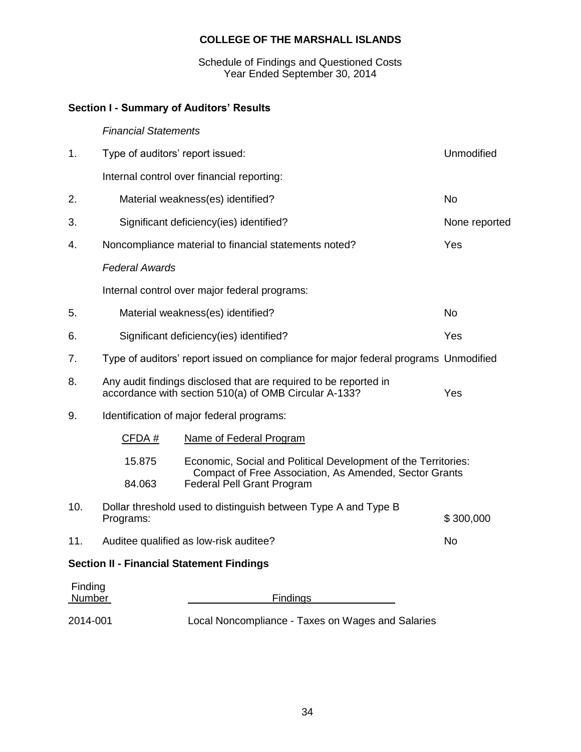**COLLEGE OF THE MARSHALL ISLANDS**

Schedule of Findings and Questioned Costs
Year Ended September 30, 2014

## Section I - Summary of Auditors' Results

*Financial Statements*

| | | |
|---|---|---|
| 1. | Type of auditors' report issued: | Unmodified |
| | Internal control over financial reporting: | |
| 2. | Material weakness(es) identified? | No |
| 3. | Significant deficiency(ies) identified? | None reported |
| 4. | Noncompliance material to financial statements noted? | Yes |

*Federal Awards*

| | | |
|---|---|---|
| | Internal control over major federal programs: | |
| 5. | Material weakness(es) identified? | No |
| 6. | Significant deficiency(ies) identified? | Yes |
| 7. | Type of auditors' report issued on compliance for major federal programs | Unmodified |
| 8. | Any audit findings disclosed that are required to be reported in accordance with section 510(a) of OMB Circular A-133? | Yes |
| 9. | Identification of major federal programs: | |

| CFDA # | Name of Federal Program |
|---|---|
| 15.875 | Economic, Social and Political Development of the Territories: Compact of Free Association, As Amended, Sector Grants |
| 84.063 | Federal Pell Grant Program |

| | | |
|---|---|---|
| 10. | Dollar threshold used to distinguish between Type A and Type B Programs: | $ 300,000 |
| 11. | Auditee qualified as low-risk auditee? | No |

## Section II - Financial Statement Findings

| Finding Number | Findings |
|---|---|
| 2014-001 | Local Noncompliance - Taxes on Wages and Salaries |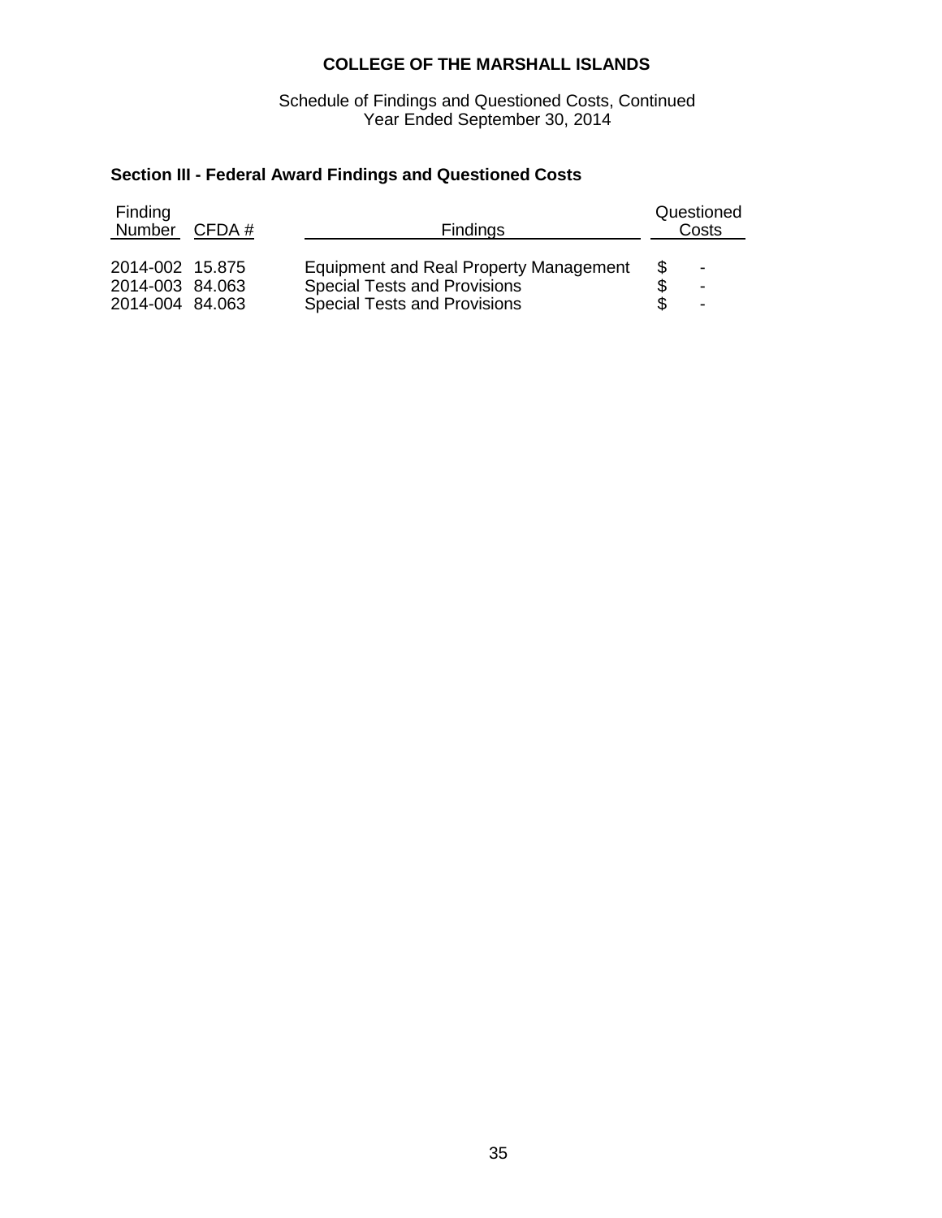**COLLEGE OF THE MARSHALL ISLANDS**

Schedule of Findings and Questioned Costs, Continued
Year Ended September 30, 2014

## Section III - Federal Award Findings and Questioned Costs

| Finding Number | CFDA # | Findings | Questioned Costs |
|---|---|---|---|
| 2014-002 | 15.875 | Equipment and Real Property Management | $ - |
| 2014-003 | 84.063 | Special Tests and Provisions | $ - |
| 2014-004 | 84.063 | Special Tests and Provisions | $ - |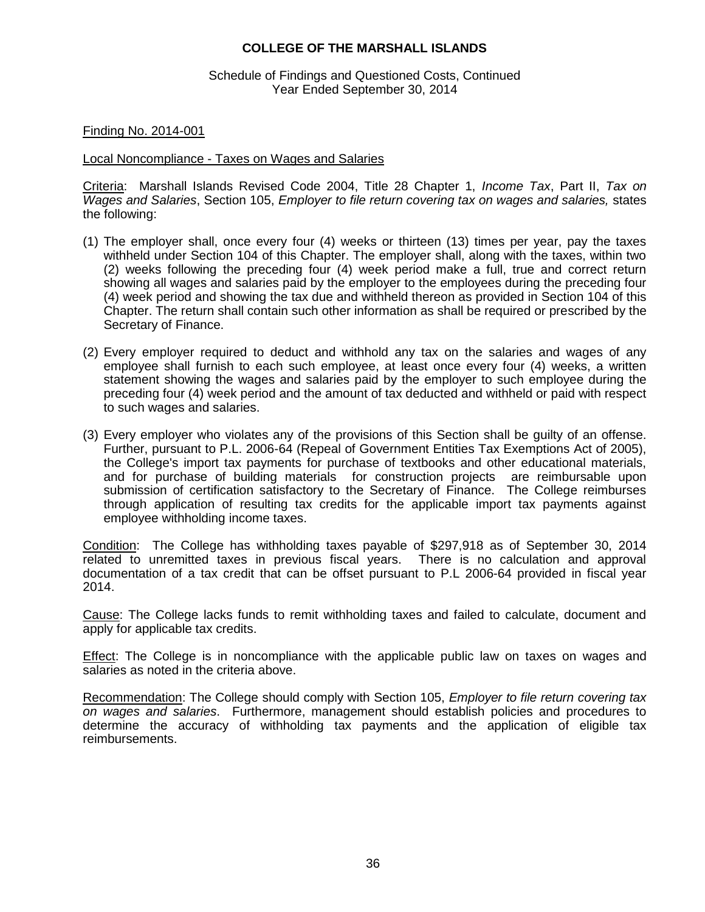**COLLEGE OF THE MARSHALL ISLANDS**

Schedule of Findings and Questioned Costs, Continued
Year Ended September 30, 2014

Finding No. 2014-001

Local Noncompliance - Taxes on Wages and Salaries

Criteria: Marshall Islands Revised Code 2004, Title 28 Chapter 1, *Income Tax*, Part II, *Tax on Wages and Salaries*, Section 105, *Employer to file return covering tax on wages and salaries,* states the following:

(1) The employer shall, once every four (4) weeks or thirteen (13) times per year, pay the taxes withheld under Section 104 of this Chapter. The employer shall, along with the taxes, within two (2) weeks following the preceding four (4) week period make a full, true and correct return showing all wages and salaries paid by the employer to the employees during the preceding four (4) week period and showing the tax due and withheld thereon as provided in Section 104 of this Chapter. The return shall contain such other information as shall be required or prescribed by the Secretary of Finance.

(2) Every employer required to deduct and withhold any tax on the salaries and wages of any employee shall furnish to each such employee, at least once every four (4) weeks, a written statement showing the wages and salaries paid by the employer to such employee during the preceding four (4) week period and the amount of tax deducted and withheld or paid with respect to such wages and salaries.

(3) Every employer who violates any of the provisions of this Section shall be guilty of an offense. Further, pursuant to P.L. 2006-64 (Repeal of Government Entities Tax Exemptions Act of 2005), the College's import tax payments for purchase of textbooks and other educational materials, and for purchase of building materials for construction projects are reimbursable upon submission of certification satisfactory to the Secretary of Finance. The College reimburses through application of resulting tax credits for the applicable import tax payments against employee withholding income taxes.

Condition: The College has withholding taxes payable of $297,918 as of September 30, 2014 related to unremitted taxes in previous fiscal years. There is no calculation and approval documentation of a tax credit that can be offset pursuant to P.L 2006-64 provided in fiscal year 2014.

Cause: The College lacks funds to remit withholding taxes and failed to calculate, document and apply for applicable tax credits.

Effect: The College is in noncompliance with the applicable public law on taxes on wages and salaries as noted in the criteria above.

Recommendation: The College should comply with Section 105, *Employer to file return covering tax on wages and salaries*. Furthermore, management should establish policies and procedures to determine the accuracy of withholding tax payments and the application of eligible tax reimbursements.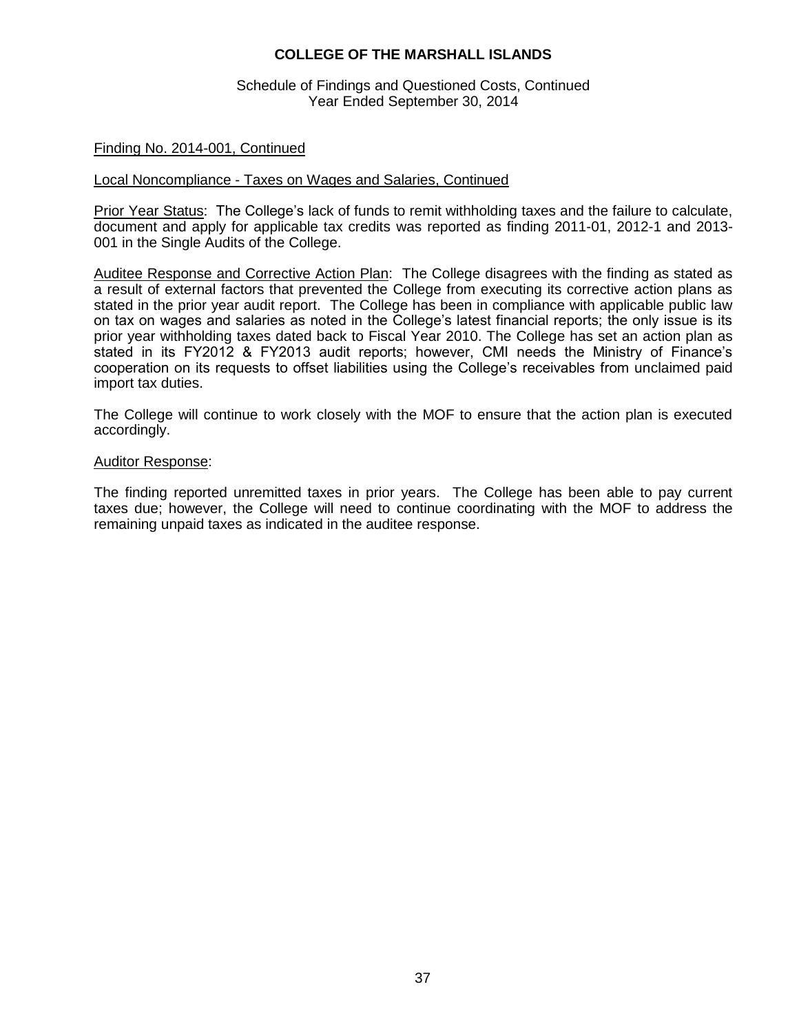Finding No. 2014-001, Continued

Local Noncompliance - Taxes on Wages and Salaries, Continued

Prior Year Status: The College's lack of funds to remit withholding taxes and the failure to calculate, document and apply for applicable tax credits was reported as finding 2011-01, 2012-1 and 2013-001 in the Single Audits of the College.

Auditee Response and Corrective Action Plan: The College disagrees with the finding as stated as a result of external factors that prevented the College from executing its corrective action plans as stated in the prior year audit report. The College has been in compliance with applicable public law on tax on wages and salaries as noted in the College's latest financial reports; the only issue is its prior year withholding taxes dated back to Fiscal Year 2010. The College has set an action plan as stated in its FY2012 & FY2013 audit reports; however, CMI needs the Ministry of Finance's cooperation on its requests to offset liabilities using the College's receivables from unclaimed paid import tax duties.

The College will continue to work closely with the MOF to ensure that the action plan is executed accordingly.

Auditor Response:

The finding reported unremitted taxes in prior years. The College has been able to pay current taxes due; however, the College will need to continue coordinating with the MOF to address the remaining unpaid taxes as indicated in the auditee response.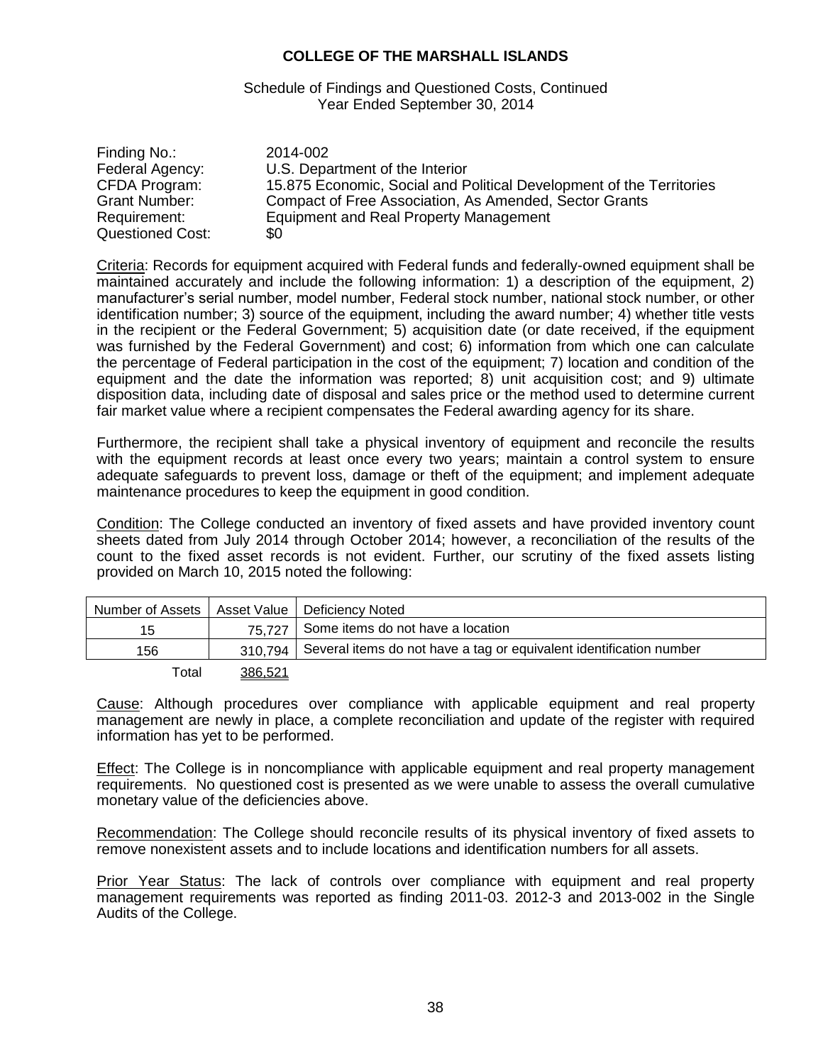**COLLEGE OF THE MARSHALL ISLANDS**

Schedule of Findings and Questioned Costs, Continued
Year Ended September 30, 2014

Finding No.: 2014-002
Federal Agency: U.S. Department of the Interior
CFDA Program: 15.875 Economic, Social and Political Development of the Territories
Grant Number: Compact of Free Association, As Amended, Sector Grants
Requirement: Equipment and Real Property Management
Questioned Cost: $0

Criteria: Records for equipment acquired with Federal funds and federally-owned equipment shall be maintained accurately and include the following information: 1) a description of the equipment, 2) manufacturer's serial number, model number, Federal stock number, national stock number, or other identification number; 3) source of the equipment, including the award number; 4) whether title vests in the recipient or the Federal Government; 5) acquisition date (or date received, if the equipment was furnished by the Federal Government) and cost; 6) information from which one can calculate the percentage of Federal participation in the cost of the equipment; 7) location and condition of the equipment and the date the information was reported; 8) unit acquisition cost; and 9) ultimate disposition data, including date of disposal and sales price or the method used to determine current fair market value where a recipient compensates the Federal awarding agency for its share.

Furthermore, the recipient shall take a physical inventory of equipment and reconcile the results with the equipment records at least once every two years; maintain a control system to ensure adequate safeguards to prevent loss, damage or theft of the equipment; and implement adequate maintenance procedures to keep the equipment in good condition.

Condition: The College conducted an inventory of fixed assets and have provided inventory count sheets dated from July 2014 through October 2014; however, a reconciliation of the results of the count to the fixed asset records is not evident. Further, our scrutiny of the fixed assets listing provided on March 10, 2015 noted the following:

| Number of Assets | Asset Value | Deficiency Noted |
|---|---|---|
| 15 | 75,727 | Some items do not have a location |
| 156 | 310,794 | Several items do not have a tag or equivalent identification number |
| Total | 386,521 | |

Cause: Although procedures over compliance with applicable equipment and real property management are newly in place, a complete reconciliation and update of the register with required information has yet to be performed.

Effect: The College is in noncompliance with applicable equipment and real property management requirements. No questioned cost is presented as we were unable to assess the overall cumulative monetary value of the deficiencies above.

Recommendation: The College should reconcile results of its physical inventory of fixed assets to remove nonexistent assets and to include locations and identification numbers for all assets.

Prior Year Status: The lack of controls over compliance with equipment and real property management requirements was reported as finding 2011-03. 2012-3 and 2013-002 in the Single Audits of the College.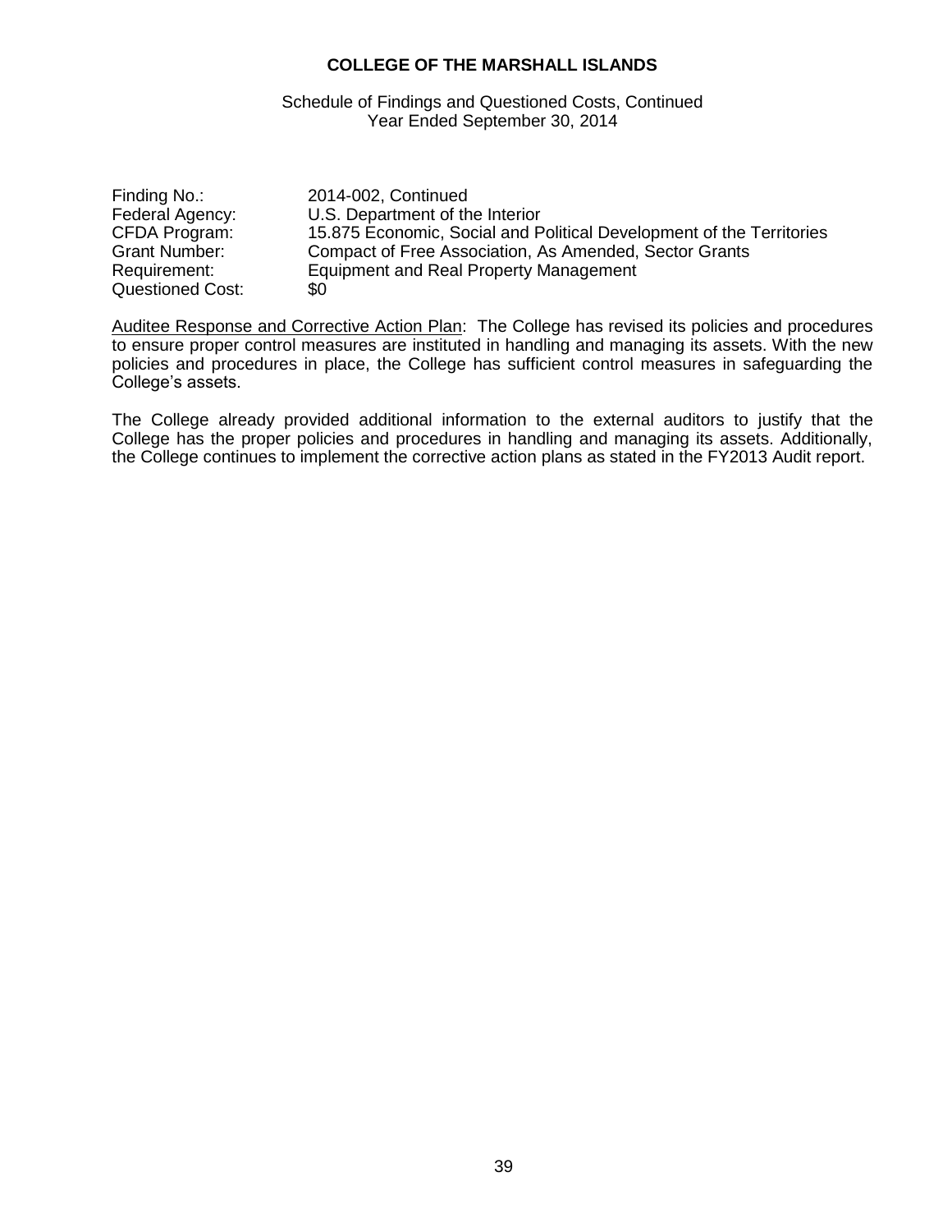# COLLEGE OF THE MARSHALL ISLANDS

Schedule of Findings and Questioned Costs, Continued
Year Ended September 30, 2014

| | |
|---|---|
| Finding No.: | 2014-002, Continued |
| Federal Agency: | U.S. Department of the Interior |
| CFDA Program: | 15.875 Economic, Social and Political Development of the Territories |
| Grant Number: | Compact of Free Association, As Amended, Sector Grants |
| Requirement: | Equipment and Real Property Management |
| Questioned Cost: | $0 |

Auditee Response and Corrective Action Plan: The College has revised its policies and procedures to ensure proper control measures are instituted in handling and managing its assets. With the new policies and procedures in place, the College has sufficient control measures in safeguarding the College's assets.

The College already provided additional information to the external auditors to justify that the College has the proper policies and procedures in handling and managing its assets. Additionally, the College continues to implement the corrective action plans as stated in the FY2013 Audit report.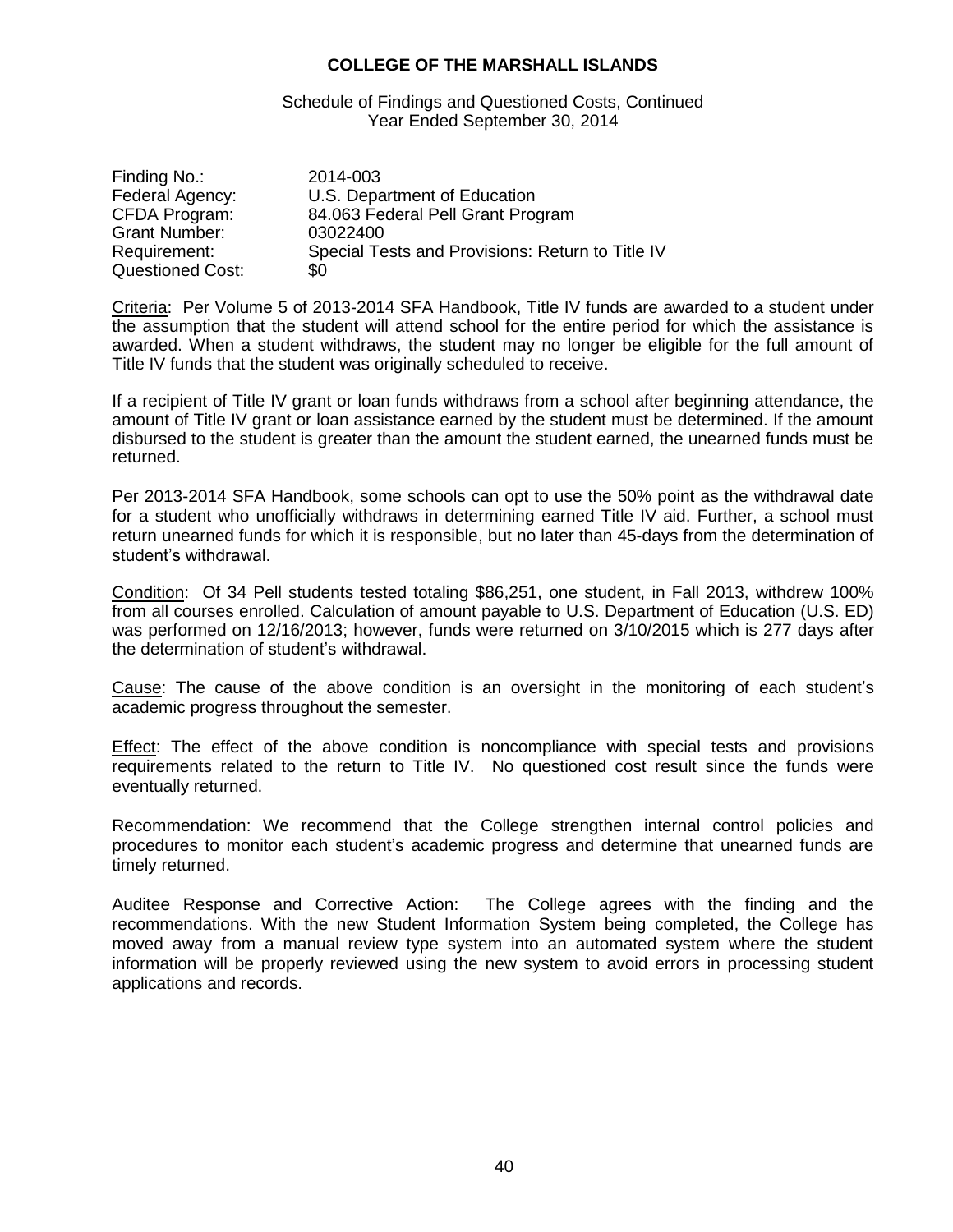**COLLEGE OF THE MARSHALL ISLANDS**

Schedule of Findings and Questioned Costs, Continued
Year Ended September 30, 2014

| | |
|---|---|
| Finding No.: | 2014-003 |
| Federal Agency: | U.S. Department of Education |
| CFDA Program: | 84.063 Federal Pell Grant Program |
| Grant Number: | 03022400 |
| Requirement: | Special Tests and Provisions: Return to Title IV |
| Questioned Cost: | $0 |

Criteria: Per Volume 5 of 2013-2014 SFA Handbook, Title IV funds are awarded to a student under the assumption that the student will attend school for the entire period for which the assistance is awarded. When a student withdraws, the student may no longer be eligible for the full amount of Title IV funds that the student was originally scheduled to receive.

If a recipient of Title IV grant or loan funds withdraws from a school after beginning attendance, the amount of Title IV grant or loan assistance earned by the student must be determined. If the amount disbursed to the student is greater than the amount the student earned, the unearned funds must be returned.

Per 2013-2014 SFA Handbook, some schools can opt to use the 50% point as the withdrawal date for a student who unofficially withdraws in determining earned Title IV aid. Further, a school must return unearned funds for which it is responsible, but no later than 45-days from the determination of student's withdrawal.

Condition: Of 34 Pell students tested totaling $86,251, one student, in Fall 2013, withdrew 100% from all courses enrolled. Calculation of amount payable to U.S. Department of Education (U.S. ED) was performed on 12/16/2013; however, funds were returned on 3/10/2015 which is 277 days after the determination of student's withdrawal.

Cause: The cause of the above condition is an oversight in the monitoring of each student's academic progress throughout the semester.

Effect: The effect of the above condition is noncompliance with special tests and provisions requirements related to the return to Title IV. No questioned cost result since the funds were eventually returned.

Recommendation: We recommend that the College strengthen internal control policies and procedures to monitor each student's academic progress and determine that unearned funds are timely returned.

Auditee Response and Corrective Action: The College agrees with the finding and the recommendations. With the new Student Information System being completed, the College has moved away from a manual review type system into an automated system where the student information will be properly reviewed using the new system to avoid errors in processing student applications and records.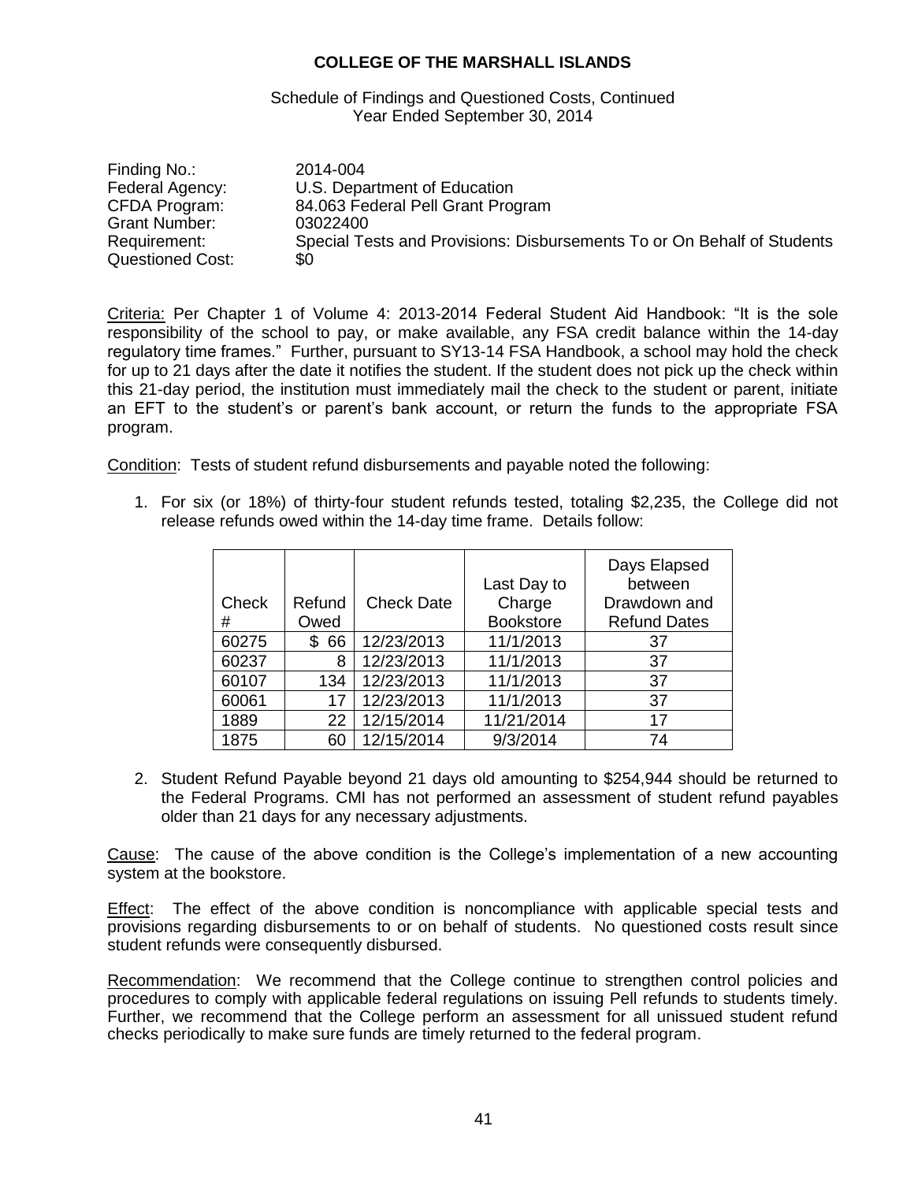**COLLEGE OF THE MARSHALL ISLANDS**

Schedule of Findings and Questioned Costs, Continued
Year Ended September 30, 2014

| | |
|---|---|
| Finding No.: | 2014-004 |
| Federal Agency: | U.S. Department of Education |
| CFDA Program: | 84.063 Federal Pell Grant Program |
| Grant Number: | 03022400 |
| Requirement: | Special Tests and Provisions: Disbursements To or On Behalf of Students |
| Questioned Cost: | $0 |

Criteria: Per Chapter 1 of Volume 4: 2013-2014 Federal Student Aid Handbook: "It is the sole responsibility of the school to pay, or make available, any FSA credit balance within the 14-day regulatory time frames." Further, pursuant to SY13-14 FSA Handbook, a school may hold the check for up to 21 days after the date it notifies the student. If the student does not pick up the check within this 21-day period, the institution must immediately mail the check to the student or parent, initiate an EFT to the student's or parent's bank account, or return the funds to the appropriate FSA program.

Condition: Tests of student refund disbursements and payable noted the following:

1. For six (or 18%) of thirty-four student refunds tested, totaling $2,235, the College did not release refunds owed within the 14-day time frame. Details follow:

| Check # | Refund Owed | Check Date | Last Day to Charge Bookstore | Days Elapsed between Drawdown and Refund Dates |
|---|---|---|---|---|
| 60275 | $ 66 | 12/23/2013 | 11/1/2013 | 37 |
| 60237 | 8 | 12/23/2013 | 11/1/2013 | 37 |
| 60107 | 134 | 12/23/2013 | 11/1/2013 | 37 |
| 60061 | 17 | 12/23/2013 | 11/1/2013 | 37 |
| 1889 | 22 | 12/15/2014 | 11/21/2014 | 17 |
| 1875 | 60 | 12/15/2014 | 9/3/2014 | 74 |

2. Student Refund Payable beyond 21 days old amounting to $254,944 should be returned to the Federal Programs. CMI has not performed an assessment of student refund payables older than 21 days for any necessary adjustments.

Cause: The cause of the above condition is the College's implementation of a new accounting system at the bookstore.

Effect: The effect of the above condition is noncompliance with applicable special tests and provisions regarding disbursements to or on behalf of students. No questioned costs result since student refunds were consequently disbursed.

Recommendation: We recommend that the College continue to strengthen control policies and procedures to comply with applicable federal regulations on issuing Pell refunds to students timely. Further, we recommend that the College perform an assessment for all unissued student refund checks periodically to make sure funds are timely returned to the federal program.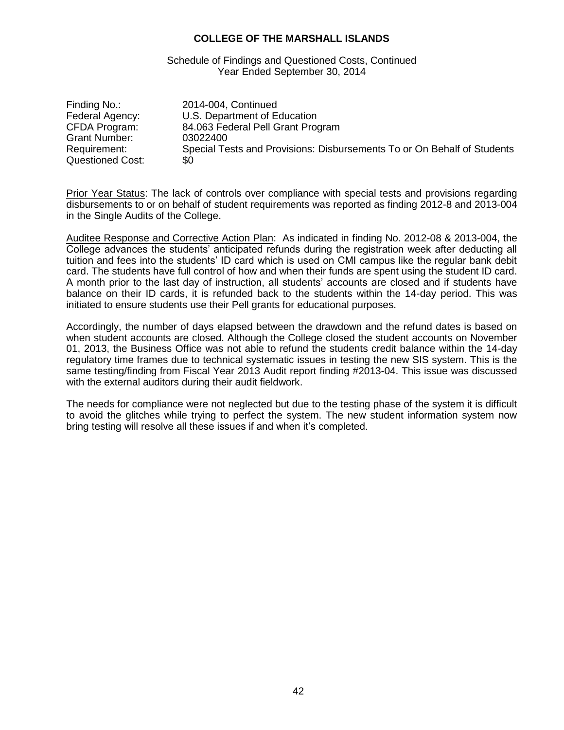**COLLEGE OF THE MARSHALL ISLANDS**

Schedule of Findings and Questioned Costs, Continued
Year Ended September 30, 2014

| | |
|---|---|
| Finding No.: | 2014-004, Continued |
| Federal Agency: | U.S. Department of Education |
| CFDA Program: | 84.063 Federal Pell Grant Program |
| Grant Number: | 03022400 |
| Requirement: | Special Tests and Provisions: Disbursements To or On Behalf of Students |
| Questioned Cost: | $0 |

Prior Year Status: The lack of controls over compliance with special tests and provisions regarding disbursements to or on behalf of student requirements was reported as finding 2012-8 and 2013-004 in the Single Audits of the College.

Auditee Response and Corrective Action Plan: As indicated in finding No. 2012-08 & 2013-004, the College advances the students' anticipated refunds during the registration week after deducting all tuition and fees into the students' ID card which is used on CMI campus like the regular bank debit card. The students have full control of how and when their funds are spent using the student ID card. A month prior to the last day of instruction, all students' accounts are closed and if students have balance on their ID cards, it is refunded back to the students within the 14-day period. This was initiated to ensure students use their Pell grants for educational purposes.

Accordingly, the number of days elapsed between the drawdown and the refund dates is based on when student accounts are closed. Although the College closed the student accounts on November 01, 2013, the Business Office was not able to refund the students credit balance within the 14-day regulatory time frames due to technical systematic issues in testing the new SIS system. This is the same testing/finding from Fiscal Year 2013 Audit report finding #2013-04. This issue was discussed with the external auditors during their audit fieldwork.

The needs for compliance were not neglected but due to the testing phase of the system it is difficult to avoid the glitches while trying to perfect the system. The new student information system now bring testing will resolve all these issues if and when it's completed.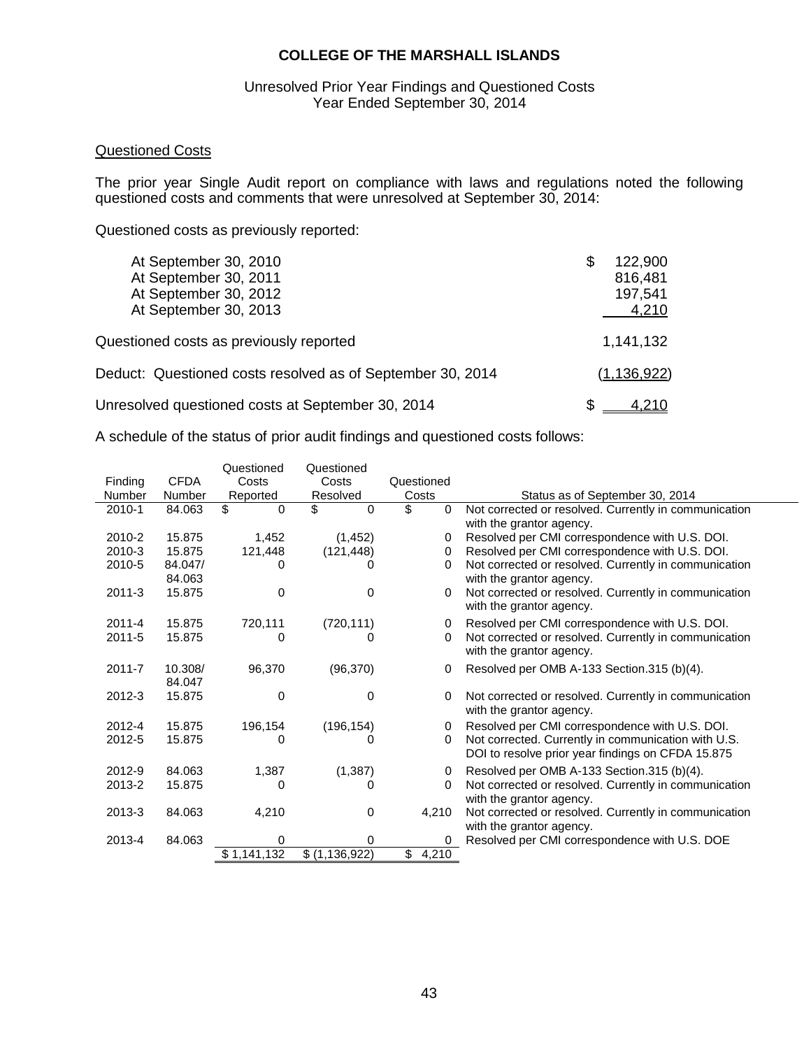**COLLEGE OF THE MARSHALL ISLANDS**

Unresolved Prior Year Findings and Questioned Costs
Year Ended September 30, 2014

Questioned Costs

The prior year Single Audit report on compliance with laws and regulations noted the following questioned costs and comments that were unresolved at September 30, 2014:

Questioned costs as previously reported:

| | |
|---|---|
| At September 30, 2010 | $ 122,900 |
| At September 30, 2011 | 816,481 |
| At September 30, 2012 | 197,541 |
| At September 30, 2013 | 4,210 |
| Questioned costs as previously reported | 1,141,132 |
| Deduct: Questioned costs resolved as of September 30, 2014 | (1,136,922) |
| Unresolved questioned costs at September 30, 2014 | $ 4,210 |

A schedule of the status of prior audit findings and questioned costs follows:

| Finding Number | CFDA Number | Questioned Costs Reported | Questioned Costs Resolved | Questioned Costs | Status as of September 30, 2014 |
|---|---|---|---|---|---|
| 2010-1 | 84.063 | $ 0 | $ 0 | $ 0 | Not corrected or resolved. Currently in communication with the grantor agency. |
| 2010-2 | 15.875 | 1,452 | (1,452) | 0 | Resolved per CMI correspondence with U.S. DOI. |
| 2010-3 | 15.875 | 121,448 | (121,448) | 0 | Resolved per CMI correspondence with U.S. DOI. |
| 2010-5 | 84.047/ 84.063 | 0 | 0 | 0 | Not corrected or resolved. Currently in communication with the grantor agency. |
| 2011-3 | 15.875 | 0 | 0 | 0 | Not corrected or resolved. Currently in communication with the grantor agency. |
| 2011-4 | 15.875 | 720,111 | (720,111) | 0 | Resolved per CMI correspondence with U.S. DOI. |
| 2011-5 | 15.875 | 0 | 0 | 0 | Not corrected or resolved. Currently in communication with the grantor agency. |
| 2011-7 | 10.308/ 84.047 | 96,370 | (96,370) | 0 | Resolved per OMB A-133 Section.315 (b)(4). |
| 2012-3 | 15.875 | 0 | 0 | 0 | Not corrected or resolved. Currently in communication with the grantor agency. |
| 2012-4 | 15.875 | 196,154 | (196,154) | 0 | Resolved per CMI correspondence with U.S. DOI. |
| 2012-5 | 15.875 | 0 | 0 | 0 | Not corrected. Currently in communication with U.S. DOI to resolve prior year findings on CFDA 15.875 |
| 2012-9 | 84.063 | 1,387 | (1,387) | 0 | Resolved per OMB A-133 Section.315 (b)(4). |
| 2013-2 | 15.875 | 0 | 0 | 0 | Not corrected or resolved. Currently in communication with the grantor agency. |
| 2013-3 | 84.063 | 4,210 | 0 | 4,210 | Not corrected or resolved. Currently in communication with the grantor agency. |
| 2013-4 | 84.063 | 0 | 0 | 0 | Resolved per CMI correspondence with U.S. DOE |
| | | $ 1,141,132 | $ (1,136,922) | $ 4,210 | |